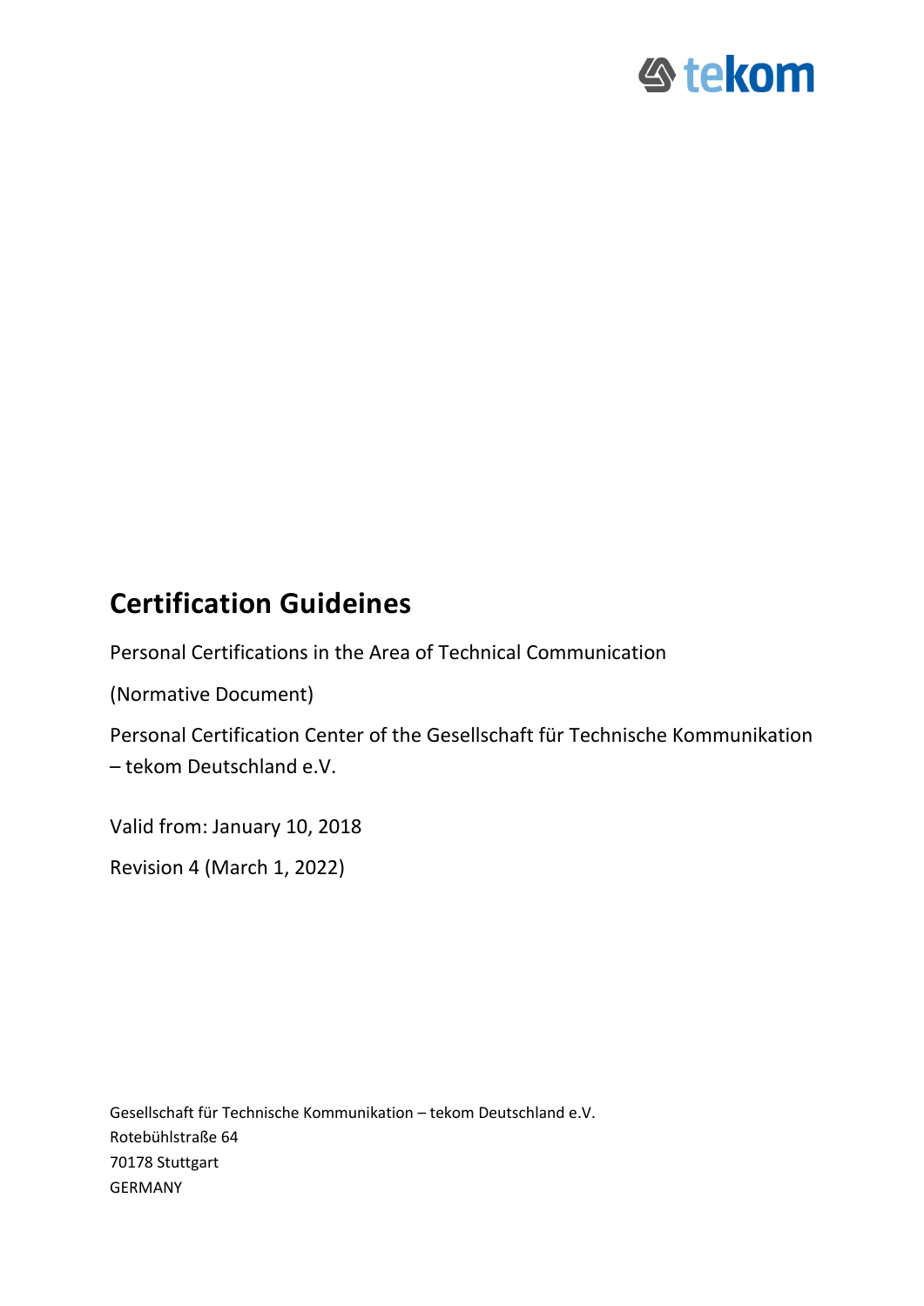tekom

# Certification Guideines

Personal Certifications in the Area of Technical Communication

(Normative Document)

Personal Certification Center of the Gesellschaft für Technische Kommunikation – tekom Deutschland e.V.

Valid from: January 10, 2018

Revision 4 (March 1, 2022)

Gesellschaft für Technische Kommunikation – tekom Deutschland e.V.
Rotebühlstraße 64
70178 Stuttgart
GERMANY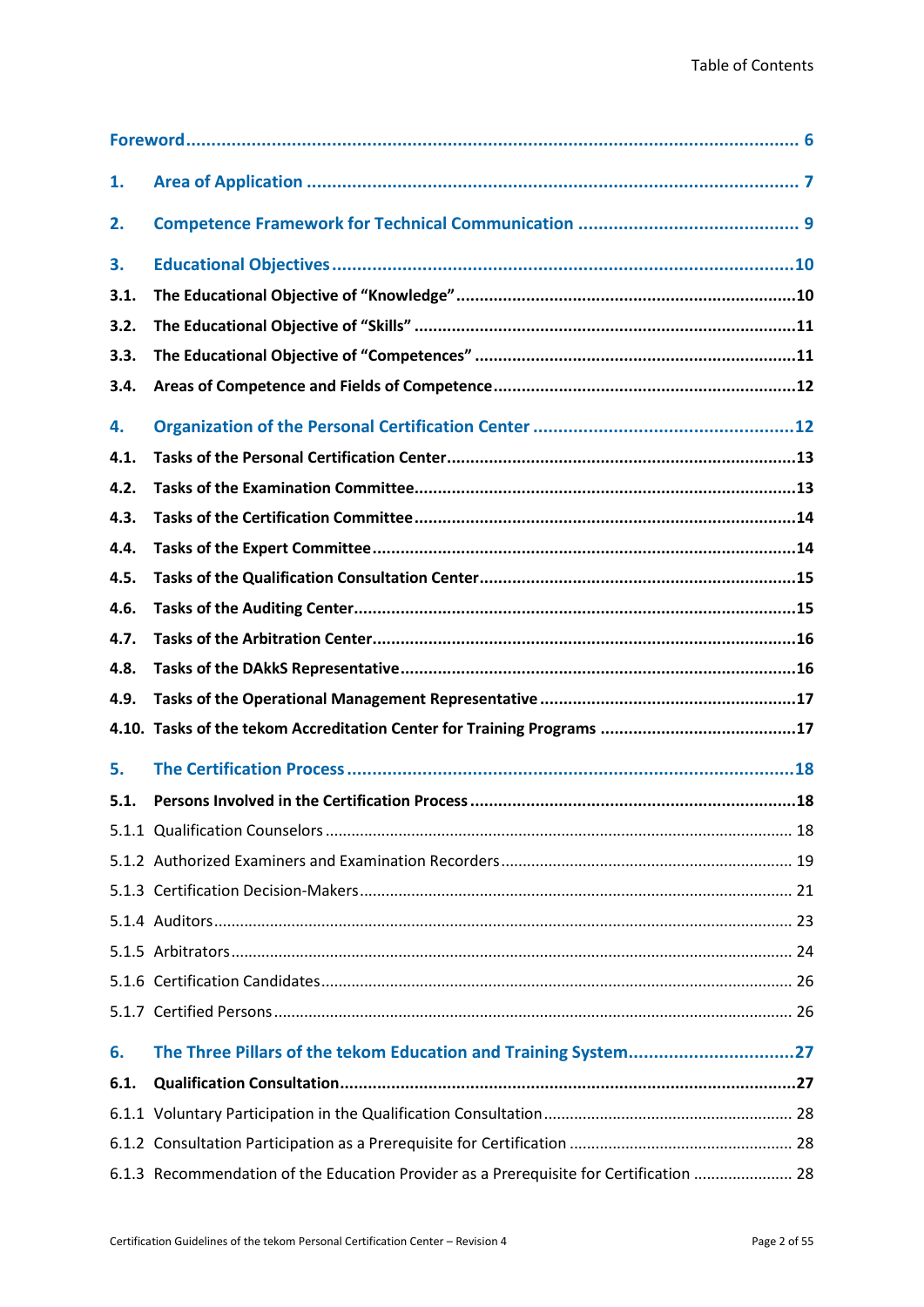Table of Contents

[Foreword ........................................................................ 6](#)

1. Area of Application ........................................................................ 7
2. Competence Framework for Technical Communication ........................................................................ 9
3. Educational Objectives ........................................................................ 10
   - 3.1. The Educational Objective of "Knowledge" ........................................................................ 10
   - 3.2. The Educational Objective of "Skills" ........................................................................ 11
   - 3.3. The Educational Objective of "Competences" ........................................................................ 11
   - 3.4. Areas of Competence and Fields of Competence ........................................................................ 12
4. Organization of the Personal Certification Center ........................................................................ 12
   - 4.1. Tasks of the Personal Certification Center ........................................................................ 13
   - 4.2. Tasks of the Examination Committee ........................................................................ 13
   - 4.3. Tasks of the Certification Committee ........................................................................ 14
   - 4.4. Tasks of the Expert Committee ........................................................................ 14
   - 4.5. Tasks of the Qualification Consultation Center ........................................................................ 15
   - 4.6. Tasks of the Auditing Center ........................................................................ 15
   - 4.7. Tasks of the Arbitration Center ........................................................................ 16
   - 4.8. Tasks of the DAkkS Representative ........................................................................ 16
   - 4.9. Tasks of the Operational Management Representative ........................................................................ 17
   - 4.10. Tasks of the tekom Accreditation Center for Training Programs ........................................................................ 17
5. The Certification Process ........................................................................ 18
   - 5.1. Persons Involved in the Certification Process ........................................................................ 18
     - 5.1.1 Qualification Counselors ........................................................................ 18
     - 5.1.2 Authorized Examiners and Examination Recorders ........................................................................ 19
     - 5.1.3 Certification Decision-Makers ........................................................................ 21
     - 5.1.4 Auditors ........................................................................ 23
     - 5.1.5 Arbitrators ........................................................................ 24
     - 5.1.6 Certification Candidates ........................................................................ 26
     - 5.1.7 Certified Persons ........................................................................ 26
6. The Three Pillars of the tekom Education and Training System ........................................................................ 27
   - 6.1. Qualification Consultation ........................................................................ 27
     - 6.1.1 Voluntary Participation in the Qualification Consultation ........................................................................ 28
     - 6.1.2 Consultation Participation as a Prerequisite for Certification ........................................................................ 28
     - 6.1.3 Recommendation of the Education Provider as a Prerequisite for Certification ........................................................................ 28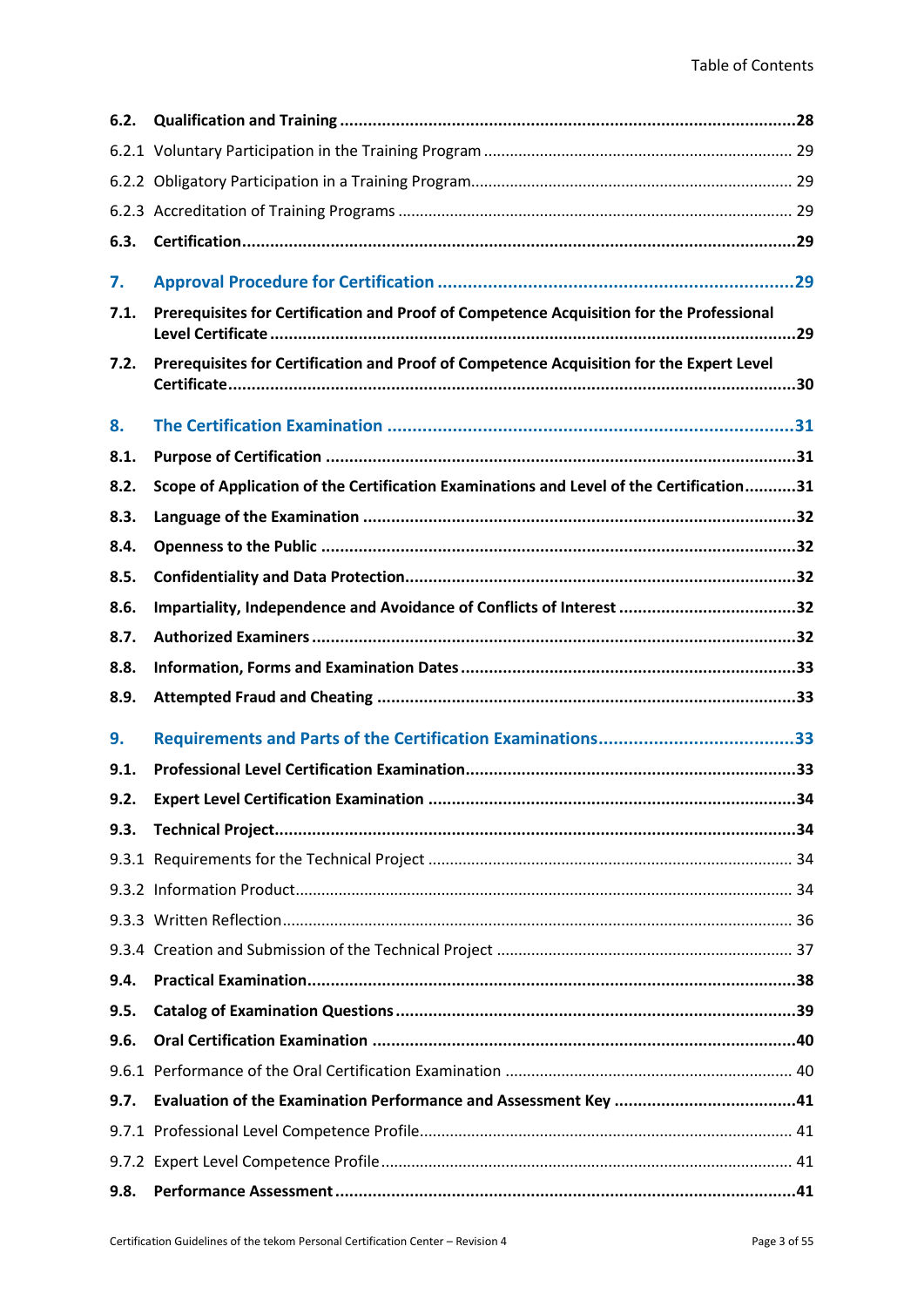| | | |
|---|---|---|
| **6.2.** | **Qualification and Training** | **28** |
| 6.2.1 | Voluntary Participation in the Training Program | 29 |
| 6.2.2 | Obligatory Participation in a Training Program | 29 |
| 6.2.3 | Accreditation of Training Programs | 29 |
| **6.3.** | **Certification** | **29** |
| **7.** | **Approval Procedure for Certification** | **29** |
| **7.1.** | **Prerequisites for Certification and Proof of Competence Acquisition for the Professional Level Certificate** | **29** |
| **7.2.** | **Prerequisites for Certification and Proof of Competence Acquisition for the Expert Level Certificate** | **30** |
| **8.** | **The Certification Examination** | **31** |
| **8.1.** | **Purpose of Certification** | **31** |
| **8.2.** | **Scope of Application of the Certification Examinations and Level of the Certification** | **31** |
| **8.3.** | **Language of the Examination** | **32** |
| **8.4.** | **Openness to the Public** | **32** |
| **8.5.** | **Confidentiality and Data Protection** | **32** |
| **8.6.** | **Impartiality, Independence and Avoidance of Conflicts of Interest** | **32** |
| **8.7.** | **Authorized Examiners** | **32** |
| **8.8.** | **Information, Forms and Examination Dates** | **33** |
| **8.9.** | **Attempted Fraud and Cheating** | **33** |
| **9.** | **Requirements and Parts of the Certification Examinations** | **33** |
| **9.1.** | **Professional Level Certification Examination** | **33** |
| **9.2.** | **Expert Level Certification Examination** | **34** |
| **9.3.** | **Technical Project** | **34** |
| 9.3.1 | Requirements for the Technical Project | 34 |
| 9.3.2 | Information Product | 34 |
| 9.3.3 | Written Reflection | 36 |
| 9.3.4 | Creation and Submission of the Technical Project | 37 |
| **9.4.** | **Practical Examination** | **38** |
| **9.5.** | **Catalog of Examination Questions** | **39** |
| **9.6.** | **Oral Certification Examination** | **40** |
| 9.6.1 | Performance of the Oral Certification Examination | 40 |
| **9.7.** | **Evaluation of the Examination Performance and Assessment Key** | **41** |
| 9.7.1 | Professional Level Competence Profile | 41 |
| 9.7.2 | Expert Level Competence Profile | 41 |
| **9.8.** | **Performance Assessment** | **41** |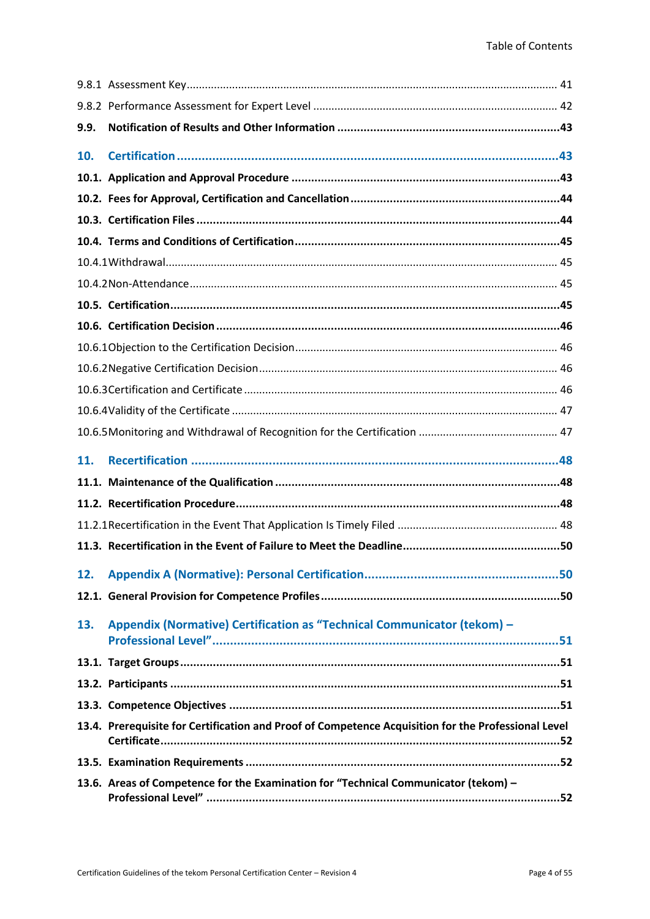9.8.1 Assessment Key ........................................................................................................ 41

9.8.2 Performance Assessment for Expert Level ............................................................... 42

**9.9. Notification of Results and Other Information ....................................................................43**

**10. Certification ...............................................................................................................43**

**10.1. Application and Approval Procedure ..................................................................................43**

**10.2. Fees for Approval, Certification and Cancellation ..............................................................44**

**10.3. Certification Files ...............................................................................................................44**

**10.4. Terms and Conditions of Certification.................................................................................45**

10.4.1 Withdrawal.................................................................................................................. 45

10.4.2 Non-Attendance.......................................................................................................... 45

**10.5. Certification......................................................................................................................45**

**10.6. Certification Decision ........................................................................................................46**

10.6.1 Objection to the Certification Decision ..................................................................... 46

10.6.2 Negative Certification Decision ................................................................................. 46

10.6.3 Certification and Certificate ...................................................................................... 46

10.6.4 Validity of the Certificate ........................................................................................... 47

10.6.5 Monitoring and Withdrawal of Recognition for the Certification ............................. 47

**11. Recertification ...........................................................................................................48**

**11.1. Maintenance of the Qualification ......................................................................................48**

**11.2. Recertification Procedure..................................................................................................48**

11.2.1 Recertification in the Event That Application Is Timely Filed .................................... 48

**11.3. Recertification in the Event of Failure to Meet the Deadline...............................................50**

**12. Appendix A (Normative): Personal Certification........................................................50**

**12.1. General Provision for Competence Profiles ........................................................................50**

**13. Appendix (Normative) Certification as "Technical Communicator (tekom) – Professional Level"...........................................................................................51**

**13.1. Target Groups ...................................................................................................................51**

**13.2. Participants .......................................................................................................................51**

**13.3. Competence Objectives ....................................................................................................51**

**13.4. Prerequisite for Certification and Proof of Competence Acquisition for the Professional Level Certificate.........................................................................................................52**

**13.5. Examination Requirements ...............................................................................................52**

**13.6. Areas of Competence for the Examination for "Technical Communicator (tekom) – Professional Level" ..........................................................................................................52**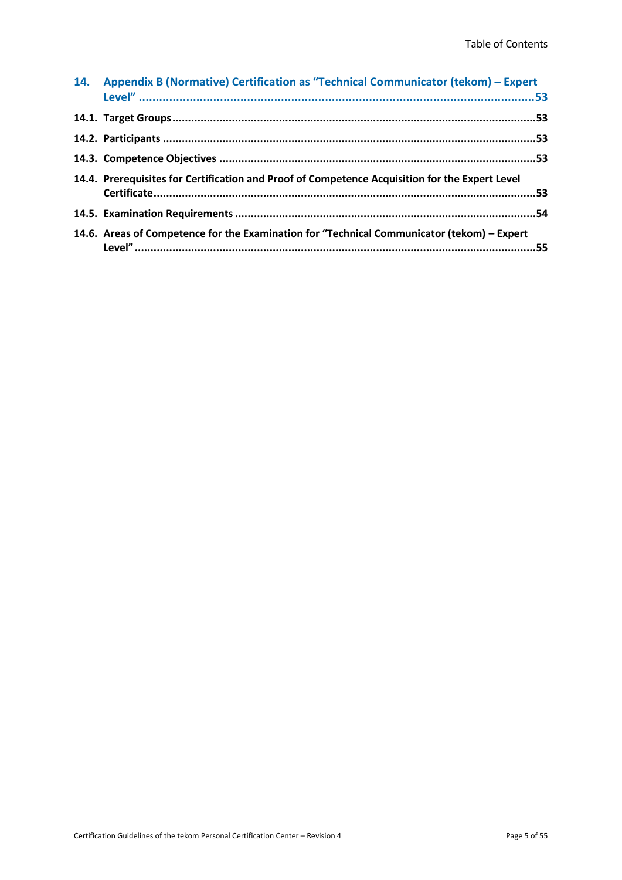**14. Appendix B (Normative) Certification as "Technical Communicator (tekom) – Expert Level" ..... 53**

**14.1. Target Groups ..... 53**

**14.2. Participants ..... 53**

**14.3. Competence Objectives ..... 53**

**14.4. Prerequisites for Certification and Proof of Competence Acquisition for the Expert Level Certificate ..... 53**

**14.5. Examination Requirements ..... 54**

**14.6. Areas of Competence for the Examination for "Technical Communicator (tekom) – Expert Level" ..... 55**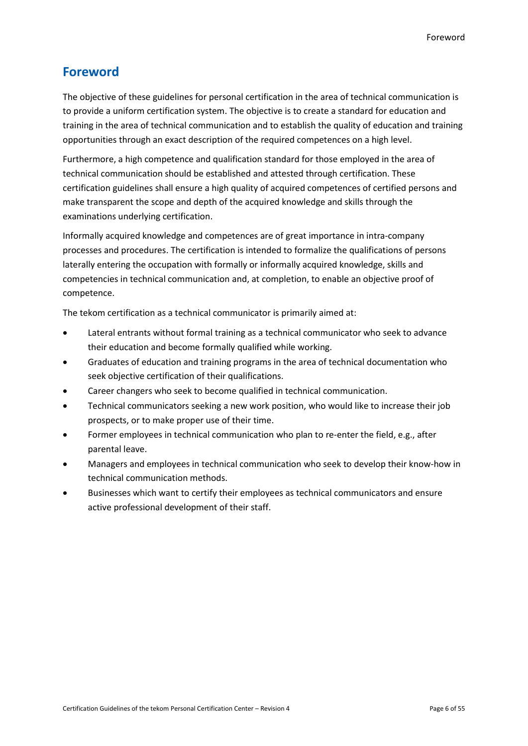## Foreword

The objective of these guidelines for personal certification in the area of technical communication is to provide a uniform certification system. The objective is to create a standard for education and training in the area of technical communication and to establish the quality of education and training opportunities through an exact description of the required competences on a high level.

Furthermore, a high competence and qualification standard for those employed in the area of technical communication should be established and attested through certification. These certification guidelines shall ensure a high quality of acquired competences of certified persons and make transparent the scope and depth of the acquired knowledge and skills through the examinations underlying certification.

Informally acquired knowledge and competences are of great importance in intra-company processes and procedures. The certification is intended to formalize the qualifications of persons laterally entering the occupation with formally or informally acquired knowledge, skills and competencies in technical communication and, at completion, to enable an objective proof of competence.

The tekom certification as a technical communicator is primarily aimed at:

- Lateral entrants without formal training as a technical communicator who seek to advance their education and become formally qualified while working.
- Graduates of education and training programs in the area of technical documentation who seek objective certification of their qualifications.
- Career changers who seek to become qualified in technical communication.
- Technical communicators seeking a new work position, who would like to increase their job prospects, or to make proper use of their time.
- Former employees in technical communication who plan to re-enter the field, e.g., after parental leave.
- Managers and employees in technical communication who seek to develop their know-how in technical communication methods.
- Businesses which want to certify their employees as technical communicators and ensure active professional development of their staff.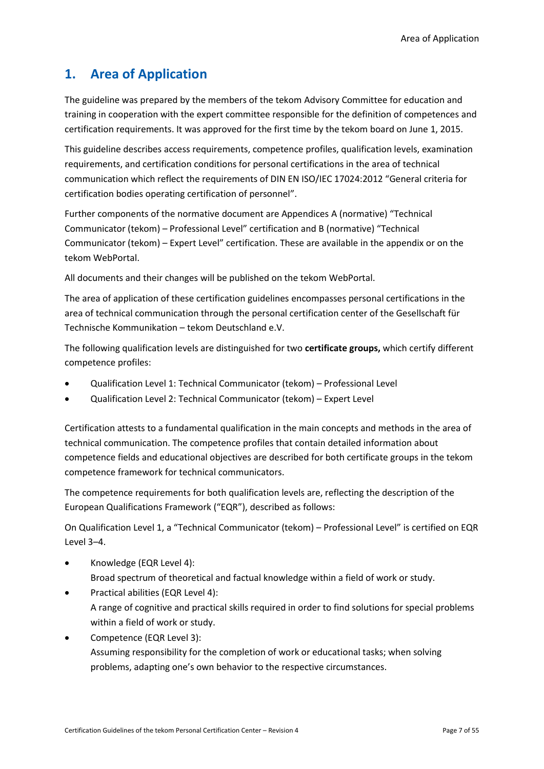# 1. Area of Application

The guideline was prepared by the members of the tekom Advisory Committee for education and training in cooperation with the expert committee responsible for the definition of competences and certification requirements. It was approved for the first time by the tekom board on June 1, 2015.

This guideline describes access requirements, competence profiles, qualification levels, examination requirements, and certification conditions for personal certifications in the area of technical communication which reflect the requirements of DIN EN ISO/IEC 17024:2012 "General criteria for certification bodies operating certification of personnel".

Further components of the normative document are Appendices A (normative) "Technical Communicator (tekom) – Professional Level" certification and B (normative) "Technical Communicator (tekom) – Expert Level" certification. These are available in the appendix or on the tekom WebPortal.

All documents and their changes will be published on the tekom WebPortal.

The area of application of these certification guidelines encompasses personal certifications in the area of technical communication through the personal certification center of the Gesellschaft für Technische Kommunikation – tekom Deutschland e.V.

The following qualification levels are distinguished for two **certificate groups,** which certify different competence profiles:

- Qualification Level 1: Technical Communicator (tekom) – Professional Level
- Qualification Level 2: Technical Communicator (tekom) – Expert Level

Certification attests to a fundamental qualification in the main concepts and methods in the area of technical communication. The competence profiles that contain detailed information about competence fields and educational objectives are described for both certificate groups in the tekom competence framework for technical communicators.

The competence requirements for both qualification levels are, reflecting the description of the European Qualifications Framework ("EQR"), described as follows:

On Qualification Level 1, a "Technical Communicator (tekom) – Professional Level" is certified on EQR Level 3–4.

- Knowledge (EQR Level 4):
  Broad spectrum of theoretical and factual knowledge within a field of work or study.
- Practical abilities (EQR Level 4):
  A range of cognitive and practical skills required in order to find solutions for special problems within a field of work or study.
- Competence (EQR Level 3):
  Assuming responsibility for the completion of work or educational tasks; when solving problems, adapting one's own behavior to the respective circumstances.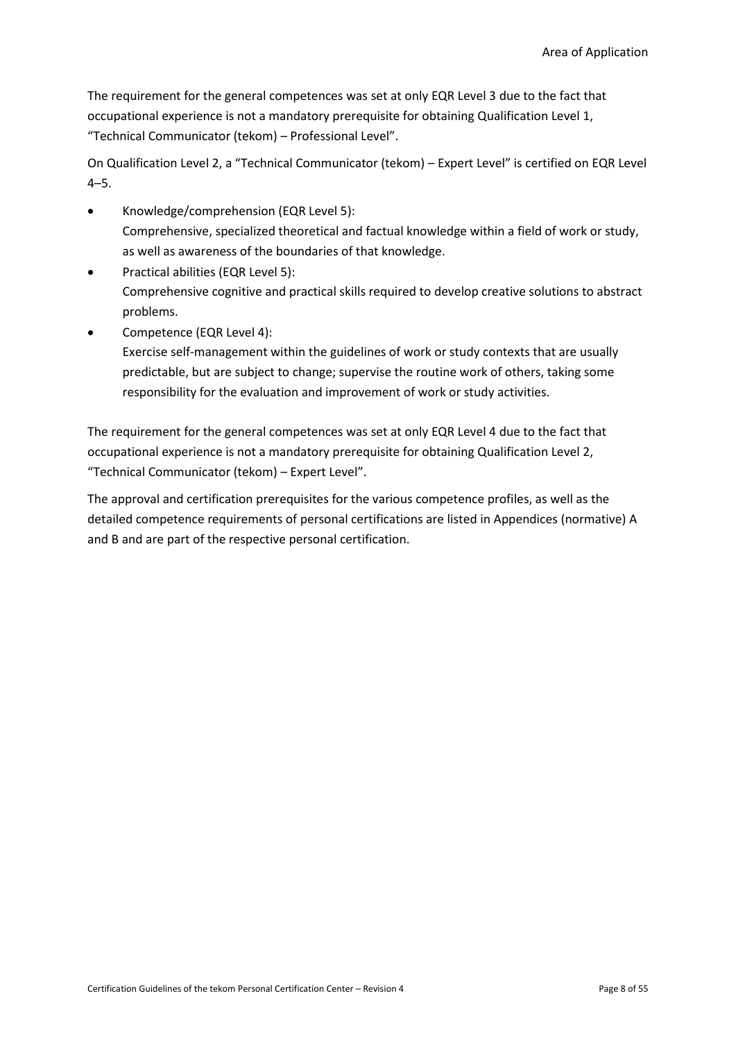The requirement for the general competences was set at only EQR Level 3 due to the fact that occupational experience is not a mandatory prerequisite for obtaining Qualification Level 1, "Technical Communicator (tekom) – Professional Level".

On Qualification Level 2, a "Technical Communicator (tekom) – Expert Level" is certified on EQR Level 4–5.

- Knowledge/comprehension (EQR Level 5):
  Comprehensive, specialized theoretical and factual knowledge within a field of work or study, as well as awareness of the boundaries of that knowledge.
- Practical abilities (EQR Level 5):
  Comprehensive cognitive and practical skills required to develop creative solutions to abstract problems.
- Competence (EQR Level 4):
  Exercise self-management within the guidelines of work or study contexts that are usually predictable, but are subject to change; supervise the routine work of others, taking some responsibility for the evaluation and improvement of work or study activities.

The requirement for the general competences was set at only EQR Level 4 due to the fact that occupational experience is not a mandatory prerequisite for obtaining Qualification Level 2, "Technical Communicator (tekom) – Expert Level".

The approval and certification prerequisites for the various competence profiles, as well as the detailed competence requirements of personal certifications are listed in Appendices (normative) A and B and are part of the respective personal certification.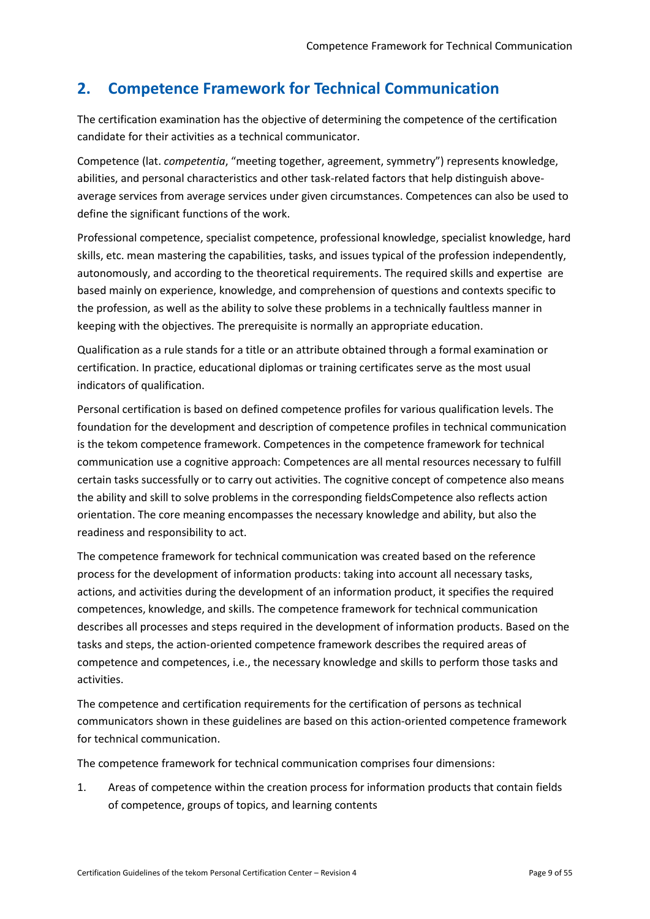## 2. Competence Framework for Technical Communication

The certification examination has the objective of determining the competence of the certification candidate for their activities as a technical communicator.

Competence (lat. *competentia*, "meeting together, agreement, symmetry") represents knowledge, abilities, and personal characteristics and other task-related factors that help distinguish above-average services from average services under given circumstances. Competences can also be used to define the significant functions of the work.

Professional competence, specialist competence, professional knowledge, specialist knowledge, hard skills, etc. mean mastering the capabilities, tasks, and issues typical of the profession independently, autonomously, and according to the theoretical requirements. The required skills and expertise are based mainly on experience, knowledge, and comprehension of questions and contexts specific to the profession, as well as the ability to solve these problems in a technically faultless manner in keeping with the objectives. The prerequisite is normally an appropriate education.

Qualification as a rule stands for a title or an attribute obtained through a formal examination or certification. In practice, educational diplomas or training certificates serve as the most usual indicators of qualification.

Personal certification is based on defined competence profiles for various qualification levels. The foundation for the development and description of competence profiles in technical communication is the tekom competence framework. Competences in the competence framework for technical communication use a cognitive approach: Competences are all mental resources necessary to fulfill certain tasks successfully or to carry out activities. The cognitive concept of competence also means the ability and skill to solve problems in the corresponding fieldsCompetence also reflects action orientation. The core meaning encompasses the necessary knowledge and ability, but also the readiness and responsibility to act.

The competence framework for technical communication was created based on the reference process for the development of information products: taking into account all necessary tasks, actions, and activities during the development of an information product, it specifies the required competences, knowledge, and skills. The competence framework for technical communication describes all processes and steps required in the development of information products. Based on the tasks and steps, the action-oriented competence framework describes the required areas of competence and competences, i.e., the necessary knowledge and skills to perform those tasks and activities.

The competence and certification requirements for the certification of persons as technical communicators shown in these guidelines are based on this action-oriented competence framework for technical communication.

The competence framework for technical communication comprises four dimensions:

1. Areas of competence within the creation process for information products that contain fields of competence, groups of topics, and learning contents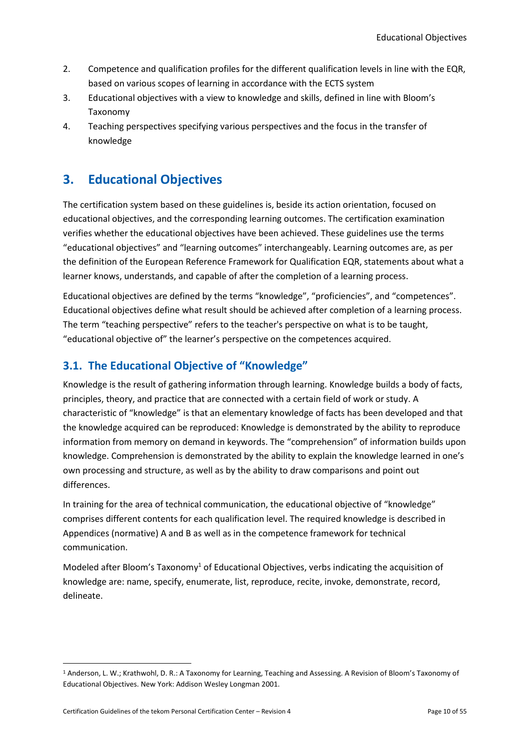2. Competence and qualification profiles for the different qualification levels in line with the EQR, based on various scopes of learning in accordance with the ECTS system
3. Educational objectives with a view to knowledge and skills, defined in line with Bloom's Taxonomy
4. Teaching perspectives specifying various perspectives and the focus in the transfer of knowledge

# 3. Educational Objectives

The certification system based on these guidelines is, beside its action orientation, focused on educational objectives, and the corresponding learning outcomes. The certification examination verifies whether the educational objectives have been achieved. These guidelines use the terms "educational objectives" and "learning outcomes" interchangeably. Learning outcomes are, as per the definition of the European Reference Framework for Qualification EQR, statements about what a learner knows, understands, and capable of after the completion of a learning process.

Educational objectives are defined by the terms "knowledge", "proficiencies", and "competences". Educational objectives define what result should be achieved after completion of a learning process. The term "teaching perspective" refers to the teacher's perspective on what is to be taught, "educational objective of" the learner's perspective on the competences acquired.

## 3.1. The Educational Objective of "Knowledge"

Knowledge is the result of gathering information through learning. Knowledge builds a body of facts, principles, theory, and practice that are connected with a certain field of work or study. A characteristic of "knowledge" is that an elementary knowledge of facts has been developed and that the knowledge acquired can be reproduced: Knowledge is demonstrated by the ability to reproduce information from memory on demand in keywords. The "comprehension" of information builds upon knowledge. Comprehension is demonstrated by the ability to explain the knowledge learned in one's own processing and structure, as well as by the ability to draw comparisons and point out differences.

In training for the area of technical communication, the educational objective of "knowledge" comprises different contents for each qualification level. The required knowledge is described in Appendices (normative) A and B as well as in the competence framework for technical communication.

Modeled after Bloom's Taxonomy[1] of Educational Objectives, verbs indicating the acquisition of knowledge are: name, specify, enumerate, list, reproduce, recite, invoke, demonstrate, record, delineate.

[1] Anderson, L. W.; Krathwohl, D. R.: A Taxonomy for Learning, Teaching and Assessing. A Revision of Bloom's Taxonomy of Educational Objectives. New York: Addison Wesley Longman 2001.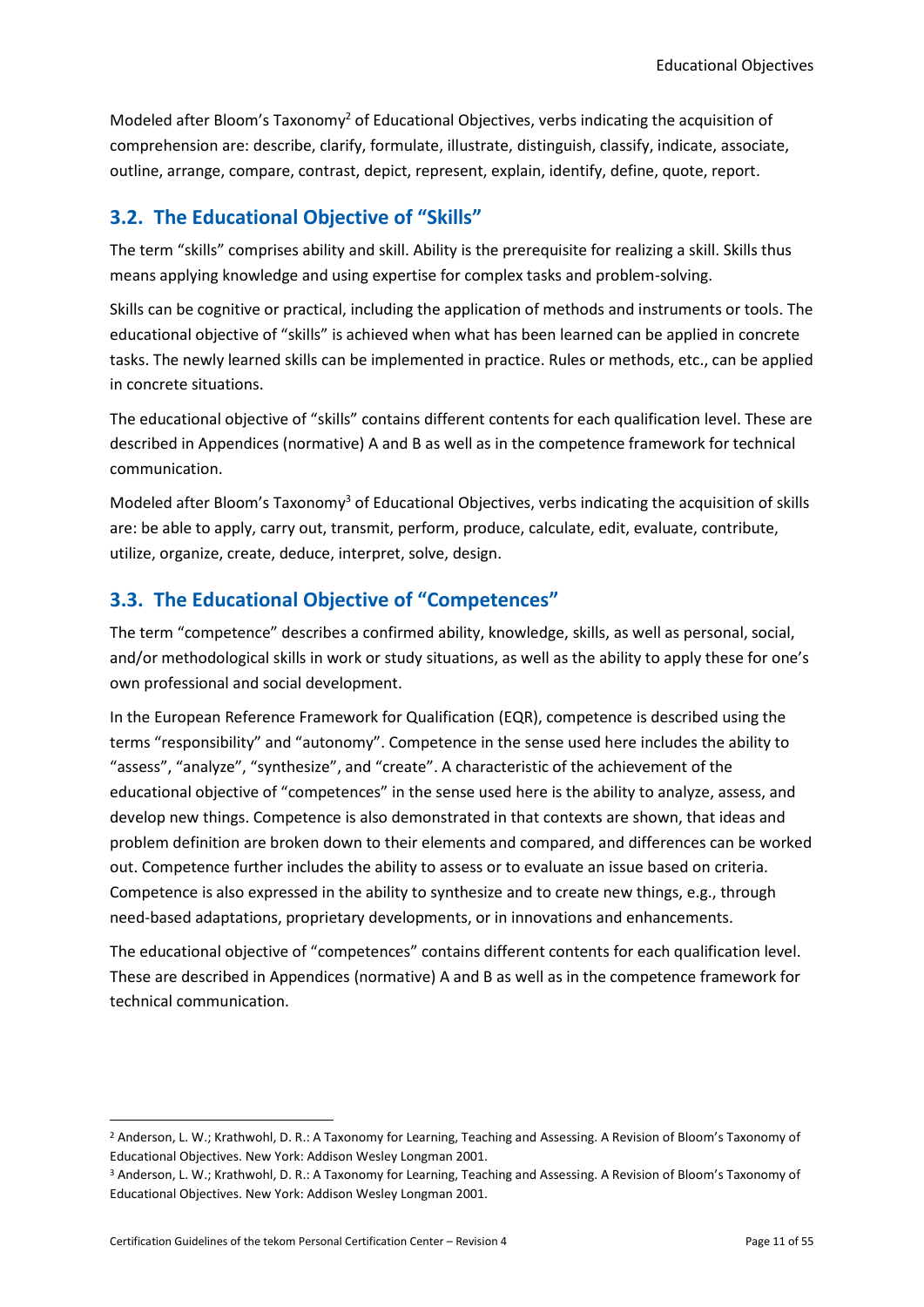Modeled after Bloom's Taxonomy[2] of Educational Objectives, verbs indicating the acquisition of comprehension are: describe, clarify, formulate, illustrate, distinguish, classify, indicate, associate, outline, arrange, compare, contrast, depict, represent, explain, identify, define, quote, report.

## 3.2. The Educational Objective of "Skills"

The term "skills" comprises ability and skill. Ability is the prerequisite for realizing a skill. Skills thus means applying knowledge and using expertise for complex tasks and problem-solving.

Skills can be cognitive or practical, including the application of methods and instruments or tools. The educational objective of "skills" is achieved when what has been learned can be applied in concrete tasks. The newly learned skills can be implemented in practice. Rules or methods, etc., can be applied in concrete situations.

The educational objective of "skills" contains different contents for each qualification level. These are described in Appendices (normative) A and B as well as in the competence framework for technical communication.

Modeled after Bloom's Taxonomy[3] of Educational Objectives, verbs indicating the acquisition of skills are: be able to apply, carry out, transmit, perform, produce, calculate, edit, evaluate, contribute, utilize, organize, create, deduce, interpret, solve, design.

## 3.3. The Educational Objective of "Competences"

The term "competence" describes a confirmed ability, knowledge, skills, as well as personal, social, and/or methodological skills in work or study situations, as well as the ability to apply these for one's own professional and social development.

In the European Reference Framework for Qualification (EQR), competence is described using the terms "responsibility" and "autonomy". Competence in the sense used here includes the ability to "assess", "analyze", "synthesize", and "create". A characteristic of the achievement of the educational objective of "competences" in the sense used here is the ability to analyze, assess, and develop new things. Competence is also demonstrated in that contexts are shown, that ideas and problem definition are broken down to their elements and compared, and differences can be worked out. Competence further includes the ability to assess or to evaluate an issue based on criteria. Competence is also expressed in the ability to synthesize and to create new things, e.g., through need-based adaptations, proprietary developments, or in innovations and enhancements.

The educational objective of "competences" contains different contents for each qualification level. These are described in Appendices (normative) A and B as well as in the competence framework for technical communication.

---

[2] Anderson, L. W.; Krathwohl, D. R.: A Taxonomy for Learning, Teaching and Assessing. A Revision of Bloom's Taxonomy of Educational Objectives. New York: Addison Wesley Longman 2001.

[3] Anderson, L. W.; Krathwohl, D. R.: A Taxonomy for Learning, Teaching and Assessing. A Revision of Bloom's Taxonomy of Educational Objectives. New York: Addison Wesley Longman 2001.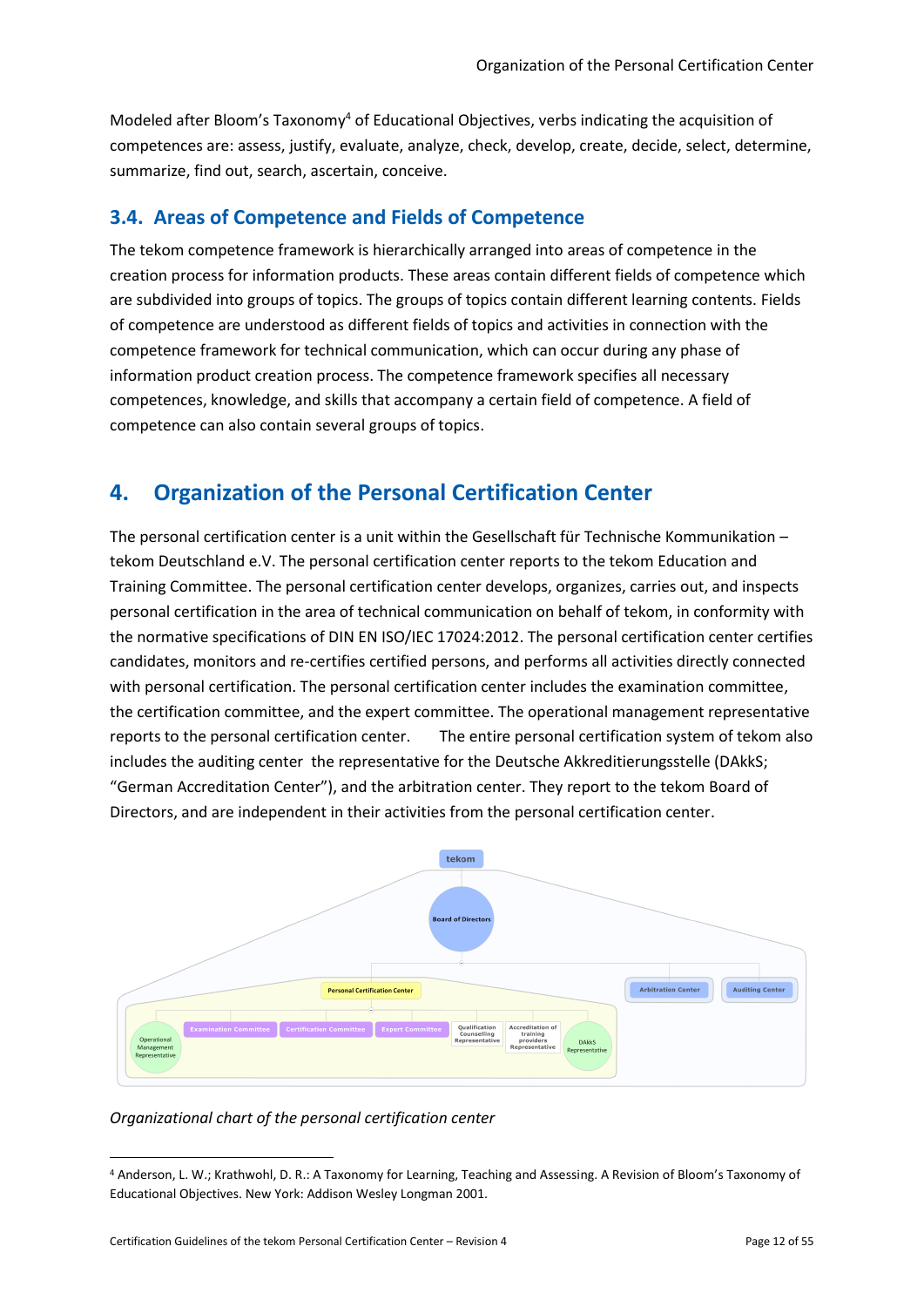Modeled after Bloom's Taxonomy[4] of Educational Objectives, verbs indicating the acquisition of competences are: assess, justify, evaluate, analyze, check, develop, create, decide, select, determine, summarize, find out, search, ascertain, conceive.

## 3.4. Areas of Competence and Fields of Competence

The tekom competence framework is hierarchically arranged into areas of competence in the creation process for information products. These areas contain different fields of competence which are subdivided into groups of topics. The groups of topics contain different learning contents. Fields of competence are understood as different fields of topics and activities in connection with the competence framework for technical communication, which can occur during any phase of information product creation process. The competence framework specifies all necessary competences, knowledge, and skills that accompany a certain field of competence. A field of competence can also contain several groups of topics.

# 4. Organization of the Personal Certification Center

The personal certification center is a unit within the Gesellschaft für Technische Kommunikation – tekom Deutschland e.V. The personal certification center reports to the tekom Education and Training Committee. The personal certification center develops, organizes, carries out, and inspects personal certification in the area of technical communication on behalf of tekom, in conformity with the normative specifications of DIN EN ISO/IEC 17024:2012. The personal certification center certifies candidates, monitors and re-certifies certified persons, and performs all activities directly connected with personal certification. The personal certification center includes the examination committee, the certification committee, and the expert committee. The operational management representative reports to the personal certification center. The entire personal certification system of tekom also includes the auditing center the representative for the Deutsche Akkreditierungsstelle (DAkkS; "German Accreditation Center"), and the arbitration center. They report to the tekom Board of Directors, and are independent in their activities from the personal certification center.

tekom

Board of Directors

Personal Certification Center | Arbitration Center | Auditing Center

Operational Management Representative | Examination Committee | Certification Committee | Expert Committee | Qualification Counselling Representative | Accreditation of training providers Representative | DAkkS Representative

*Organizational chart of the personal certification center*

---

[4] Anderson, L. W.; Krathwohl, D. R.: A Taxonomy for Learning, Teaching and Assessing. A Revision of Bloom's Taxonomy of Educational Objectives. New York: Addison Wesley Longman 2001.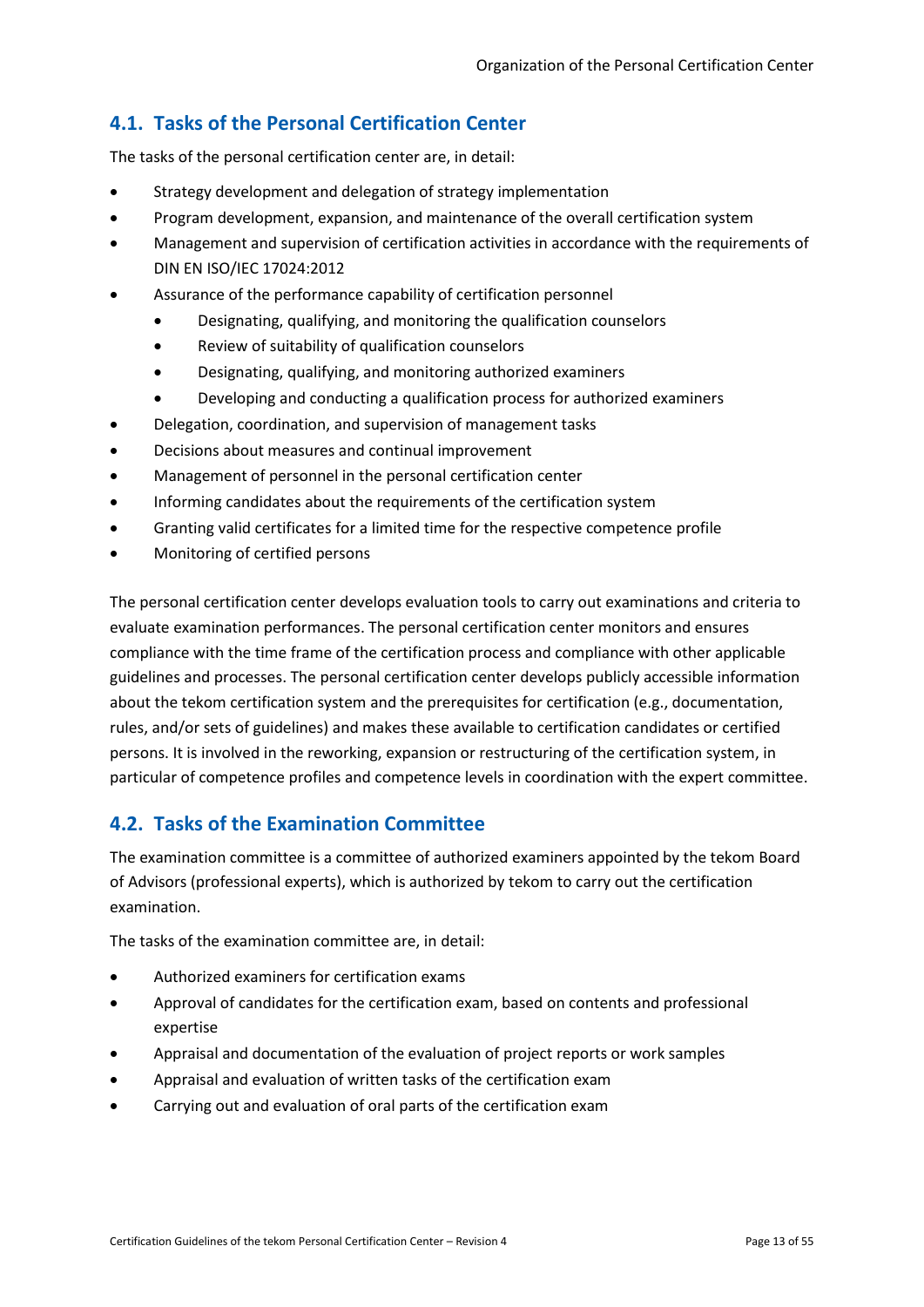## 4.1. Tasks of the Personal Certification Center

The tasks of the personal certification center are, in detail:

- Strategy development and delegation of strategy implementation
- Program development, expansion, and maintenance of the overall certification system
- Management and supervision of certification activities in accordance with the requirements of DIN EN ISO/IEC 17024:2012
- Assurance of the performance capability of certification personnel
  - Designating, qualifying, and monitoring the qualification counselors
  - Review of suitability of qualification counselors
  - Designating, qualifying, and monitoring authorized examiners
  - Developing and conducting a qualification process for authorized examiners
- Delegation, coordination, and supervision of management tasks
- Decisions about measures and continual improvement
- Management of personnel in the personal certification center
- Informing candidates about the requirements of the certification system
- Granting valid certificates for a limited time for the respective competence profile
- Monitoring of certified persons

The personal certification center develops evaluation tools to carry out examinations and criteria to evaluate examination performances. The personal certification center monitors and ensures compliance with the time frame of the certification process and compliance with other applicable guidelines and processes. The personal certification center develops publicly accessible information about the tekom certification system and the prerequisites for certification (e.g., documentation, rules, and/or sets of guidelines) and makes these available to certification candidates or certified persons. It is involved in the reworking, expansion or restructuring of the certification system, in particular of competence profiles and competence levels in coordination with the expert committee.

## 4.2. Tasks of the Examination Committee

The examination committee is a committee of authorized examiners appointed by the tekom Board of Advisors (professional experts), which is authorized by tekom to carry out the certification examination.

The tasks of the examination committee are, in detail:

- Authorized examiners for certification exams
- Approval of candidates for the certification exam, based on contents and professional expertise
- Appraisal and documentation of the evaluation of project reports or work samples
- Appraisal and evaluation of written tasks of the certification exam
- Carrying out and evaluation of oral parts of the certification exam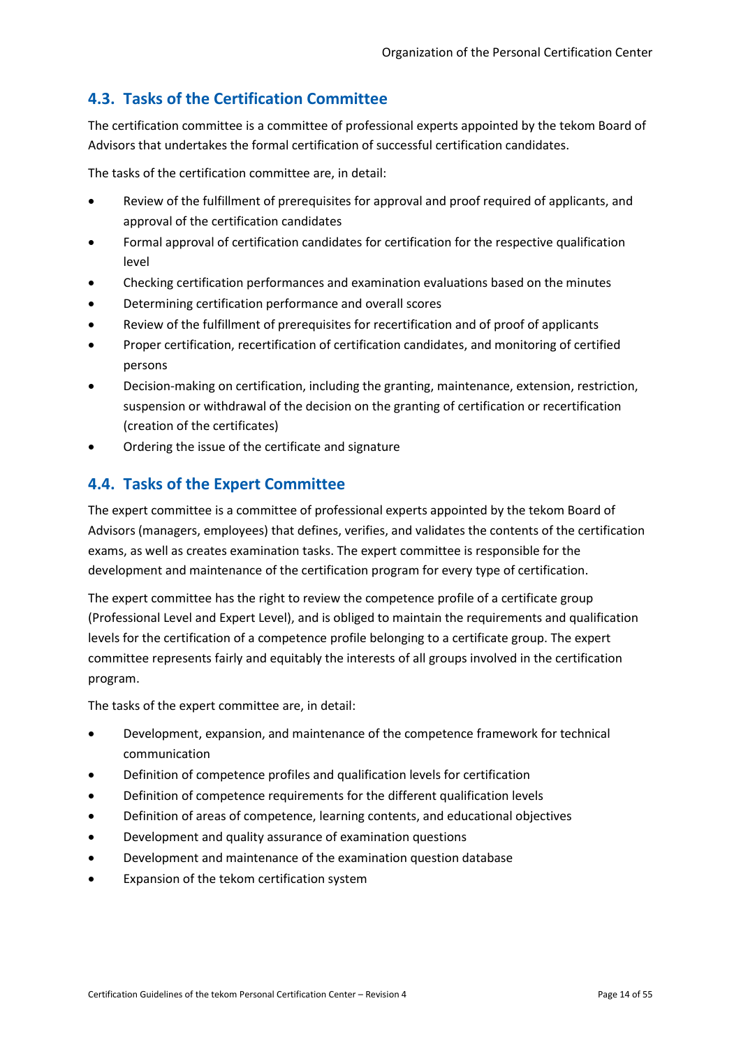## 4.3. Tasks of the Certification Committee

The certification committee is a committee of professional experts appointed by the tekom Board of Advisors that undertakes the formal certification of successful certification candidates.

The tasks of the certification committee are, in detail:

- Review of the fulfillment of prerequisites for approval and proof required of applicants, and approval of the certification candidates
- Formal approval of certification candidates for certification for the respective qualification level
- Checking certification performances and examination evaluations based on the minutes
- Determining certification performance and overall scores
- Review of the fulfillment of prerequisites for recertification and of proof of applicants
- Proper certification, recertification of certification candidates, and monitoring of certified persons
- Decision-making on certification, including the granting, maintenance, extension, restriction, suspension or withdrawal of the decision on the granting of certification or recertification (creation of the certificates)
- Ordering the issue of the certificate and signature

## 4.4. Tasks of the Expert Committee

The expert committee is a committee of professional experts appointed by the tekom Board of Advisors (managers, employees) that defines, verifies, and validates the contents of the certification exams, as well as creates examination tasks. The expert committee is responsible for the development and maintenance of the certification program for every type of certification.

The expert committee has the right to review the competence profile of a certificate group (Professional Level and Expert Level), and is obliged to maintain the requirements and qualification levels for the certification of a competence profile belonging to a certificate group. The expert committee represents fairly and equitably the interests of all groups involved in the certification program.

The tasks of the expert committee are, in detail:

- Development, expansion, and maintenance of the competence framework for technical communication
- Definition of competence profiles and qualification levels for certification
- Definition of competence requirements for the different qualification levels
- Definition of areas of competence, learning contents, and educational objectives
- Development and quality assurance of examination questions
- Development and maintenance of the examination question database
- Expansion of the tekom certification system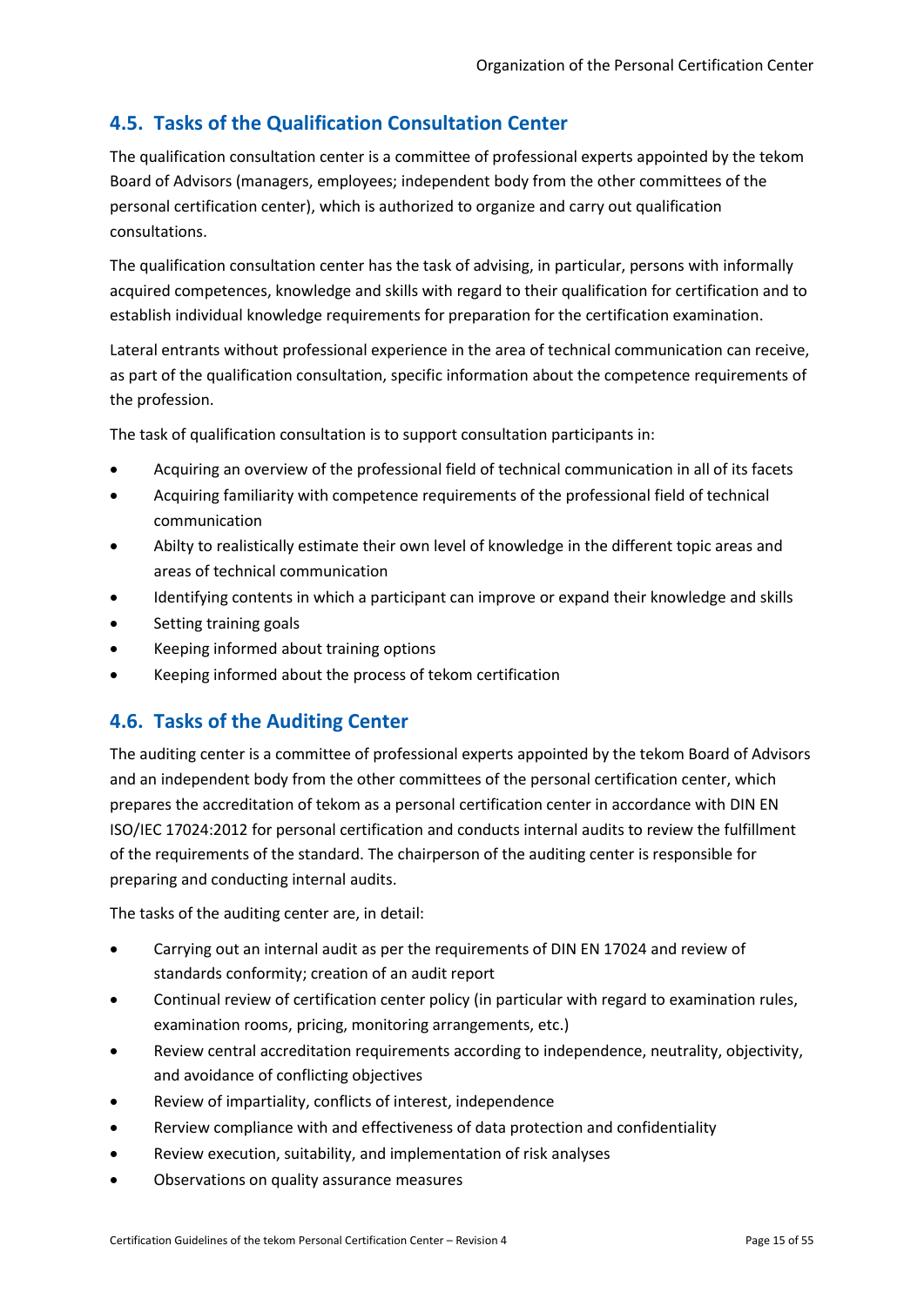## 4.5. Tasks of the Qualification Consultation Center

The qualification consultation center is a committee of professional experts appointed by the tekom Board of Advisors (managers, employees; independent body from the other committees of the personal certification center), which is authorized to organize and carry out qualification consultations.

The qualification consultation center has the task of advising, in particular, persons with informally acquired competences, knowledge and skills with regard to their qualification for certification and to establish individual knowledge requirements for preparation for the certification examination.

Lateral entrants without professional experience in the area of technical communication can receive, as part of the qualification consultation, specific information about the competence requirements of the profession.

The task of qualification consultation is to support consultation participants in:

- Acquiring an overview of the professional field of technical communication in all of its facets
- Acquiring familiarity with competence requirements of the professional field of technical communication
- Abilty to realistically estimate their own level of knowledge in the different topic areas and areas of technical communication
- Identifying contents in which a participant can improve or expand their knowledge and skills
- Setting training goals
- Keeping informed about training options
- Keeping informed about the process of tekom certification

## 4.6. Tasks of the Auditing Center

The auditing center is a committee of professional experts appointed by the tekom Board of Advisors and an independent body from the other committees of the personal certification center, which prepares the accreditation of tekom as a personal certification center in accordance with DIN EN ISO/IEC 17024:2012 for personal certification and conducts internal audits to review the fulfillment of the requirements of the standard. The chairperson of the auditing center is responsible for preparing and conducting internal audits.

The tasks of the auditing center are, in detail:

- Carrying out an internal audit as per the requirements of DIN EN 17024 and review of standards conformity; creation of an audit report
- Continual review of certification center policy (in particular with regard to examination rules, examination rooms, pricing, monitoring arrangements, etc.)
- Review central accreditation requirements according to independence, neutrality, objectivity, and avoidance of conflicting objectives
- Review of impartiality, conflicts of interest, independence
- Rerview compliance with and effectiveness of data protection and confidentiality
- Review execution, suitability, and implementation of risk analyses
- Observations on quality assurance measures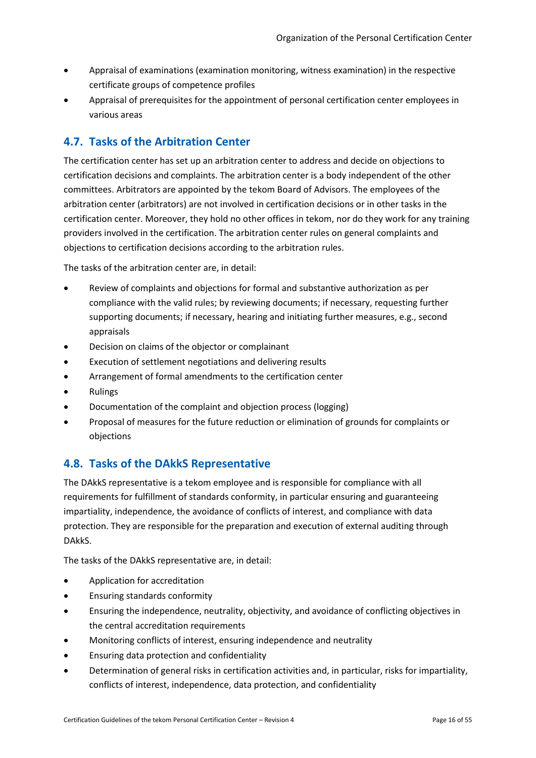- Appraisal of examinations (examination monitoring, witness examination) in the respective certificate groups of competence profiles
- Appraisal of prerequisites for the appointment of personal certification center employees in various areas

## 4.7. Tasks of the Arbitration Center

The certification center has set up an arbitration center to address and decide on objections to certification decisions and complaints. The arbitration center is a body independent of the other committees. Arbitrators are appointed by the tekom Board of Advisors. The employees of the arbitration center (arbitrators) are not involved in certification decisions or in other tasks in the certification center. Moreover, they hold no other offices in tekom, nor do they work for any training providers involved in the certification. The arbitration center rules on general complaints and objections to certification decisions according to the arbitration rules.

The tasks of the arbitration center are, in detail:

- Review of complaints and objections for formal and substantive authorization as per compliance with the valid rules; by reviewing documents; if necessary, requesting further supporting documents; if necessary, hearing and initiating further measures, e.g., second appraisals
- Decision on claims of the objector or complainant
- Execution of settlement negotiations and delivering results
- Arrangement of formal amendments to the certification center
- Rulings
- Documentation of the complaint and objection process (logging)
- Proposal of measures for the future reduction or elimination of grounds for complaints or objections

## 4.8. Tasks of the DAkkS Representative

The DAkkS representative is a tekom employee and is responsible for compliance with all requirements for fulfillment of standards conformity, in particular ensuring and guaranteeing impartiality, independence, the avoidance of conflicts of interest, and compliance with data protection. They are responsible for the preparation and execution of external auditing through DAkkS.

The tasks of the DAkkS representative are, in detail:

- Application for accreditation
- Ensuring standards conformity
- Ensuring the independence, neutrality, objectivity, and avoidance of conflicting objectives in the central accreditation requirements
- Monitoring conflicts of interest, ensuring independence and neutrality
- Ensuring data protection and confidentiality
- Determination of general risks in certification activities and, in particular, risks for impartiality, conflicts of interest, independence, data protection, and confidentiality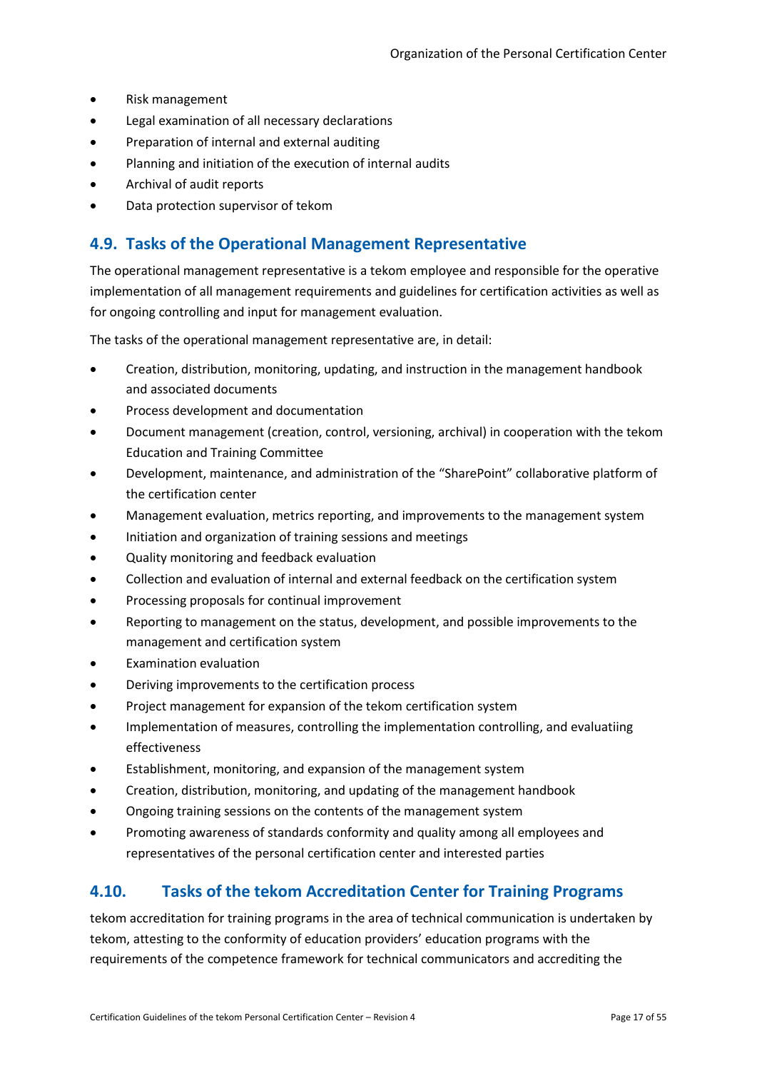- Risk management
- Legal examination of all necessary declarations
- Preparation of internal and external auditing
- Planning and initiation of the execution of internal audits
- Archival of audit reports
- Data protection supervisor of tekom

## 4.9. Tasks of the Operational Management Representative

The operational management representative is a tekom employee and responsible for the operative implementation of all management requirements and guidelines for certification activities as well as for ongoing controlling and input for management evaluation.

The tasks of the operational management representative are, in detail:

- Creation, distribution, monitoring, updating, and instruction in the management handbook and associated documents
- Process development and documentation
- Document management (creation, control, versioning, archival) in cooperation with the tekom Education and Training Committee
- Development, maintenance, and administration of the "SharePoint" collaborative platform of the certification center
- Management evaluation, metrics reporting, and improvements to the management system
- Initiation and organization of training sessions and meetings
- Quality monitoring and feedback evaluation
- Collection and evaluation of internal and external feedback on the certification system
- Processing proposals for continual improvement
- Reporting to management on the status, development, and possible improvements to the management and certification system
- Examination evaluation
- Deriving improvements to the certification process
- Project management for expansion of the tekom certification system
- Implementation of measures, controlling the implementation controlling, and evaluatiing effectiveness
- Establishment, monitoring, and expansion of the management system
- Creation, distribution, monitoring, and updating of the management handbook
- Ongoing training sessions on the contents of the management system
- Promoting awareness of standards conformity and quality among all employees and representatives of the personal certification center and interested parties

## 4.10. Tasks of the tekom Accreditation Center for Training Programs

tekom accreditation for training programs in the area of technical communication is undertaken by tekom, attesting to the conformity of education providers' education programs with the requirements of the competence framework for technical communicators and accrediting the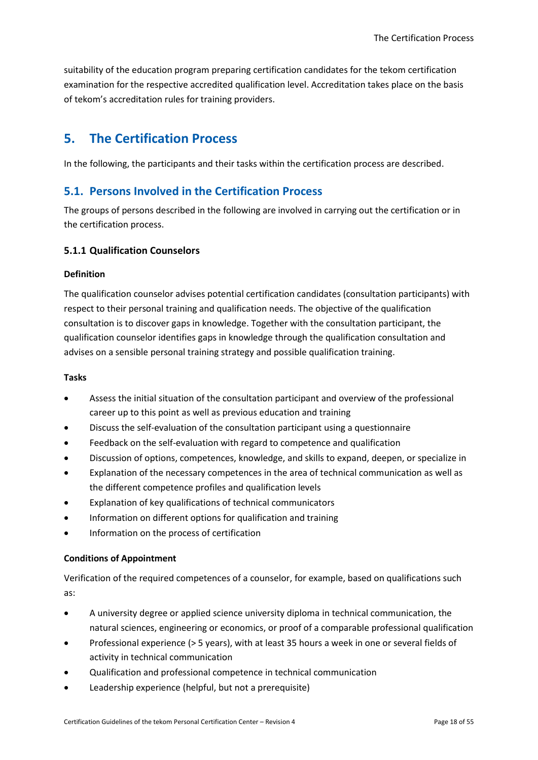suitability of the education program preparing certification candidates for the tekom certification examination for the respective accredited qualification level. Accreditation takes place on the basis of tekom's accreditation rules for training providers.

# 5. The Certification Process

In the following, the participants and their tasks within the certification process are described.

## 5.1. Persons Involved in the Certification Process

The groups of persons described in the following are involved in carrying out the certification or in the certification process.

### 5.1.1 Qualification Counselors

**Definition**

The qualification counselor advises potential certification candidates (consultation participants) with respect to their personal training and qualification needs. The objective of the qualification consultation is to discover gaps in knowledge. Together with the consultation participant, the qualification counselor identifies gaps in knowledge through the qualification consultation and advises on a sensible personal training strategy and possible qualification training.

**Tasks**

- Assess the initial situation of the consultation participant and overview of the professional career up to this point as well as previous education and training
- Discuss the self-evaluation of the consultation participant using a questionnaire
- Feedback on the self-evaluation with regard to competence and qualification
- Discussion of options, competences, knowledge, and skills to expand, deepen, or specialize in
- Explanation of the necessary competences in the area of technical communication as well as the different competence profiles and qualification levels
- Explanation of key qualifications of technical communicators
- Information on different options for qualification and training
- Information on the process of certification

**Conditions of Appointment**

Verification of the required competences of a counselor, for example, based on qualifications such as:

- A university degree or applied science university diploma in technical communication, the natural sciences, engineering or economics, or proof of a comparable professional qualification
- Professional experience (> 5 years), with at least 35 hours a week in one or several fields of activity in technical communication
- Qualification and professional competence in technical communication
- Leadership experience (helpful, but not a prerequisite)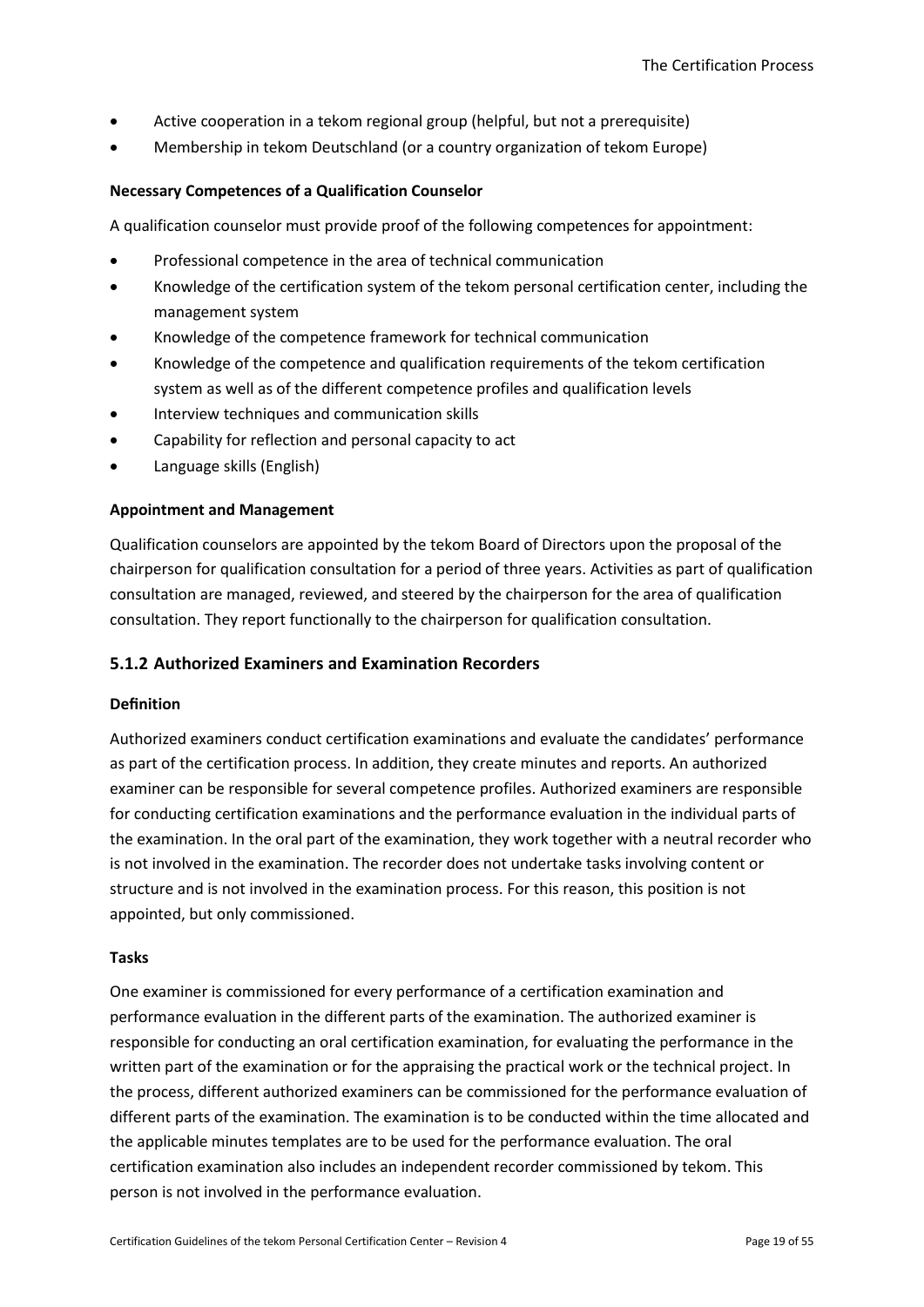- Active cooperation in a tekom regional group (helpful, but not a prerequisite)
- Membership in tekom Deutschland (or a country organization of tekom Europe)

**Necessary Competences of a Qualification Counselor**

A qualification counselor must provide proof of the following competences for appointment:

- Professional competence in the area of technical communication
- Knowledge of the certification system of the tekom personal certification center, including the management system
- Knowledge of the competence framework for technical communication
- Knowledge of the competence and qualification requirements of the tekom certification system as well as of the different competence profiles and qualification levels
- Interview techniques and communication skills
- Capability for reflection and personal capacity to act
- Language skills (English)

**Appointment and Management**

Qualification counselors are appointed by the tekom Board of Directors upon the proposal of the chairperson for qualification consultation for a period of three years. Activities as part of qualification consultation are managed, reviewed, and steered by the chairperson for the area of qualification consultation. They report functionally to the chairperson for qualification consultation.

### 5.1.2 Authorized Examiners and Examination Recorders

**Definition**

Authorized examiners conduct certification examinations and evaluate the candidates' performance as part of the certification process. In addition, they create minutes and reports. An authorized examiner can be responsible for several competence profiles. Authorized examiners are responsible for conducting certification examinations and the performance evaluation in the individual parts of the examination. In the oral part of the examination, they work together with a neutral recorder who is not involved in the examination. The recorder does not undertake tasks involving content or structure and is not involved in the examination process. For this reason, this position is not appointed, but only commissioned.

**Tasks**

One examiner is commissioned for every performance of a certification examination and performance evaluation in the different parts of the examination. The authorized examiner is responsible for conducting an oral certification examination, for evaluating the performance in the written part of the examination or for the appraising the practical work or the technical project. In the process, different authorized examiners can be commissioned for the performance evaluation of different parts of the examination. The examination is to be conducted within the time allocated and the applicable minutes templates are to be used for the performance evaluation. The oral certification examination also includes an independent recorder commissioned by tekom. This person is not involved in the performance evaluation.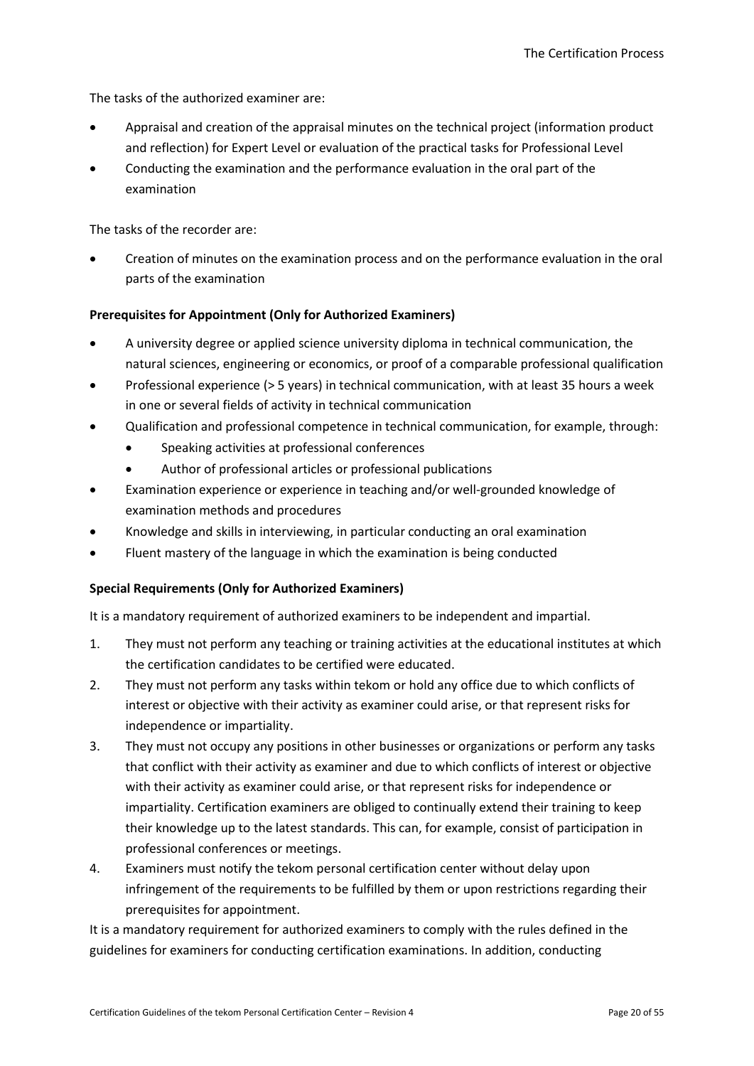The tasks of the authorized examiner are:

- Appraisal and creation of the appraisal minutes on the technical project (information product and reflection) for Expert Level or evaluation of the practical tasks for Professional Level
- Conducting the examination and the performance evaluation in the oral part of the examination

The tasks of the recorder are:

- Creation of minutes on the examination process and on the performance evaluation in the oral parts of the examination

**Prerequisites for Appointment (Only for Authorized Examiners)**

- A university degree or applied science university diploma in technical communication, the natural sciences, engineering or economics, or proof of a comparable professional qualification
- Professional experience (> 5 years) in technical communication, with at least 35 hours a week in one or several fields of activity in technical communication
- Qualification and professional competence in technical communication, for example, through:
  - Speaking activities at professional conferences
  - Author of professional articles or professional publications
- Examination experience or experience in teaching and/or well-grounded knowledge of examination methods and procedures
- Knowledge and skills in interviewing, in particular conducting an oral examination
- Fluent mastery of the language in which the examination is being conducted

**Special Requirements (Only for Authorized Examiners)**

It is a mandatory requirement of authorized examiners to be independent and impartial.

1. They must not perform any teaching or training activities at the educational institutes at which the certification candidates to be certified were educated.
2. They must not perform any tasks within tekom or hold any office due to which conflicts of interest or objective with their activity as examiner could arise, or that represent risks for independence or impartiality.
3. They must not occupy any positions in other businesses or organizations or perform any tasks that conflict with their activity as examiner and due to which conflicts of interest or objective with their activity as examiner could arise, or that represent risks for independence or impartiality. Certification examiners are obliged to continually extend their training to keep their knowledge up to the latest standards. This can, for example, consist of participation in professional conferences or meetings.
4. Examiners must notify the tekom personal certification center without delay upon infringement of the requirements to be fulfilled by them or upon restrictions regarding their prerequisites for appointment.

It is a mandatory requirement for authorized examiners to comply with the rules defined in the guidelines for examiners for conducting certification examinations. In addition, conducting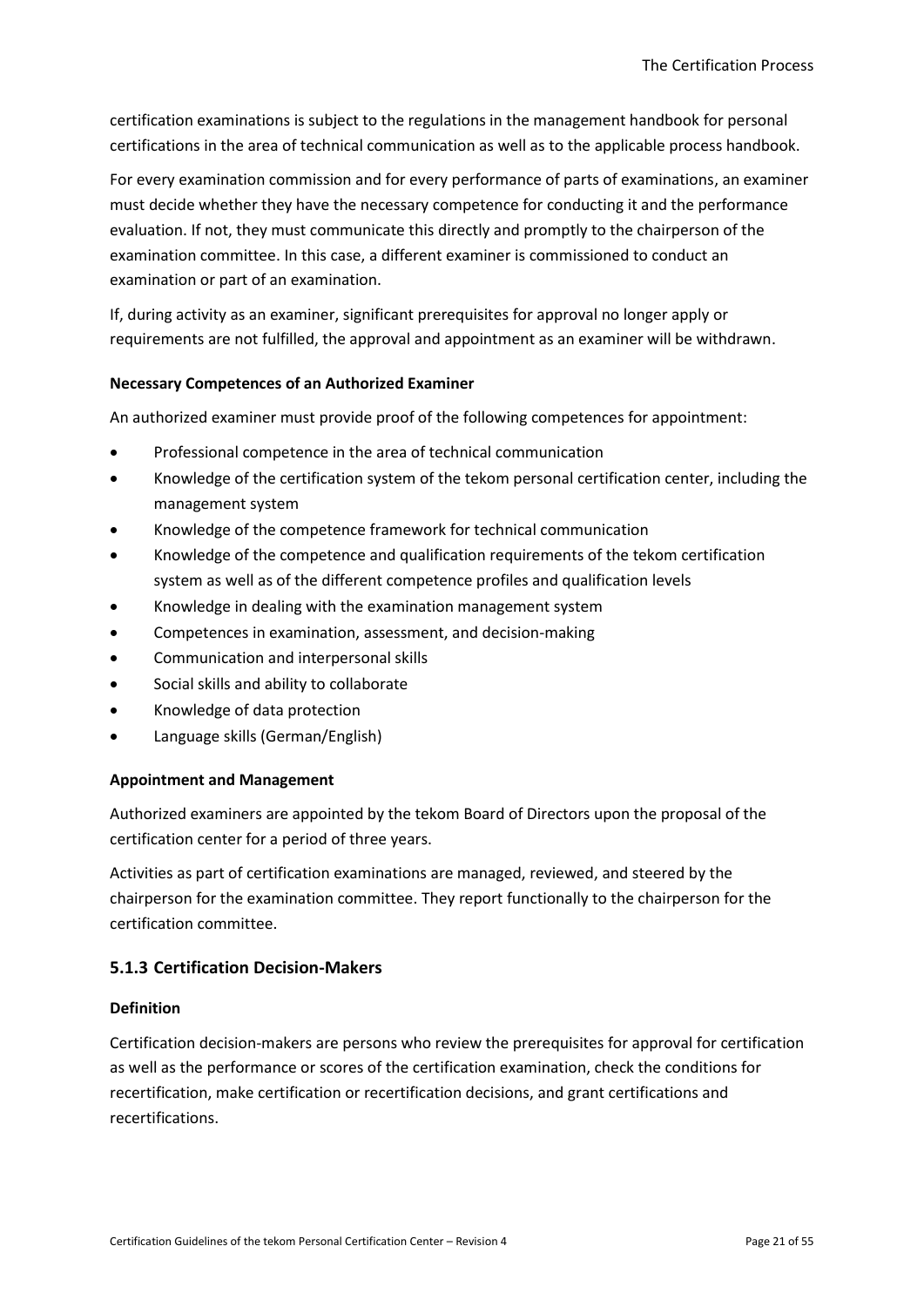certification examinations is subject to the regulations in the management handbook for personal certifications in the area of technical communication as well as to the applicable process handbook.

For every examination commission and for every performance of parts of examinations, an examiner must decide whether they have the necessary competence for conducting it and the performance evaluation. If not, they must communicate this directly and promptly to the chairperson of the examination committee. In this case, a different examiner is commissioned to conduct an examination or part of an examination.

If, during activity as an examiner, significant prerequisites for approval no longer apply or requirements are not fulfilled, the approval and appointment as an examiner will be withdrawn.

**Necessary Competences of an Authorized Examiner**

An authorized examiner must provide proof of the following competences for appointment:

- Professional competence in the area of technical communication
- Knowledge of the certification system of the tekom personal certification center, including the management system
- Knowledge of the competence framework for technical communication
- Knowledge of the competence and qualification requirements of the tekom certification system as well as of the different competence profiles and qualification levels
- Knowledge in dealing with the examination management system
- Competences in examination, assessment, and decision-making
- Communication and interpersonal skills
- Social skills and ability to collaborate
- Knowledge of data protection
- Language skills (German/English)

**Appointment and Management**

Authorized examiners are appointed by the tekom Board of Directors upon the proposal of the certification center for a period of three years.

Activities as part of certification examinations are managed, reviewed, and steered by the chairperson for the examination committee. They report functionally to the chairperson for the certification committee.

### 5.1.3 Certification Decision-Makers

**Definition**

Certification decision-makers are persons who review the prerequisites for approval for certification as well as the performance or scores of the certification examination, check the conditions for recertification, make certification or recertification decisions, and grant certifications and recertifications.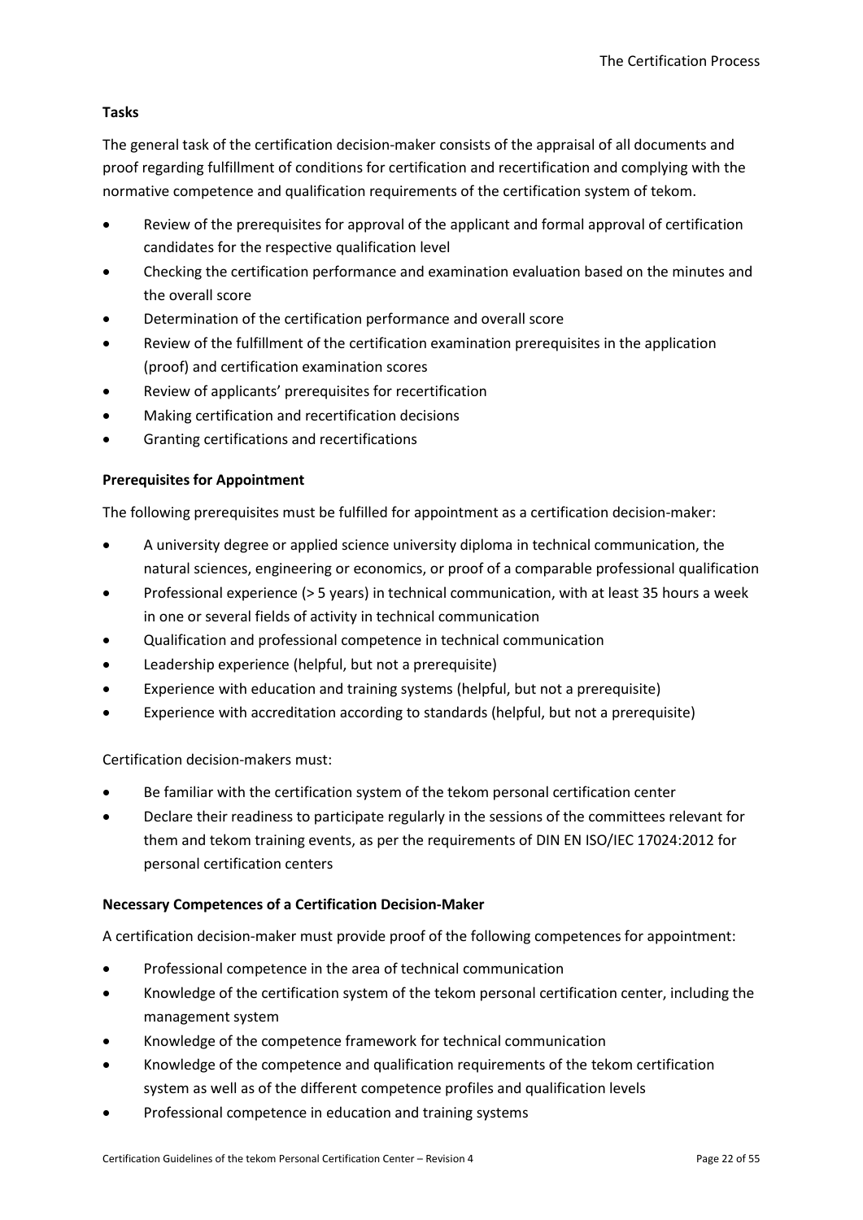**Tasks**

The general task of the certification decision-maker consists of the appraisal of all documents and proof regarding fulfillment of conditions for certification and recertification and complying with the normative competence and qualification requirements of the certification system of tekom.

- Review of the prerequisites for approval of the applicant and formal approval of certification candidates for the respective qualification level
- Checking the certification performance and examination evaluation based on the minutes and the overall score
- Determination of the certification performance and overall score
- Review of the fulfillment of the certification examination prerequisites in the application (proof) and certification examination scores
- Review of applicants' prerequisites for recertification
- Making certification and recertification decisions
- Granting certifications and recertifications

**Prerequisites for Appointment**

The following prerequisites must be fulfilled for appointment as a certification decision-maker:

- A university degree or applied science university diploma in technical communication, the natural sciences, engineering or economics, or proof of a comparable professional qualification
- Professional experience (> 5 years) in technical communication, with at least 35 hours a week in one or several fields of activity in technical communication
- Qualification and professional competence in technical communication
- Leadership experience (helpful, but not a prerequisite)
- Experience with education and training systems (helpful, but not a prerequisite)
- Experience with accreditation according to standards (helpful, but not a prerequisite)

Certification decision-makers must:

- Be familiar with the certification system of the tekom personal certification center
- Declare their readiness to participate regularly in the sessions of the committees relevant for them and tekom training events, as per the requirements of DIN EN ISO/IEC 17024:2012 for personal certification centers

**Necessary Competences of a Certification Decision-Maker**

A certification decision-maker must provide proof of the following competences for appointment:

- Professional competence in the area of technical communication
- Knowledge of the certification system of the tekom personal certification center, including the management system
- Knowledge of the competence framework for technical communication
- Knowledge of the competence and qualification requirements of the tekom certification system as well as of the different competence profiles and qualification levels
- Professional competence in education and training systems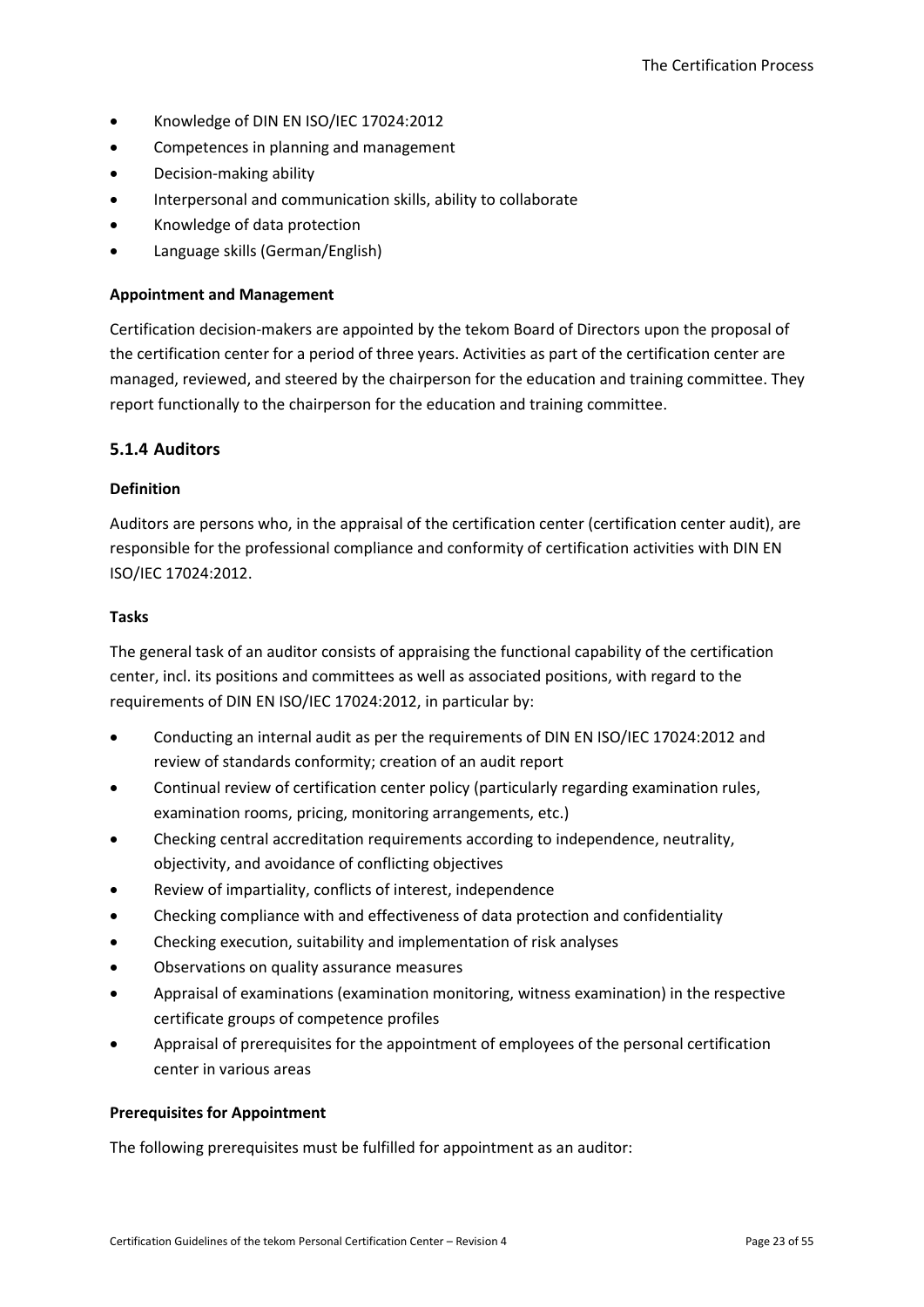- Knowledge of DIN EN ISO/IEC 17024:2012
- Competences in planning and management
- Decision-making ability
- Interpersonal and communication skills, ability to collaborate
- Knowledge of data protection
- Language skills (German/English)

**Appointment and Management**

Certification decision-makers are appointed by the tekom Board of Directors upon the proposal of the certification center for a period of three years. Activities as part of the certification center are managed, reviewed, and steered by the chairperson for the education and training committee. They report functionally to the chairperson for the education and training committee.

### 5.1.4 Auditors

**Definition**

Auditors are persons who, in the appraisal of the certification center (certification center audit), are responsible for the professional compliance and conformity of certification activities with DIN EN ISO/IEC 17024:2012.

**Tasks**

The general task of an auditor consists of appraising the functional capability of the certification center, incl. its positions and committees as well as associated positions, with regard to the requirements of DIN EN ISO/IEC 17024:2012, in particular by:

- Conducting an internal audit as per the requirements of DIN EN ISO/IEC 17024:2012 and review of standards conformity; creation of an audit report
- Continual review of certification center policy (particularly regarding examination rules, examination rooms, pricing, monitoring arrangements, etc.)
- Checking central accreditation requirements according to independence, neutrality, objectivity, and avoidance of conflicting objectives
- Review of impartiality, conflicts of interest, independence
- Checking compliance with and effectiveness of data protection and confidentiality
- Checking execution, suitability and implementation of risk analyses
- Observations on quality assurance measures
- Appraisal of examinations (examination monitoring, witness examination) in the respective certificate groups of competence profiles
- Appraisal of prerequisites for the appointment of employees of the personal certification center in various areas

**Prerequisites for Appointment**

The following prerequisites must be fulfilled for appointment as an auditor: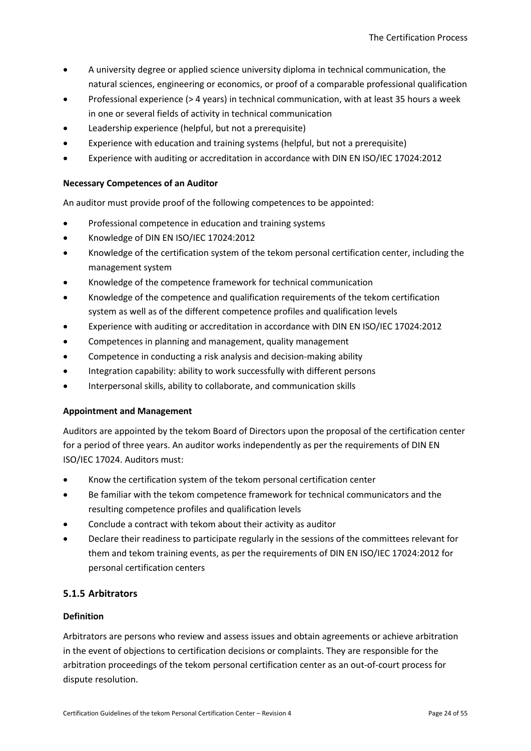- A university degree or applied science university diploma in technical communication, the natural sciences, engineering or economics, or proof of a comparable professional qualification
- Professional experience (> 4 years) in technical communication, with at least 35 hours a week in one or several fields of activity in technical communication
- Leadership experience (helpful, but not a prerequisite)
- Experience with education and training systems (helpful, but not a prerequisite)
- Experience with auditing or accreditation in accordance with DIN EN ISO/IEC 17024:2012

**Necessary Competences of an Auditor**

An auditor must provide proof of the following competences to be appointed:

- Professional competence in education and training systems
- Knowledge of DIN EN ISO/IEC 17024:2012
- Knowledge of the certification system of the tekom personal certification center, including the management system
- Knowledge of the competence framework for technical communication
- Knowledge of the competence and qualification requirements of the tekom certification system as well as of the different competence profiles and qualification levels
- Experience with auditing or accreditation in accordance with DIN EN ISO/IEC 17024:2012
- Competences in planning and management, quality management
- Competence in conducting a risk analysis and decision-making ability
- Integration capability: ability to work successfully with different persons
- Interpersonal skills, ability to collaborate, and communication skills

**Appointment and Management**

Auditors are appointed by the tekom Board of Directors upon the proposal of the certification center for a period of three years. An auditor works independently as per the requirements of DIN EN ISO/IEC 17024. Auditors must:

- Know the certification system of the tekom personal certification center
- Be familiar with the tekom competence framework for technical communicators and the resulting competence profiles and qualification levels
- Conclude a contract with tekom about their activity as auditor
- Declare their readiness to participate regularly in the sessions of the committees relevant for them and tekom training events, as per the requirements of DIN EN ISO/IEC 17024:2012 for personal certification centers

### 5.1.5 Arbitrators

**Definition**

Arbitrators are persons who review and assess issues and obtain agreements or achieve arbitration in the event of objections to certification decisions or complaints. They are responsible for the arbitration proceedings of the tekom personal certification center as an out-of-court process for dispute resolution.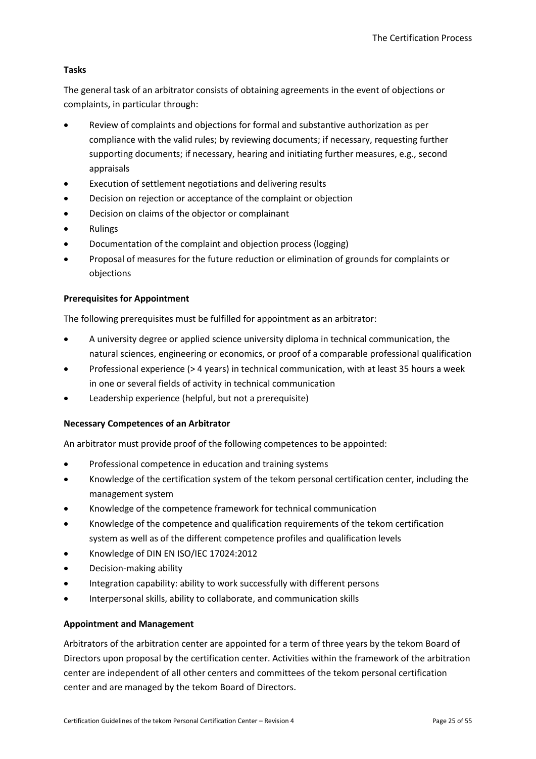**Tasks**

The general task of an arbitrator consists of obtaining agreements in the event of objections or complaints, in particular through:

- Review of complaints and objections for formal and substantive authorization as per compliance with the valid rules; by reviewing documents; if necessary, requesting further supporting documents; if necessary, hearing and initiating further measures, e.g., second appraisals
- Execution of settlement negotiations and delivering results
- Decision on rejection or acceptance of the complaint or objection
- Decision on claims of the objector or complainant
- Rulings
- Documentation of the complaint and objection process (logging)
- Proposal of measures for the future reduction or elimination of grounds for complaints or objections

**Prerequisites for Appointment**

The following prerequisites must be fulfilled for appointment as an arbitrator:

- A university degree or applied science university diploma in technical communication, the natural sciences, engineering or economics, or proof of a comparable professional qualification
- Professional experience (> 4 years) in technical communication, with at least 35 hours a week in one or several fields of activity in technical communication
- Leadership experience (helpful, but not a prerequisite)

**Necessary Competences of an Arbitrator**

An arbitrator must provide proof of the following competences to be appointed:

- Professional competence in education and training systems
- Knowledge of the certification system of the tekom personal certification center, including the management system
- Knowledge of the competence framework for technical communication
- Knowledge of the competence and qualification requirements of the tekom certification system as well as of the different competence profiles and qualification levels
- Knowledge of DIN EN ISO/IEC 17024:2012
- Decision-making ability
- Integration capability: ability to work successfully with different persons
- Interpersonal skills, ability to collaborate, and communication skills

**Appointment and Management**

Arbitrators of the arbitration center are appointed for a term of three years by the tekom Board of Directors upon proposal by the certification center. Activities within the framework of the arbitration center are independent of all other centers and committees of the tekom personal certification center and are managed by the tekom Board of Directors.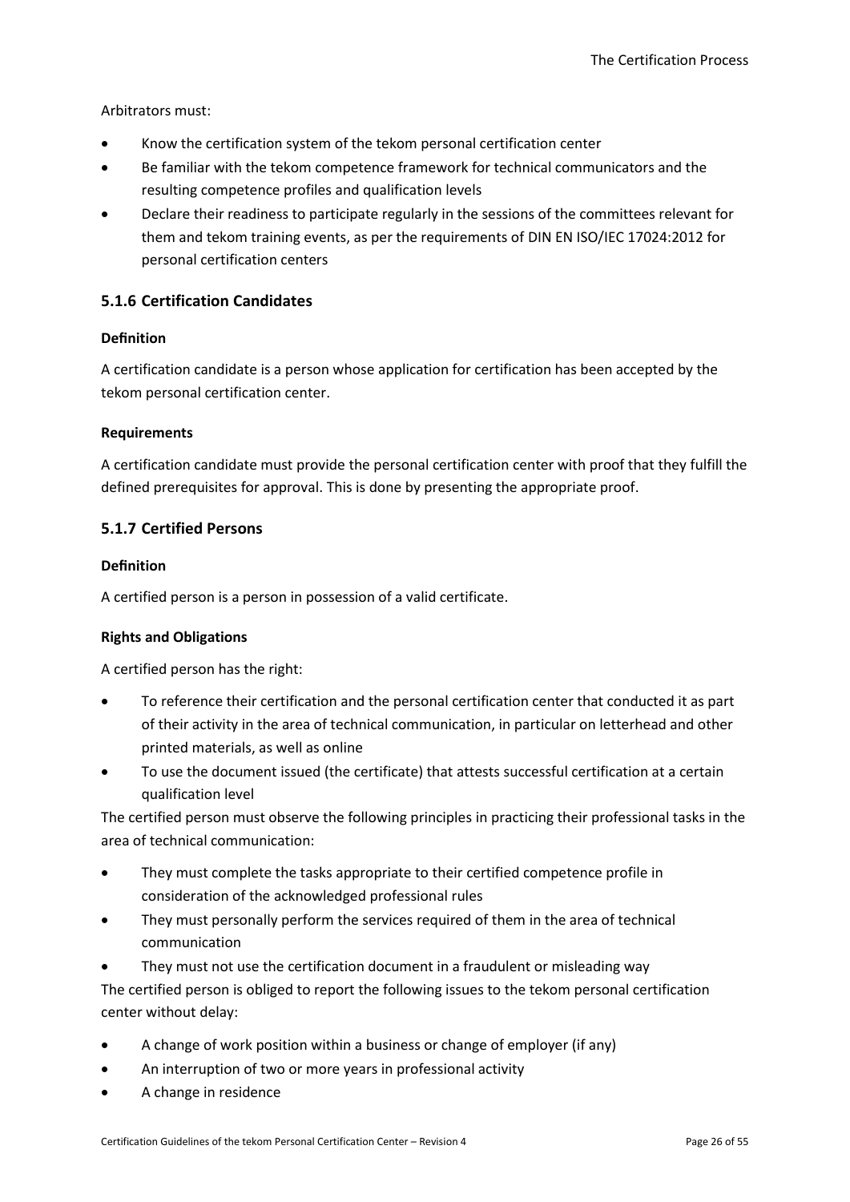Arbitrators must:

- Know the certification system of the tekom personal certification center
- Be familiar with the tekom competence framework for technical communicators and the resulting competence profiles and qualification levels
- Declare their readiness to participate regularly in the sessions of the committees relevant for them and tekom training events, as per the requirements of DIN EN ISO/IEC 17024:2012 for personal certification centers

### 5.1.6 Certification Candidates

**Definition**

A certification candidate is a person whose application for certification has been accepted by the tekom personal certification center.

**Requirements**

A certification candidate must provide the personal certification center with proof that they fulfill the defined prerequisites for approval. This is done by presenting the appropriate proof.

### 5.1.7 Certified Persons

**Definition**

A certified person is a person in possession of a valid certificate.

**Rights and Obligations**

A certified person has the right:

- To reference their certification and the personal certification center that conducted it as part of their activity in the area of technical communication, in particular on letterhead and other printed materials, as well as online
- To use the document issued (the certificate) that attests successful certification at a certain qualification level

The certified person must observe the following principles in practicing their professional tasks in the area of technical communication:

- They must complete the tasks appropriate to their certified competence profile in consideration of the acknowledged professional rules
- They must personally perform the services required of them in the area of technical communication
- They must not use the certification document in a fraudulent or misleading way

The certified person is obliged to report the following issues to the tekom personal certification center without delay:

- A change of work position within a business or change of employer (if any)
- An interruption of two or more years in professional activity
- A change in residence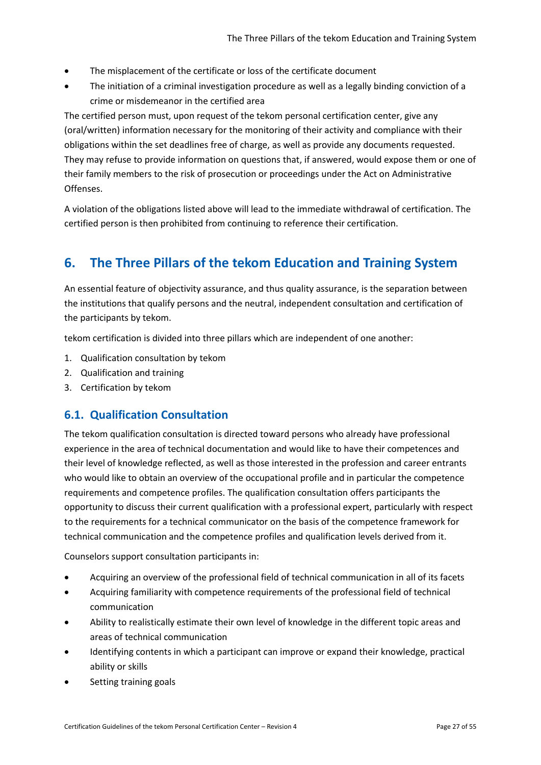- The misplacement of the certificate or loss of the certificate document
- The initiation of a criminal investigation procedure as well as a legally binding conviction of a crime or misdemeanor in the certified area

The certified person must, upon request of the tekom personal certification center, give any (oral/written) information necessary for the monitoring of their activity and compliance with their obligations within the set deadlines free of charge, as well as provide any documents requested. They may refuse to provide information on questions that, if answered, would expose them or one of their family members to the risk of prosecution or proceedings under the Act on Administrative Offenses.

A violation of the obligations listed above will lead to the immediate withdrawal of certification. The certified person is then prohibited from continuing to reference their certification.

## 6. The Three Pillars of the tekom Education and Training System

An essential feature of objectivity assurance, and thus quality assurance, is the separation between the institutions that qualify persons and the neutral, independent consultation and certification of the participants by tekom.

tekom certification is divided into three pillars which are independent of one another:

1. Qualification consultation by tekom
2. Qualification and training
3. Certification by tekom

### 6.1. Qualification Consultation

The tekom qualification consultation is directed toward persons who already have professional experience in the area of technical documentation and would like to have their competences and their level of knowledge reflected, as well as those interested in the profession and career entrants who would like to obtain an overview of the occupational profile and in particular the competence requirements and competence profiles. The qualification consultation offers participants the opportunity to discuss their current qualification with a professional expert, particularly with respect to the requirements for a technical communicator on the basis of the competence framework for technical communication and the competence profiles and qualification levels derived from it.

Counselors support consultation participants in:

- Acquiring an overview of the professional field of technical communication in all of its facets
- Acquiring familiarity with competence requirements of the professional field of technical communication
- Ability to realistically estimate their own level of knowledge in the different topic areas and areas of technical communication
- Identifying contents in which a participant can improve or expand their knowledge, practical ability or skills
- Setting training goals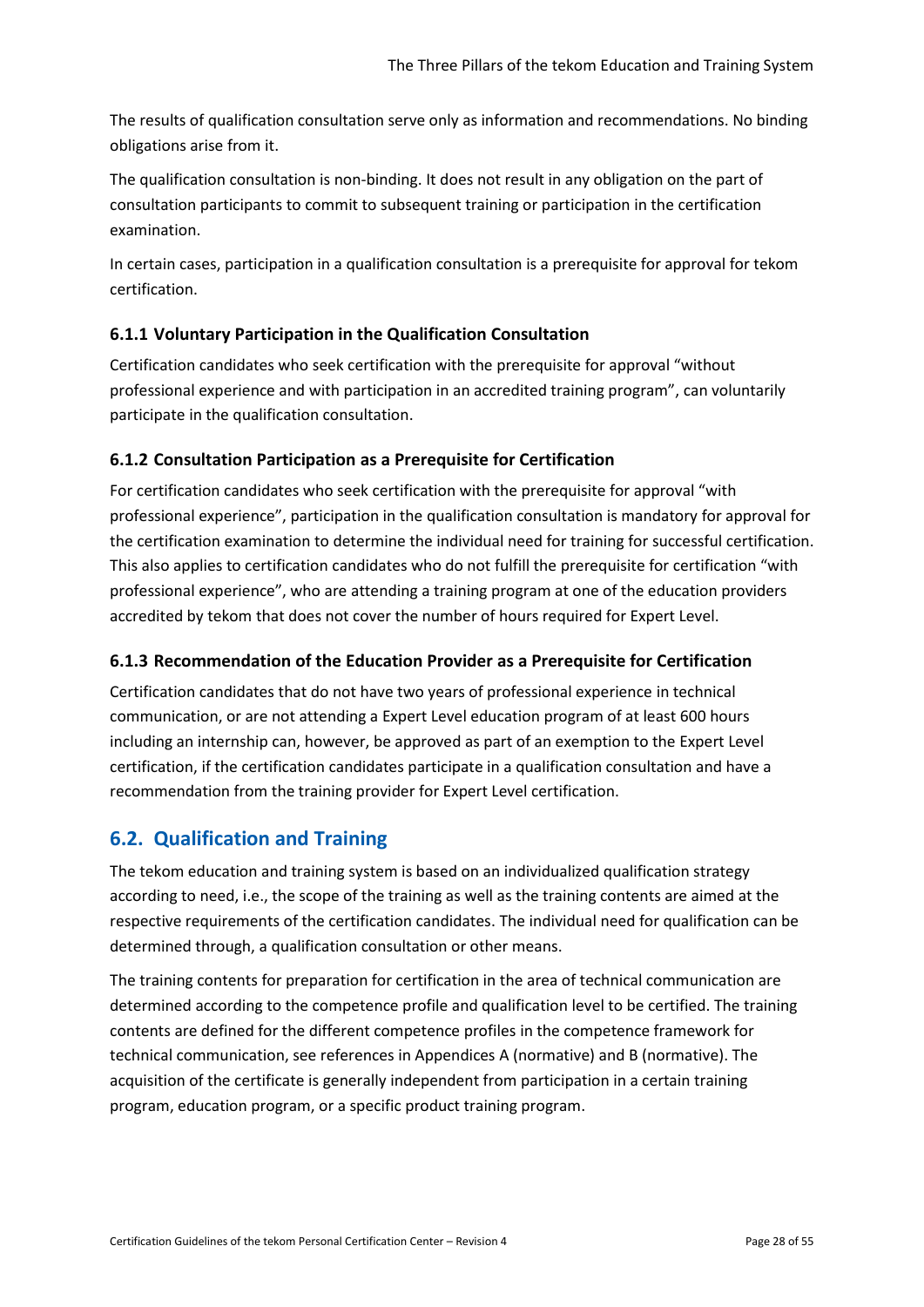The results of qualification consultation serve only as information and recommendations. No binding obligations arise from it.

The qualification consultation is non-binding. It does not result in any obligation on the part of consultation participants to commit to subsequent training or participation in the certification examination.

In certain cases, participation in a qualification consultation is a prerequisite for approval for tekom certification.

### 6.1.1 Voluntary Participation in the Qualification Consultation

Certification candidates who seek certification with the prerequisite for approval "without professional experience and with participation in an accredited training program", can voluntarily participate in the qualification consultation.

### 6.1.2 Consultation Participation as a Prerequisite for Certification

For certification candidates who seek certification with the prerequisite for approval "with professional experience", participation in the qualification consultation is mandatory for approval for the certification examination to determine the individual need for training for successful certification. This also applies to certification candidates who do not fulfill the prerequisite for certification "with professional experience", who are attending a training program at one of the education providers accredited by tekom that does not cover the number of hours required for Expert Level.

### 6.1.3 Recommendation of the Education Provider as a Prerequisite for Certification

Certification candidates that do not have two years of professional experience in technical communication, or are not attending a Expert Level education program of at least 600 hours including an internship can, however, be approved as part of an exemption to the Expert Level certification, if the certification candidates participate in a qualification consultation and have a recommendation from the training provider for Expert Level certification.

## 6.2. Qualification and Training

The tekom education and training system is based on an individualized qualification strategy according to need, i.e., the scope of the training as well as the training contents are aimed at the respective requirements of the certification candidates. The individual need for qualification can be determined through, a qualification consultation or other means.

The training contents for preparation for certification in the area of technical communication are determined according to the competence profile and qualification level to be certified. The training contents are defined for the different competence profiles in the competence framework for technical communication, see references in Appendices A (normative) and B (normative). The acquisition of the certificate is generally independent from participation in a certain training program, education program, or a specific product training program.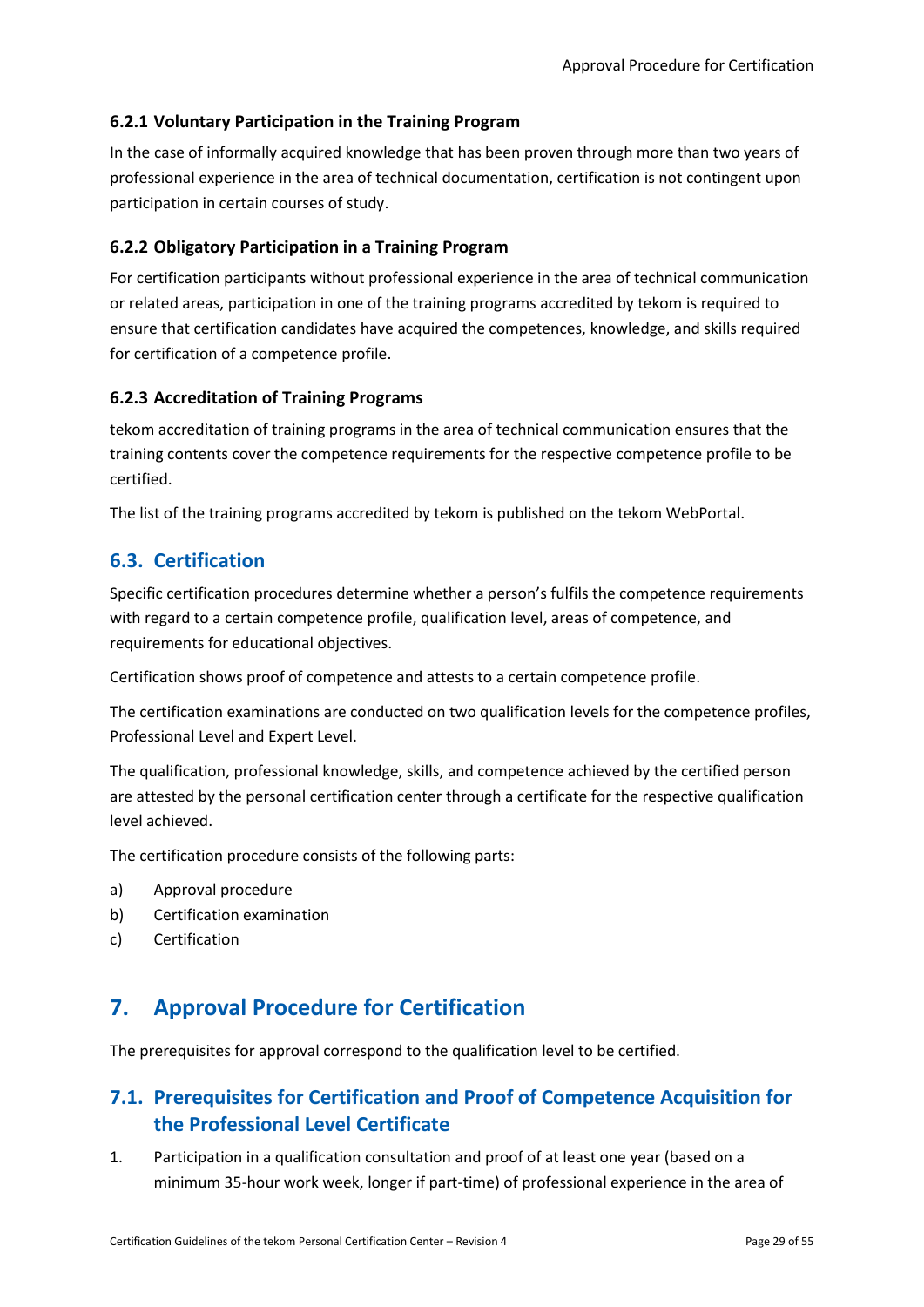#### 6.2.1 Voluntary Participation in the Training Program

In the case of informally acquired knowledge that has been proven through more than two years of professional experience in the area of technical documentation, certification is not contingent upon participation in certain courses of study.

#### 6.2.2 Obligatory Participation in a Training Program

For certification participants without professional experience in the area of technical communication or related areas, participation in one of the training programs accredited by tekom is required to ensure that certification candidates have acquired the competences, knowledge, and skills required for certification of a competence profile.

#### 6.2.3 Accreditation of Training Programs

tekom accreditation of training programs in the area of technical communication ensures that the training contents cover the competence requirements for the respective competence profile to be certified.

The list of the training programs accredited by tekom is published on the tekom WebPortal.

### 6.3. Certification

Specific certification procedures determine whether a person's fulfils the competence requirements with regard to a certain competence profile, qualification level, areas of competence, and requirements for educational objectives.

Certification shows proof of competence and attests to a certain competence profile.

The certification examinations are conducted on two qualification levels for the competence profiles, Professional Level and Expert Level.

The qualification, professional knowledge, skills, and competence achieved by the certified person are attested by the personal certification center through a certificate for the respective qualification level achieved.

The certification procedure consists of the following parts:

a) Approval procedure
b) Certification examination
c) Certification

## 7. Approval Procedure for Certification

The prerequisites for approval correspond to the qualification level to be certified.

### 7.1. Prerequisites for Certification and Proof of Competence Acquisition for the Professional Level Certificate

1. Participation in a qualification consultation and proof of at least one year (based on a minimum 35-hour work week, longer if part-time) of professional experience in the area of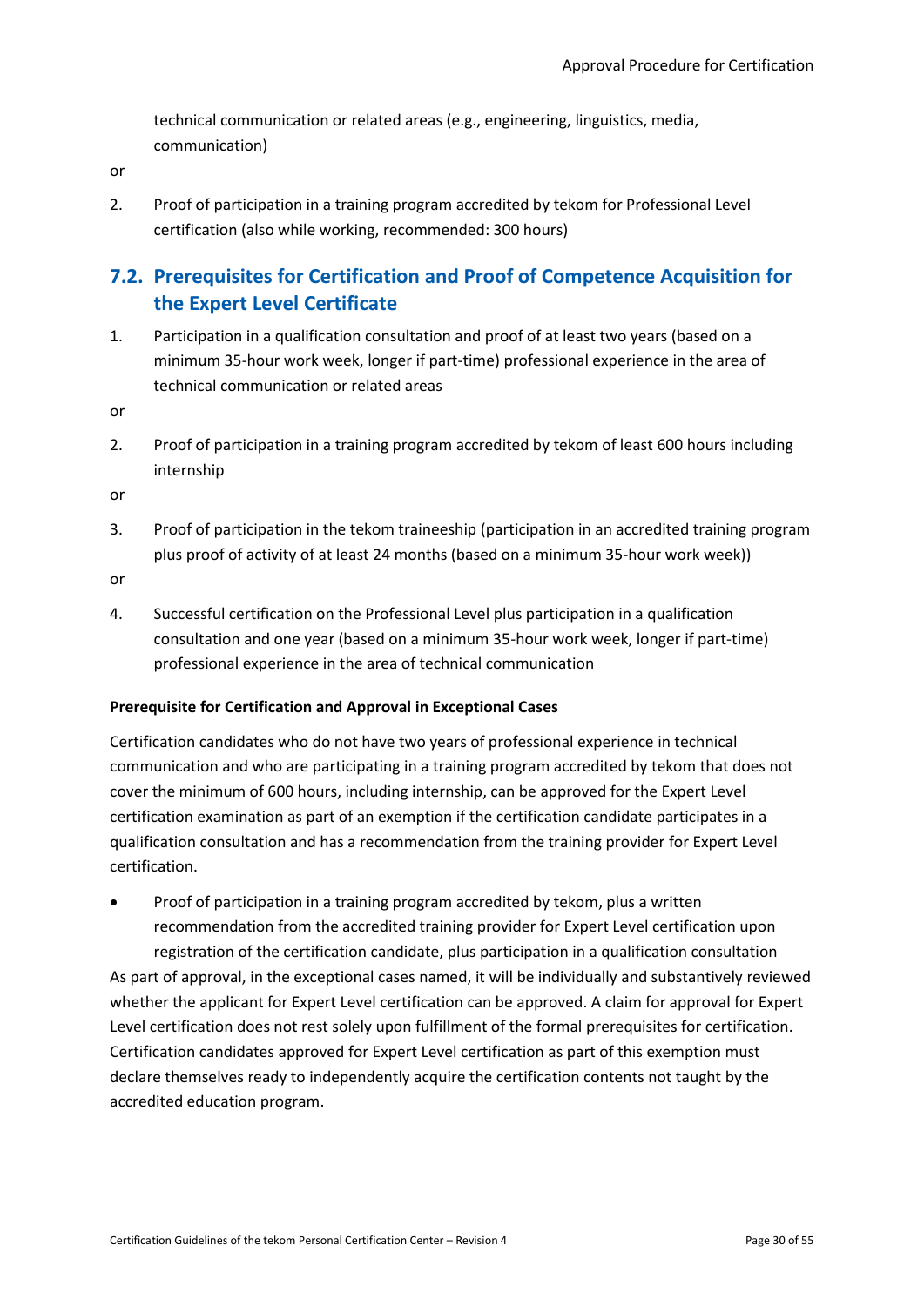technical communication or related areas (e.g., engineering, linguistics, media, communication)

or

2. Proof of participation in a training program accredited by tekom for Professional Level certification (also while working, recommended: 300 hours)

## 7.2. Prerequisites for Certification and Proof of Competence Acquisition for the Expert Level Certificate

1. Participation in a qualification consultation and proof of at least two years (based on a minimum 35-hour work week, longer if part-time) professional experience in the area of technical communication or related areas

or

2. Proof of participation in a training program accredited by tekom of least 600 hours including internship

or

3. Proof of participation in the tekom traineeship (participation in an accredited training program plus proof of activity of at least 24 months (based on a minimum 35-hour work week))

or

4. Successful certification on the Professional Level plus participation in a qualification consultation and one year (based on a minimum 35-hour work week, longer if part-time) professional experience in the area of technical communication

**Prerequisite for Certification and Approval in Exceptional Cases**

Certification candidates who do not have two years of professional experience in technical communication and who are participating in a training program accredited by tekom that does not cover the minimum of 600 hours, including internship, can be approved for the Expert Level certification examination as part of an exemption if the certification candidate participates in a qualification consultation and has a recommendation from the training provider for Expert Level certification.

- Proof of participation in a training program accredited by tekom, plus a written recommendation from the accredited training provider for Expert Level certification upon registration of the certification candidate, plus participation in a qualification consultation

As part of approval, in the exceptional cases named, it will be individually and substantively reviewed whether the applicant for Expert Level certification can be approved. A claim for approval for Expert Level certification does not rest solely upon fulfillment of the formal prerequisites for certification. Certification candidates approved for Expert Level certification as part of this exemption must declare themselves ready to independently acquire the certification contents not taught by the accredited education program.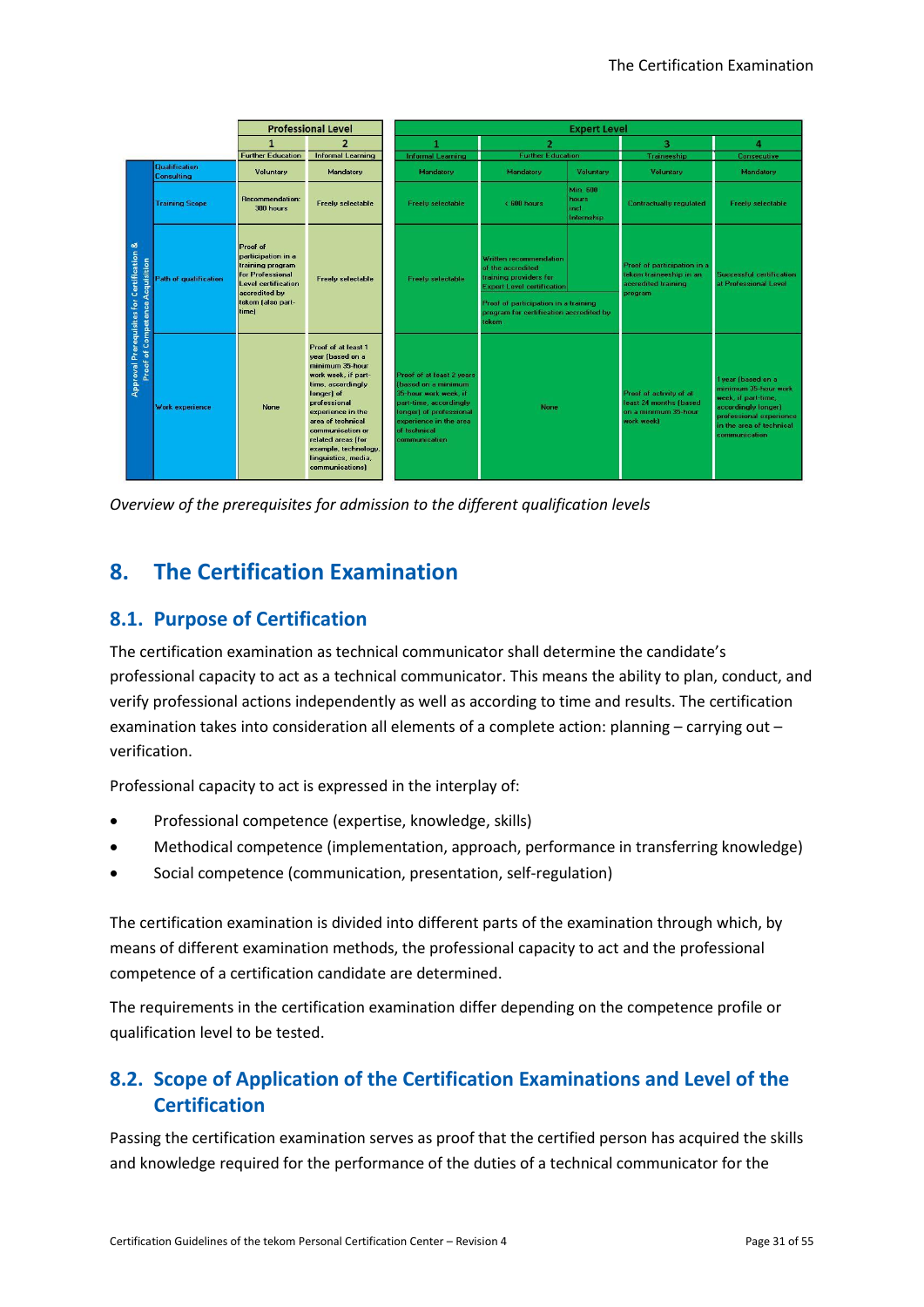| Approval Prerequisites for Certification & Proof of Competence Acquisition | Professional Level | | Expert Level | | | | |
|---|---|---|---|---|---|---|---|
| | 1 | 2 | 1 | 2 | | 3 | 4 |
| | Further Education | Informal Learning | Informal Learning | Further Education | | Traineeship | Consecutive |
| Qualification Consulting | Voluntary | Mandatory | Mandatory | Mandatory | Voluntary | Voluntary | Mandatory |
| Training Scope | Recommendation: 300 hours | Freely selectable | Freely selectable | < 600 hours | Min. 600 hours incl. Internship | Contractually regulated | Freely selectable |
| Path of qualification | Proof of participation in a training program for Professional Level certification accredited by tekom (also part-time) | Freely selectable | Freely selectable | Written recommendation of the accredited training providers for Expert Level certification / Proof of participation in a training program for certification accredited by tekom | Proof of participation in a training program for certification accredited by tekom | Proof of participation in a tekom traineeship in an accredited training program | Successful certification at Professional Level |
| Work experience | None | Proof of at least 1 year (based on a minimum 35-hour work week, if part-time, accordingly longer) of professional experience in the area of technical communication or related areas (for example, technology, linguistics, media, communications) | Proof of at least 2 years (based on a minimum 35-hour work week, if part-time, accordingly longer) of professional experience in the area of technical communication | None | None | Proof of activity of at least 24 months (based on a minimum 35-hour work week) | 1 year (based on a minimum 35-hour work week, if part-time, accordingly longer) professional experience in the area of technical communication |

*Overview of the prerequisites for admission to the different qualification levels*

# 8. The Certification Examination

## 8.1. Purpose of Certification

The certification examination as technical communicator shall determine the candidate's professional capacity to act as a technical communicator. This means the ability to plan, conduct, and verify professional actions independently as well as according to time and results. The certification examination takes into consideration all elements of a complete action: planning – carrying out – verification.

Professional capacity to act is expressed in the interplay of:

- Professional competence (expertise, knowledge, skills)
- Methodical competence (implementation, approach, performance in transferring knowledge)
- Social competence (communication, presentation, self-regulation)

The certification examination is divided into different parts of the examination through which, by means of different examination methods, the professional capacity to act and the professional competence of a certification candidate are determined.

The requirements in the certification examination differ depending on the competence profile or qualification level to be tested.

## 8.2. Scope of Application of the Certification Examinations and Level of the Certification

Passing the certification examination serves as proof that the certified person has acquired the skills and knowledge required for the performance of the duties of a technical communicator for the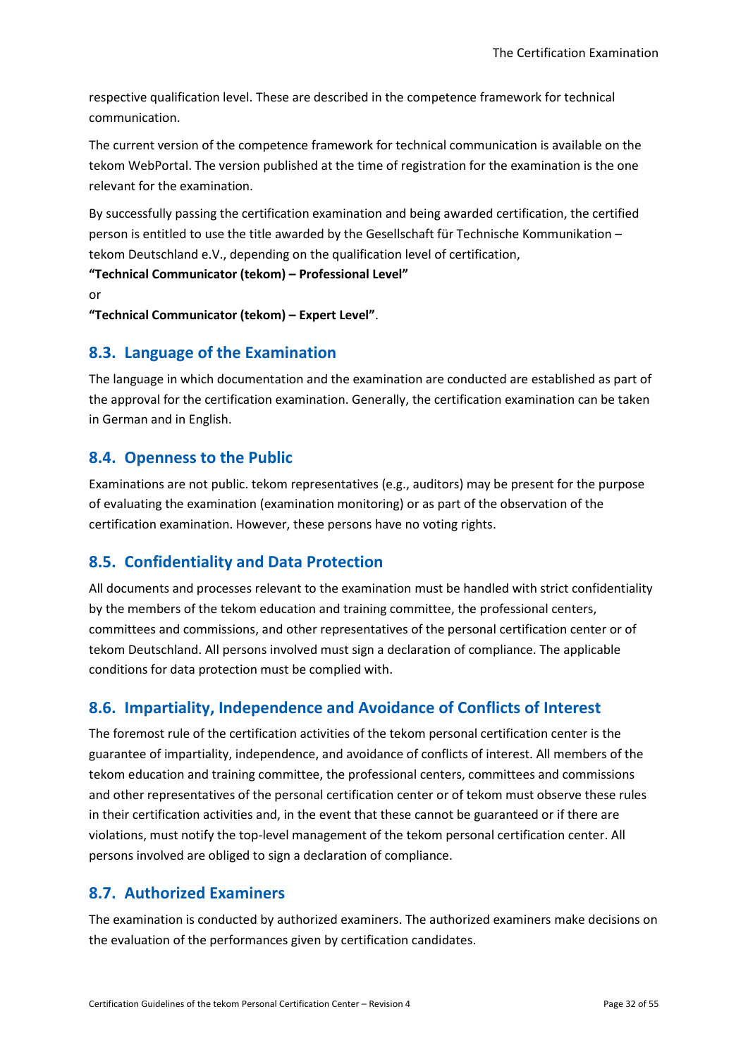respective qualification level. These are described in the competence framework for technical communication.

The current version of the competence framework for technical communication is available on the tekom WebPortal. The version published at the time of registration for the examination is the one relevant for the examination.

By successfully passing the certification examination and being awarded certification, the certified person is entitled to use the title awarded by the Gesellschaft für Technische Kommunikation – tekom Deutschland e.V., depending on the qualification level of certification,
**"Technical Communicator (tekom) – Professional Level"**
or
**"Technical Communicator (tekom) – Expert Level"**.

## 8.3. Language of the Examination

The language in which documentation and the examination are conducted are established as part of the approval for the certification examination. Generally, the certification examination can be taken in German and in English.

## 8.4. Openness to the Public

Examinations are not public. tekom representatives (e.g., auditors) may be present for the purpose of evaluating the examination (examination monitoring) or as part of the observation of the certification examination. However, these persons have no voting rights.

## 8.5. Confidentiality and Data Protection

All documents and processes relevant to the examination must be handled with strict confidentiality by the members of the tekom education and training committee, the professional centers, committees and commissions, and other representatives of the personal certification center or of tekom Deutschland. All persons involved must sign a declaration of compliance. The applicable conditions for data protection must be complied with.

## 8.6. Impartiality, Independence and Avoidance of Conflicts of Interest

The foremost rule of the certification activities of the tekom personal certification center is the guarantee of impartiality, independence, and avoidance of conflicts of interest. All members of the tekom education and training committee, the professional centers, committees and commissions and other representatives of the personal certification center or of tekom must observe these rules in their certification activities and, in the event that these cannot be guaranteed or if there are violations, must notify the top-level management of the tekom personal certification center. All persons involved are obliged to sign a declaration of compliance.

## 8.7. Authorized Examiners

The examination is conducted by authorized examiners. The authorized examiners make decisions on the evaluation of the performances given by certification candidates.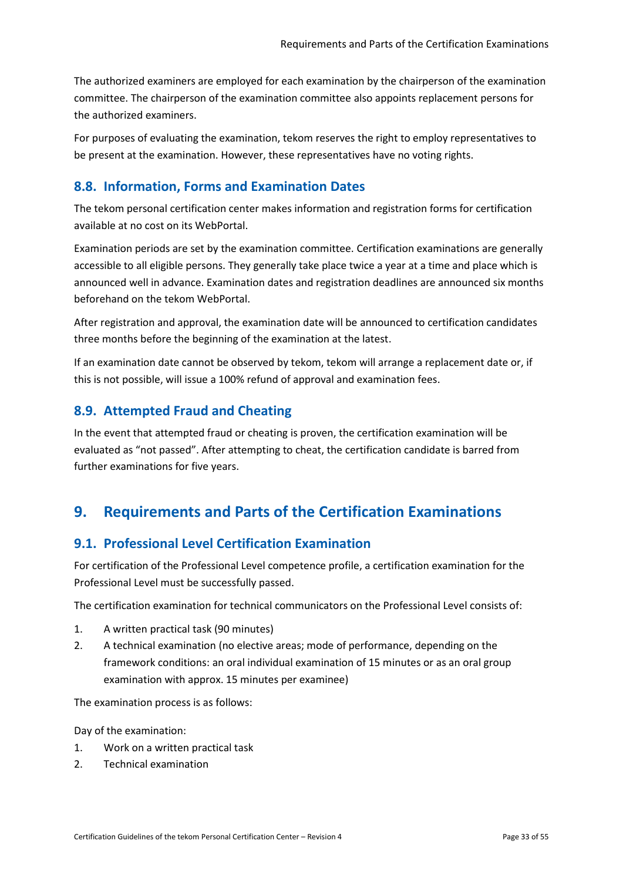The authorized examiners are employed for each examination by the chairperson of the examination committee. The chairperson of the examination committee also appoints replacement persons for the authorized examiners.

For purposes of evaluating the examination, tekom reserves the right to employ representatives to be present at the examination. However, these representatives have no voting rights.

### 8.8. Information, Forms and Examination Dates

The tekom personal certification center makes information and registration forms for certification available at no cost on its WebPortal.

Examination periods are set by the examination committee. Certification examinations are generally accessible to all eligible persons. They generally take place twice a year at a time and place which is announced well in advance. Examination dates and registration deadlines are announced six months beforehand on the tekom WebPortal.

After registration and approval, the examination date will be announced to certification candidates three months before the beginning of the examination at the latest.

If an examination date cannot be observed by tekom, tekom will arrange a replacement date or, if this is not possible, will issue a 100% refund of approval and examination fees.

### 8.9. Attempted Fraud and Cheating

In the event that attempted fraud or cheating is proven, the certification examination will be evaluated as "not passed". After attempting to cheat, the certification candidate is barred from further examinations for five years.

## 9. Requirements and Parts of the Certification Examinations

### 9.1. Professional Level Certification Examination

For certification of the Professional Level competence profile, a certification examination for the Professional Level must be successfully passed.

The certification examination for technical communicators on the Professional Level consists of:

1. A written practical task (90 minutes)
2. A technical examination (no elective areas; mode of performance, depending on the framework conditions: an oral individual examination of 15 minutes or as an oral group examination with approx. 15 minutes per examinee)

The examination process is as follows:

Day of the examination:

1. Work on a written practical task
2. Technical examination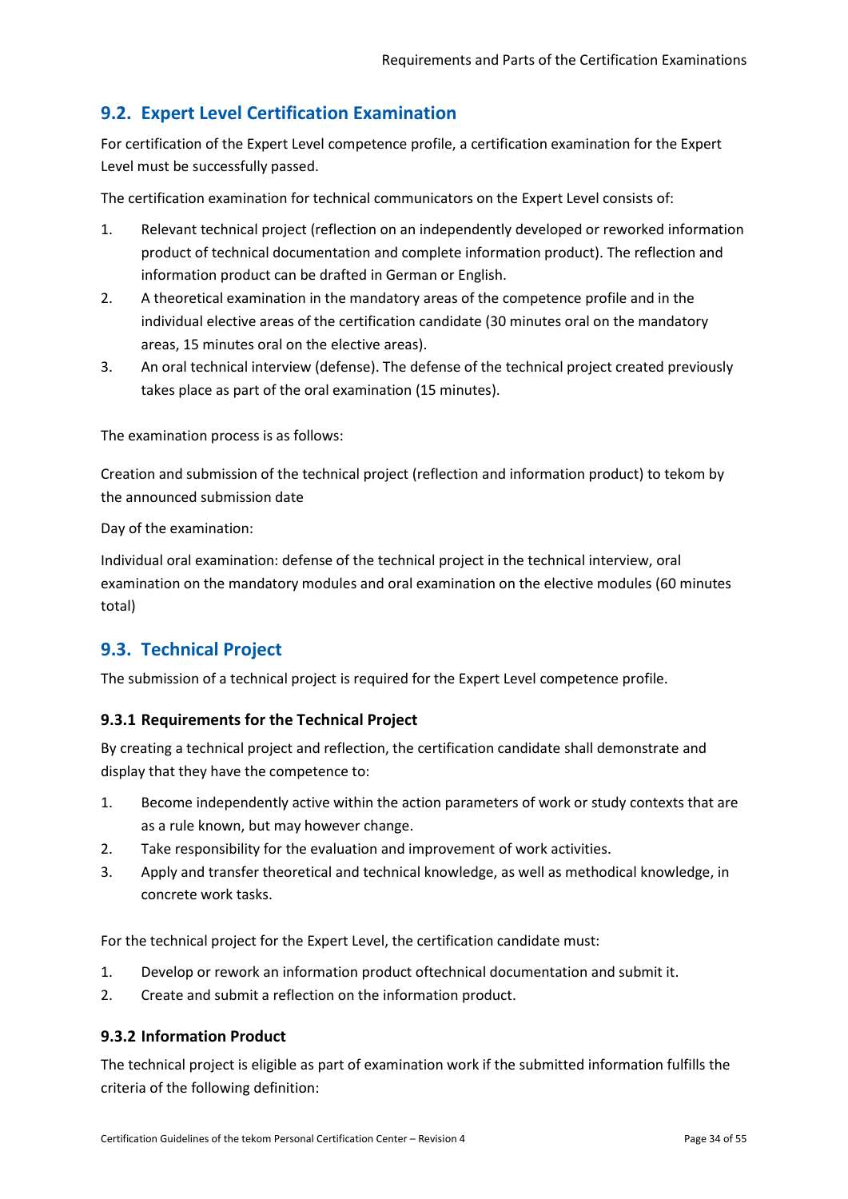## 9.2. Expert Level Certification Examination

For certification of the Expert Level competence profile, a certification examination for the Expert Level must be successfully passed.

The certification examination for technical communicators on the Expert Level consists of:

1. Relevant technical project (reflection on an independently developed or reworked information product of technical documentation and complete information product). The reflection and information product can be drafted in German or English.
2. A theoretical examination in the mandatory areas of the competence profile and in the individual elective areas of the certification candidate (30 minutes oral on the mandatory areas, 15 minutes oral on the elective areas).
3. An oral technical interview (defense). The defense of the technical project created previously takes place as part of the oral examination (15 minutes).

The examination process is as follows:

Creation and submission of the technical project (reflection and information product) to tekom by the announced submission date

Day of the examination:

Individual oral examination: defense of the technical project in the technical interview, oral examination on the mandatory modules and oral examination on the elective modules (60 minutes total)

## 9.3. Technical Project

The submission of a technical project is required for the Expert Level competence profile.

### 9.3.1 Requirements for the Technical Project

By creating a technical project and reflection, the certification candidate shall demonstrate and display that they have the competence to:

1. Become independently active within the action parameters of work or study contexts that are as a rule known, but may however change.
2. Take responsibility for the evaluation and improvement of work activities.
3. Apply and transfer theoretical and technical knowledge, as well as methodical knowledge, in concrete work tasks.

For the technical project for the Expert Level, the certification candidate must:

1. Develop or rework an information product oftechnical documentation and submit it.
2. Create and submit a reflection on the information product.

### 9.3.2 Information Product

The technical project is eligible as part of examination work if the submitted information fulfills the criteria of the following definition: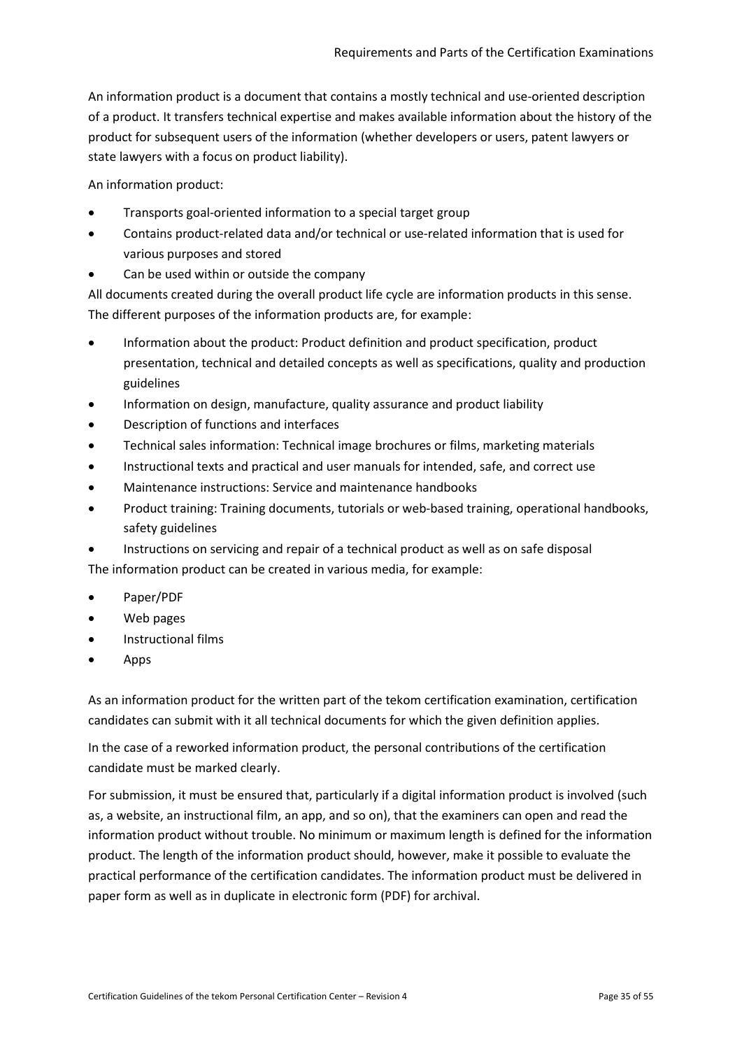An information product is a document that contains a mostly technical and use-oriented description of a product. It transfers technical expertise and makes available information about the history of the product for subsequent users of the information (whether developers or users, patent lawyers or state lawyers with a focus on product liability).

An information product:

- Transports goal-oriented information to a special target group
- Contains product-related data and/or technical or use-related information that is used for various purposes and stored
- Can be used within or outside the company

All documents created during the overall product life cycle are information products in this sense. The different purposes of the information products are, for example:

- Information about the product: Product definition and product specification, product presentation, technical and detailed concepts as well as specifications, quality and production guidelines
- Information on design, manufacture, quality assurance and product liability
- Description of functions and interfaces
- Technical sales information: Technical image brochures or films, marketing materials
- Instructional texts and practical and user manuals for intended, safe, and correct use
- Maintenance instructions: Service and maintenance handbooks
- Product training: Training documents, tutorials or web-based training, operational handbooks, safety guidelines
- Instructions on servicing and repair of a technical product as well as on safe disposal

The information product can be created in various media, for example:

- Paper/PDF
- Web pages
- Instructional films
- Apps

As an information product for the written part of the tekom certification examination, certification candidates can submit with it all technical documents for which the given definition applies.

In the case of a reworked information product, the personal contributions of the certification candidate must be marked clearly.

For submission, it must be ensured that, particularly if a digital information product is involved (such as, a website, an instructional film, an app, and so on), that the examiners can open and read the information product without trouble. No minimum or maximum length is defined for the information product. The length of the information product should, however, make it possible to evaluate the practical performance of the certification candidates. The information product must be delivered in paper form as well as in duplicate in electronic form (PDF) for archival.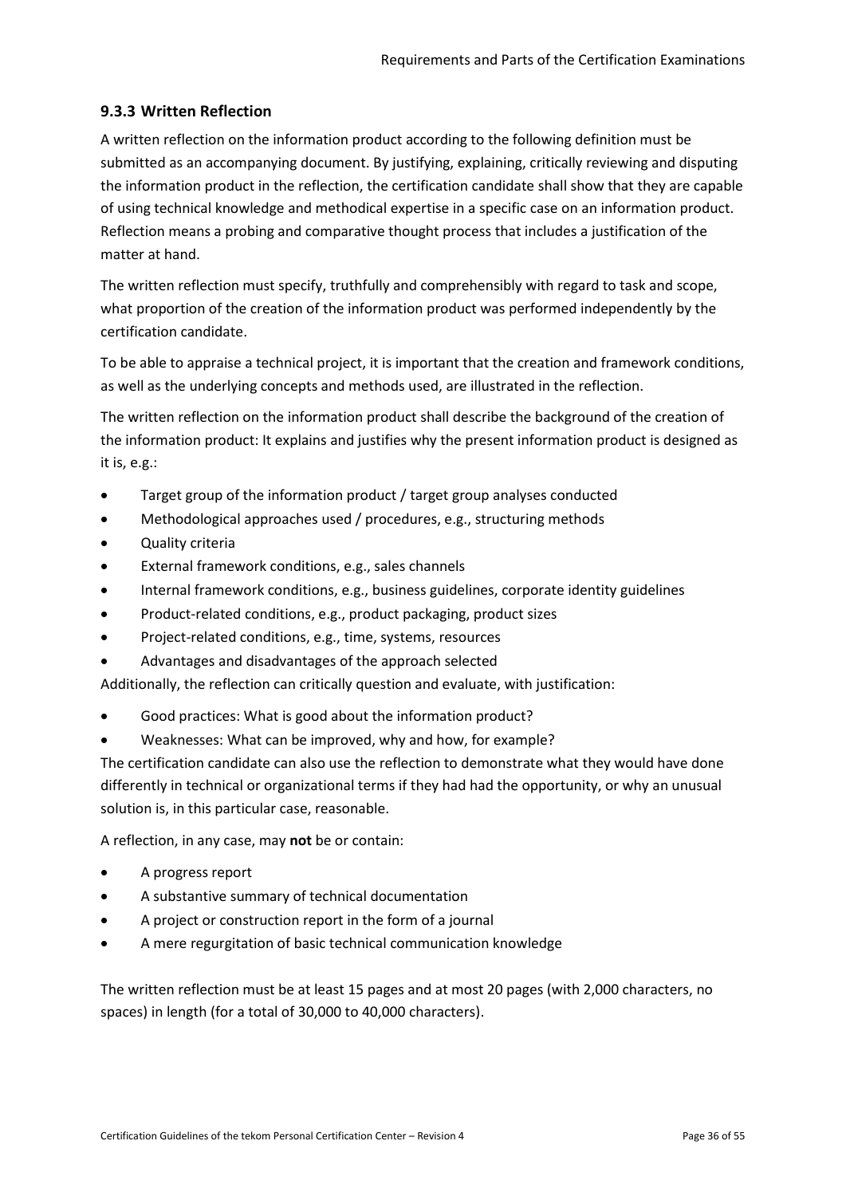### 9.3.3 Written Reflection

A written reflection on the information product according to the following definition must be submitted as an accompanying document. By justifying, explaining, critically reviewing and disputing the information product in the reflection, the certification candidate shall show that they are capable of using technical knowledge and methodical expertise in a specific case on an information product. Reflection means a probing and comparative thought process that includes a justification of the matter at hand.

The written reflection must specify, truthfully and comprehensibly with regard to task and scope, what proportion of the creation of the information product was performed independently by the certification candidate.

To be able to appraise a technical project, it is important that the creation and framework conditions, as well as the underlying concepts and methods used, are illustrated in the reflection.

The written reflection on the information product shall describe the background of the creation of the information product: It explains and justifies why the present information product is designed as it is, e.g.:

- Target group of the information product / target group analyses conducted
- Methodological approaches used / procedures, e.g., structuring methods
- Quality criteria
- External framework conditions, e.g., sales channels
- Internal framework conditions, e.g., business guidelines, corporate identity guidelines
- Product-related conditions, e.g., product packaging, product sizes
- Project-related conditions, e.g., time, systems, resources
- Advantages and disadvantages of the approach selected

Additionally, the reflection can critically question and evaluate, with justification:

- Good practices: What is good about the information product?
- Weaknesses: What can be improved, why and how, for example?

The certification candidate can also use the reflection to demonstrate what they would have done differently in technical or organizational terms if they had had the opportunity, or why an unusual solution is, in this particular case, reasonable.

A reflection, in any case, may **not** be or contain:

- A progress report
- A substantive summary of technical documentation
- A project or construction report in the form of a journal
- A mere regurgitation of basic technical communication knowledge

The written reflection must be at least 15 pages and at most 20 pages (with 2,000 characters, no spaces) in length (for a total of 30,000 to 40,000 characters).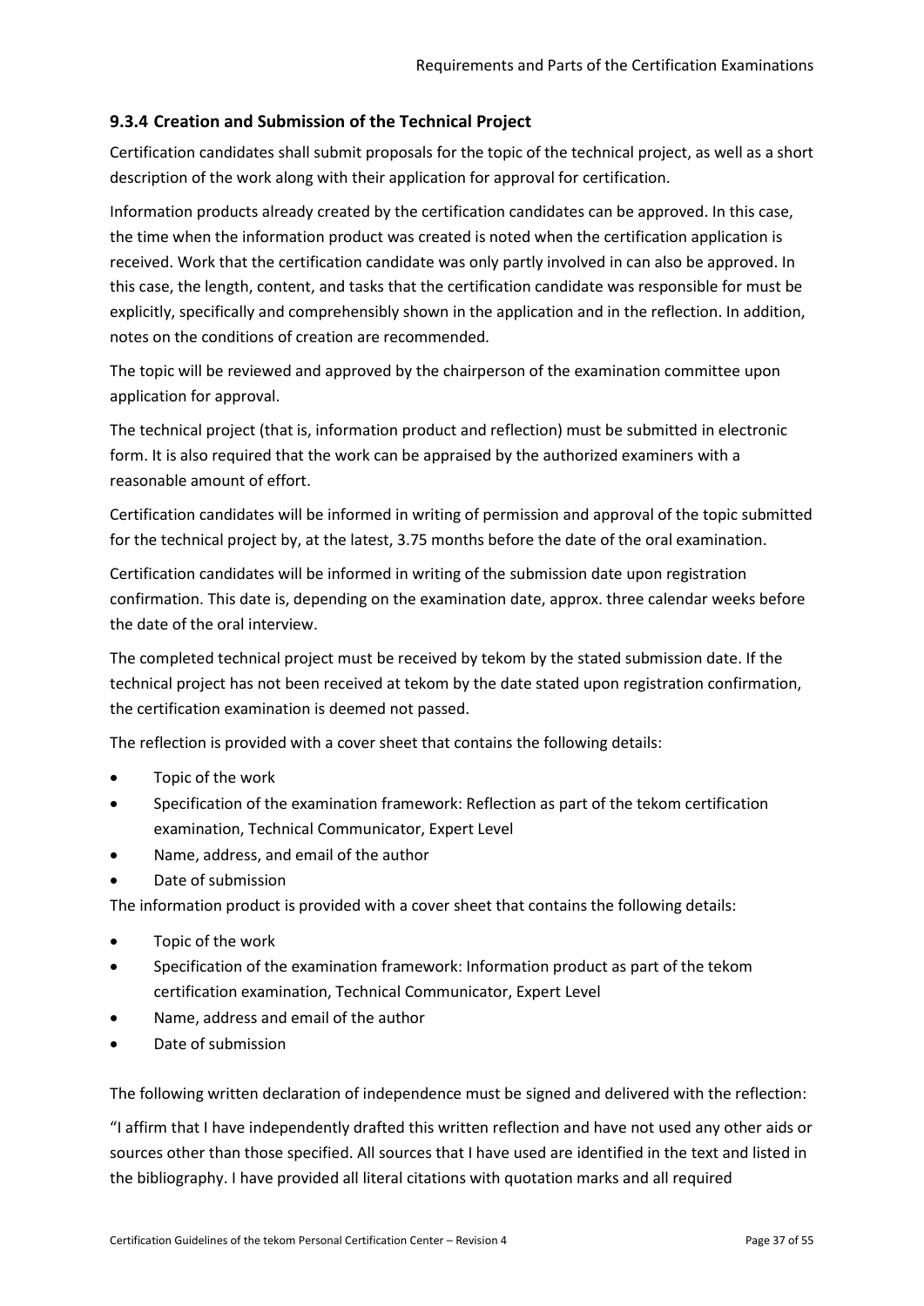### 9.3.4 Creation and Submission of the Technical Project

Certification candidates shall submit proposals for the topic of the technical project, as well as a short description of the work along with their application for approval for certification.

Information products already created by the certification candidates can be approved. In this case, the time when the information product was created is noted when the certification application is received. Work that the certification candidate was only partly involved in can also be approved. In this case, the length, content, and tasks that the certification candidate was responsible for must be explicitly, specifically and comprehensibly shown in the application and in the reflection. In addition, notes on the conditions of creation are recommended.

The topic will be reviewed and approved by the chairperson of the examination committee upon application for approval.

The technical project (that is, information product and reflection) must be submitted in electronic form. It is also required that the work can be appraised by the authorized examiners with a reasonable amount of effort.

Certification candidates will be informed in writing of permission and approval of the topic submitted for the technical project by, at the latest, 3.75 months before the date of the oral examination.

Certification candidates will be informed in writing of the submission date upon registration confirmation. This date is, depending on the examination date, approx. three calendar weeks before the date of the oral interview.

The completed technical project must be received by tekom by the stated submission date. If the technical project has not been received at tekom by the date stated upon registration confirmation, the certification examination is deemed not passed.

The reflection is provided with a cover sheet that contains the following details:

- Topic of the work
- Specification of the examination framework: Reflection as part of the tekom certification examination, Technical Communicator, Expert Level
- Name, address, and email of the author
- Date of submission

The information product is provided with a cover sheet that contains the following details:

- Topic of the work
- Specification of the examination framework: Information product as part of the tekom certification examination, Technical Communicator, Expert Level
- Name, address and email of the author
- Date of submission

The following written declaration of independence must be signed and delivered with the reflection:

"I affirm that I have independently drafted this written reflection and have not used any other aids or sources other than those specified. All sources that I have used are identified in the text and listed in the bibliography. I have provided all literal citations with quotation marks and all required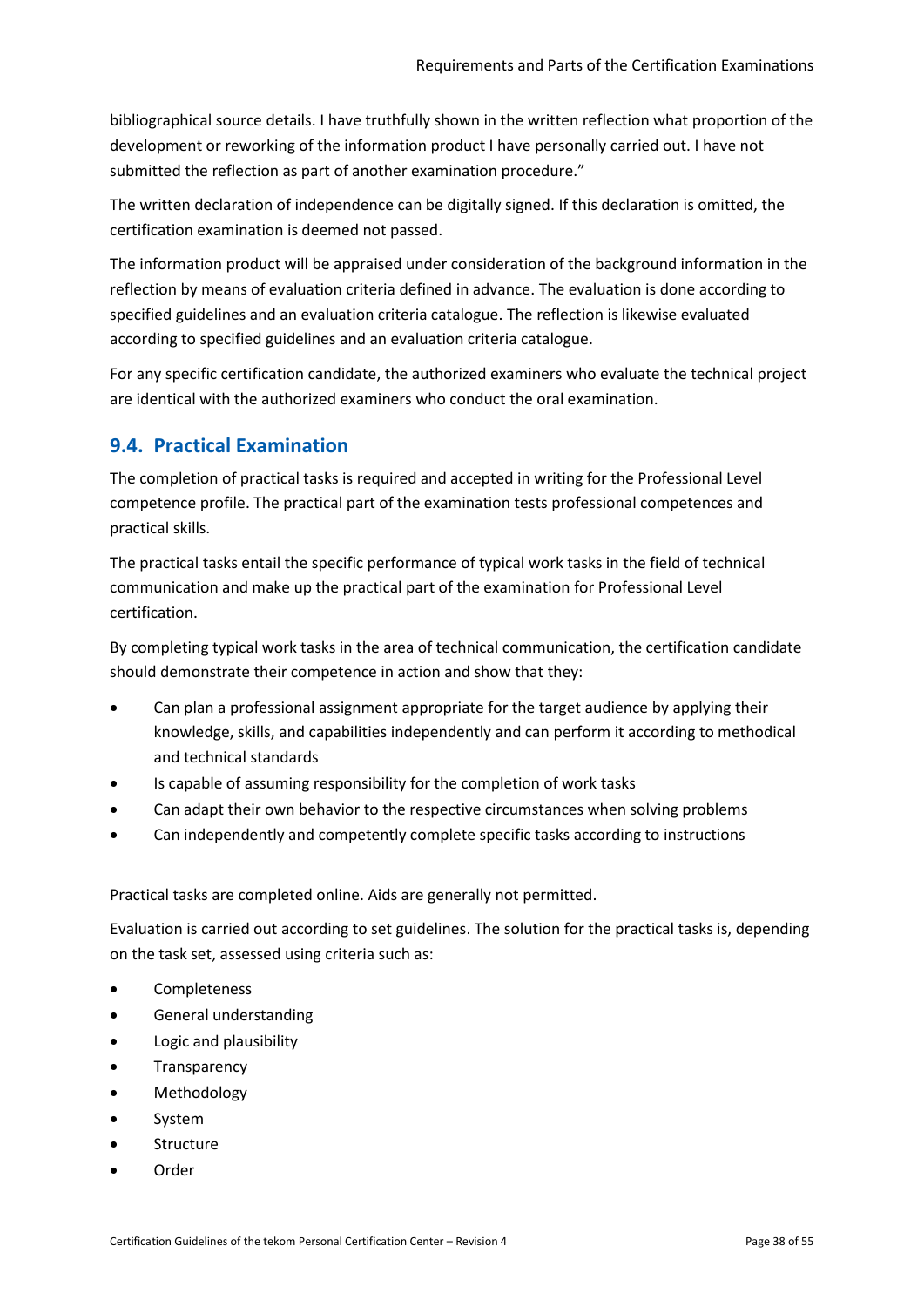bibliographical source details. I have truthfully shown in the written reflection what proportion of the development or reworking of the information product I have personally carried out. I have not submitted the reflection as part of another examination procedure."

The written declaration of independence can be digitally signed. If this declaration is omitted, the certification examination is deemed not passed.

The information product will be appraised under consideration of the background information in the reflection by means of evaluation criteria defined in advance. The evaluation is done according to specified guidelines and an evaluation criteria catalogue. The reflection is likewise evaluated according to specified guidelines and an evaluation criteria catalogue.

For any specific certification candidate, the authorized examiners who evaluate the technical project are identical with the authorized examiners who conduct the oral examination.

## 9.4. Practical Examination

The completion of practical tasks is required and accepted in writing for the Professional Level competence profile. The practical part of the examination tests professional competences and practical skills.

The practical tasks entail the specific performance of typical work tasks in the field of technical communication and make up the practical part of the examination for Professional Level certification.

By completing typical work tasks in the area of technical communication, the certification candidate should demonstrate their competence in action and show that they:

- Can plan a professional assignment appropriate for the target audience by applying their knowledge, skills, and capabilities independently and can perform it according to methodical and technical standards
- Is capable of assuming responsibility for the completion of work tasks
- Can adapt their own behavior to the respective circumstances when solving problems
- Can independently and competently complete specific tasks according to instructions

Practical tasks are completed online. Aids are generally not permitted.

Evaluation is carried out according to set guidelines. The solution for the practical tasks is, depending on the task set, assessed using criteria such as:

- Completeness
- General understanding
- Logic and plausibility
- Transparency
- Methodology
- System
- Structure
- Order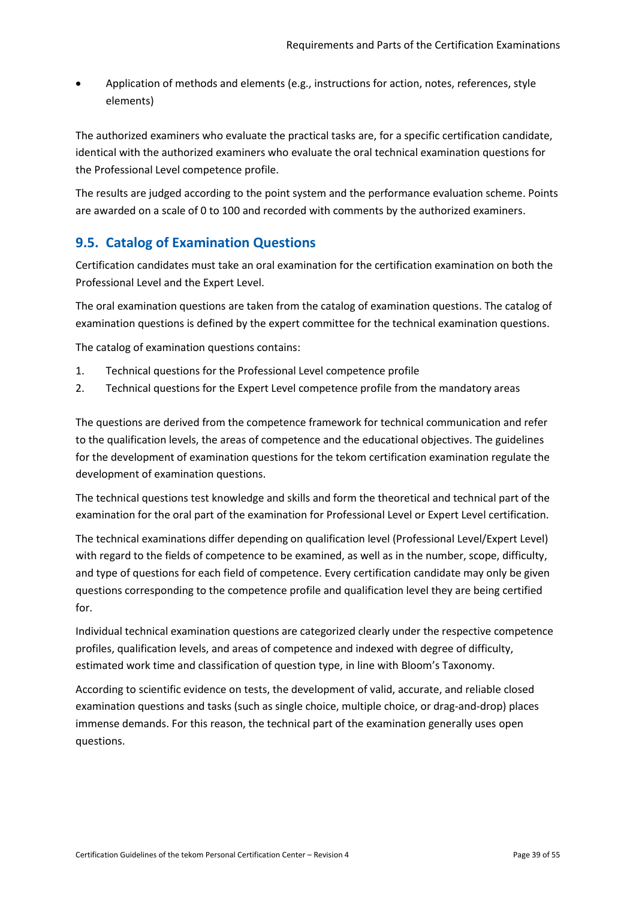- Application of methods and elements (e.g., instructions for action, notes, references, style elements)

The authorized examiners who evaluate the practical tasks are, for a specific certification candidate, identical with the authorized examiners who evaluate the oral technical examination questions for the Professional Level competence profile.

The results are judged according to the point system and the performance evaluation scheme. Points are awarded on a scale of 0 to 100 and recorded with comments by the authorized examiners.

## 9.5. Catalog of Examination Questions

Certification candidates must take an oral examination for the certification examination on both the Professional Level and the Expert Level.

The oral examination questions are taken from the catalog of examination questions. The catalog of examination questions is defined by the expert committee for the technical examination questions.

The catalog of examination questions contains:

1. Technical questions for the Professional Level competence profile
2. Technical questions for the Expert Level competence profile from the mandatory areas

The questions are derived from the competence framework for technical communication and refer to the qualification levels, the areas of competence and the educational objectives. The guidelines for the development of examination questions for the tekom certification examination regulate the development of examination questions.

The technical questions test knowledge and skills and form the theoretical and technical part of the examination for the oral part of the examination for Professional Level or Expert Level certification.

The technical examinations differ depending on qualification level (Professional Level/Expert Level) with regard to the fields of competence to be examined, as well as in the number, scope, difficulty, and type of questions for each field of competence. Every certification candidate may only be given questions corresponding to the competence profile and qualification level they are being certified for.

Individual technical examination questions are categorized clearly under the respective competence profiles, qualification levels, and areas of competence and indexed with degree of difficulty, estimated work time and classification of question type, in line with Bloom's Taxonomy.

According to scientific evidence on tests, the development of valid, accurate, and reliable closed examination questions and tasks (such as single choice, multiple choice, or drag-and-drop) places immense demands. For this reason, the technical part of the examination generally uses open questions.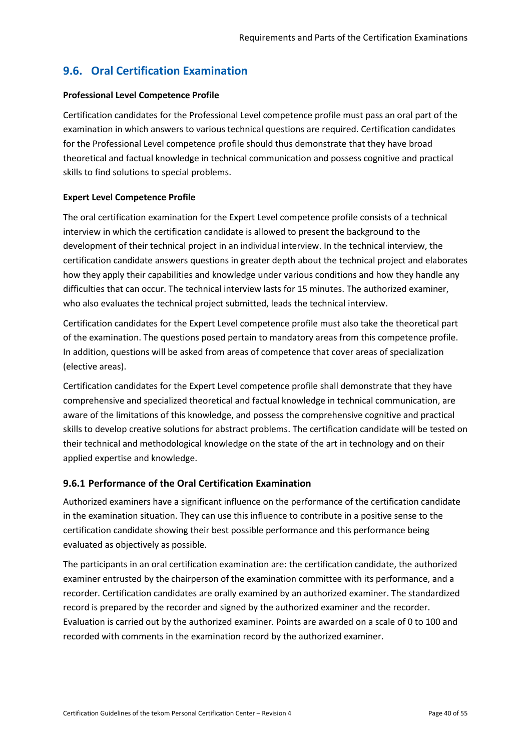## 9.6. Oral Certification Examination

**Professional Level Competence Profile**

Certification candidates for the Professional Level competence profile must pass an oral part of the examination in which answers to various technical questions are required. Certification candidates for the Professional Level competence profile should thus demonstrate that they have broad theoretical and factual knowledge in technical communication and possess cognitive and practical skills to find solutions to special problems.

**Expert Level Competence Profile**

The oral certification examination for the Expert Level competence profile consists of a technical interview in which the certification candidate is allowed to present the background to the development of their technical project in an individual interview. In the technical interview, the certification candidate answers questions in greater depth about the technical project and elaborates how they apply their capabilities and knowledge under various conditions and how they handle any difficulties that can occur. The technical interview lasts for 15 minutes. The authorized examiner, who also evaluates the technical project submitted, leads the technical interview.

Certification candidates for the Expert Level competence profile must also take the theoretical part of the examination. The questions posed pertain to mandatory areas from this competence profile. In addition, questions will be asked from areas of competence that cover areas of specialization (elective areas).

Certification candidates for the Expert Level competence profile shall demonstrate that they have comprehensive and specialized theoretical and factual knowledge in technical communication, are aware of the limitations of this knowledge, and possess the comprehensive cognitive and practical skills to develop creative solutions for abstract problems. The certification candidate will be tested on their technical and methodological knowledge on the state of the art in technology and on their applied expertise and knowledge.

### 9.6.1 Performance of the Oral Certification Examination

Authorized examiners have a significant influence on the performance of the certification candidate in the examination situation. They can use this influence to contribute in a positive sense to the certification candidate showing their best possible performance and this performance being evaluated as objectively as possible.

The participants in an oral certification examination are: the certification candidate, the authorized examiner entrusted by the chairperson of the examination committee with its performance, and a recorder. Certification candidates are orally examined by an authorized examiner. The standardized record is prepared by the recorder and signed by the authorized examiner and the recorder. Evaluation is carried out by the authorized examiner. Points are awarded on a scale of 0 to 100 and recorded with comments in the examination record by the authorized examiner.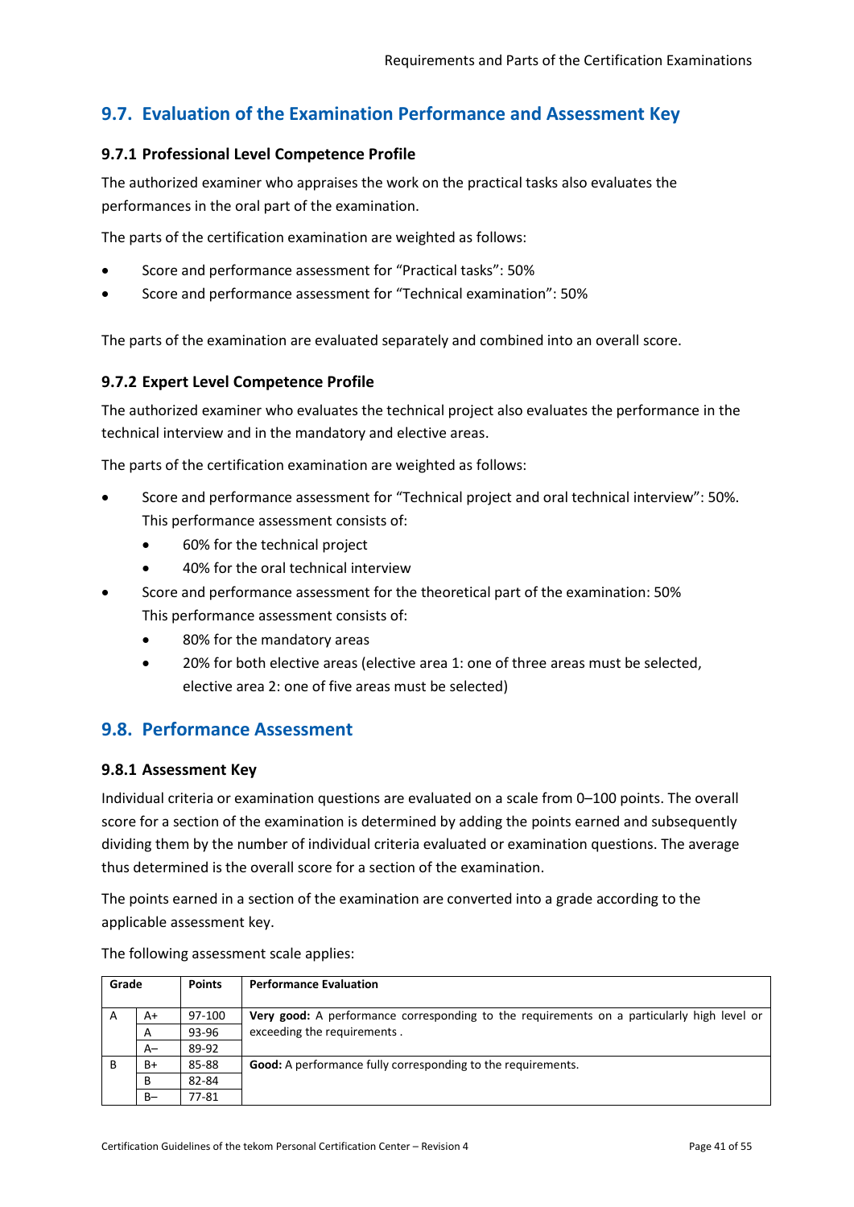## 9.7. Evaluation of the Examination Performance and Assessment Key

### 9.7.1 Professional Level Competence Profile

The authorized examiner who appraises the work on the practical tasks also evaluates the performances in the oral part of the examination.

The parts of the certification examination are weighted as follows:

- Score and performance assessment for “Practical tasks”: 50%
- Score and performance assessment for “Technical examination”: 50%

The parts of the examination are evaluated separately and combined into an overall score.

### 9.7.2 Expert Level Competence Profile

The authorized examiner who evaluates the technical project also evaluates the performance in the technical interview and in the mandatory and elective areas.

The parts of the certification examination are weighted as follows:

- Score and performance assessment for “Technical project and oral technical interview”: 50%. This performance assessment consists of:
  - 60% for the technical project
  - 40% for the oral technical interview
- Score and performance assessment for the theoretical part of the examination: 50% This performance assessment consists of:
  - 80% for the mandatory areas
  - 20% for both elective areas (elective area 1: one of three areas must be selected, elective area 2: one of five areas must be selected)

## 9.8. Performance Assessment

### 9.8.1 Assessment Key

Individual criteria or examination questions are evaluated on a scale from 0–100 points. The overall score for a section of the examination is determined by adding the points earned and subsequently dividing them by the number of individual criteria evaluated or examination questions. The average thus determined is the overall score for a section of the examination.

The points earned in a section of the examination are converted into a grade according to the applicable assessment key.

The following assessment scale applies:

| Grade | | Points | Performance Evaluation |
|---|---|---|---|
| A | A+ | 97-100 | **Very good:** A performance corresponding to the requirements on a particularly high level or exceeding the requirements . |
| | A | 93-96 | |
| | A– | 89-92 | |
| B | B+ | 85-88 | **Good:** A performance fully corresponding to the requirements. |
| | B | 82-84 | |
| | B– | 77-81 | |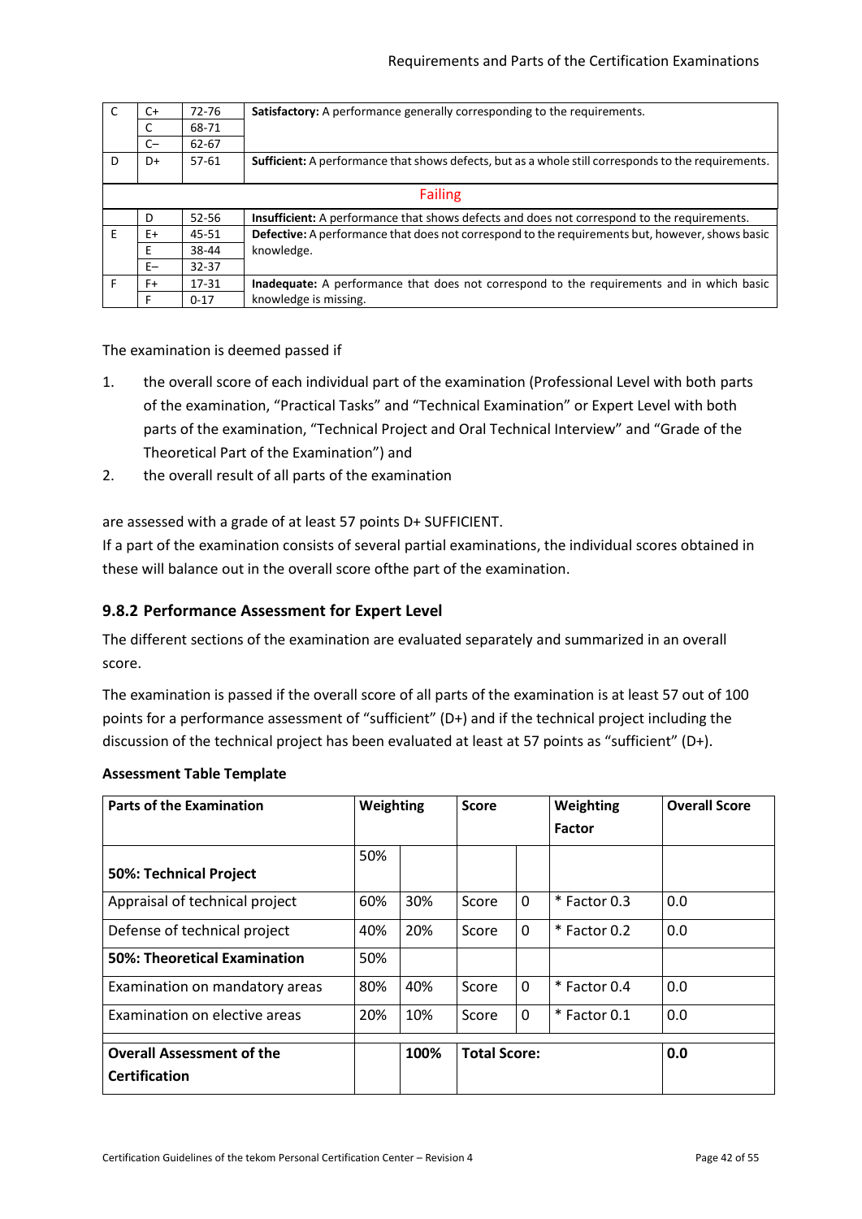| | | | |
|---|---|---|---|
| C | C+ | 72-76 | **Satisfactory:** A performance generally corresponding to the requirements. |
| | C | 68-71 | |
| | C– | 62-67 | |
| D | D+ | 57-61 | **Sufficient:** A performance that shows defects, but as a whole still corresponds to the requirements. |
| | | | Failing |
| | D | 52-56 | **Insufficient:** A performance that shows defects and does not correspond to the requirements. |
| E | E+ | 45-51 | **Defective:** A performance that does not correspond to the requirements but, however, shows basic knowledge. |
| | E | 38-44 | |
| | E– | 32-37 | |
| F | F+ | 17-31 | **Inadequate:** A performance that does not correspond to the requirements and in which basic knowledge is missing. |
| | F | 0-17 | |

The examination is deemed passed if

1. the overall score of each individual part of the examination (Professional Level with both parts of the examination, “Practical Tasks” and “Technical Examination” or Expert Level with both parts of the examination, “Technical Project and Oral Technical Interview” and “Grade of the Theoretical Part of the Examination”) and
2. the overall result of all parts of the examination

are assessed with a grade of at least 57 points D+ SUFFICIENT.

If a part of the examination consists of several partial examinations, the individual scores obtained in these will balance out in the overall score ofthe part of the examination.

### 9.8.2 Performance Assessment for Expert Level

The different sections of the examination are evaluated separately and summarized in an overall score.

The examination is passed if the overall score of all parts of the examination is at least 57 out of 100 points for a performance assessment of “sufficient” (D+) and if the technical project including the discussion of the technical project has been evaluated at least at 57 points as “sufficient” (D+).

**Assessment Table Template**

| Parts of the Examination | Weighting | | Score | | Weighting Factor | Overall Score |
|---|---|---|---|---|---|---|
| **50%: Technical Project** | 50% | | | | | |
| Appraisal of technical project | 60% | 30% | Score | 0 | * Factor 0.3 | 0.0 |
| Defense of technical project | 40% | 20% | Score | 0 | * Factor 0.2 | 0.0 |
| **50%: Theoretical Examination** | 50% | | | | | |
| Examination on mandatory areas | 80% | 40% | Score | 0 | * Factor 0.4 | 0.0 |
| Examination on elective areas | 20% | 10% | Score | 0 | * Factor 0.1 | 0.0 |
| **Overall Assessment of the Certification** | | **100%** | **Total Score:** | | | **0.0** |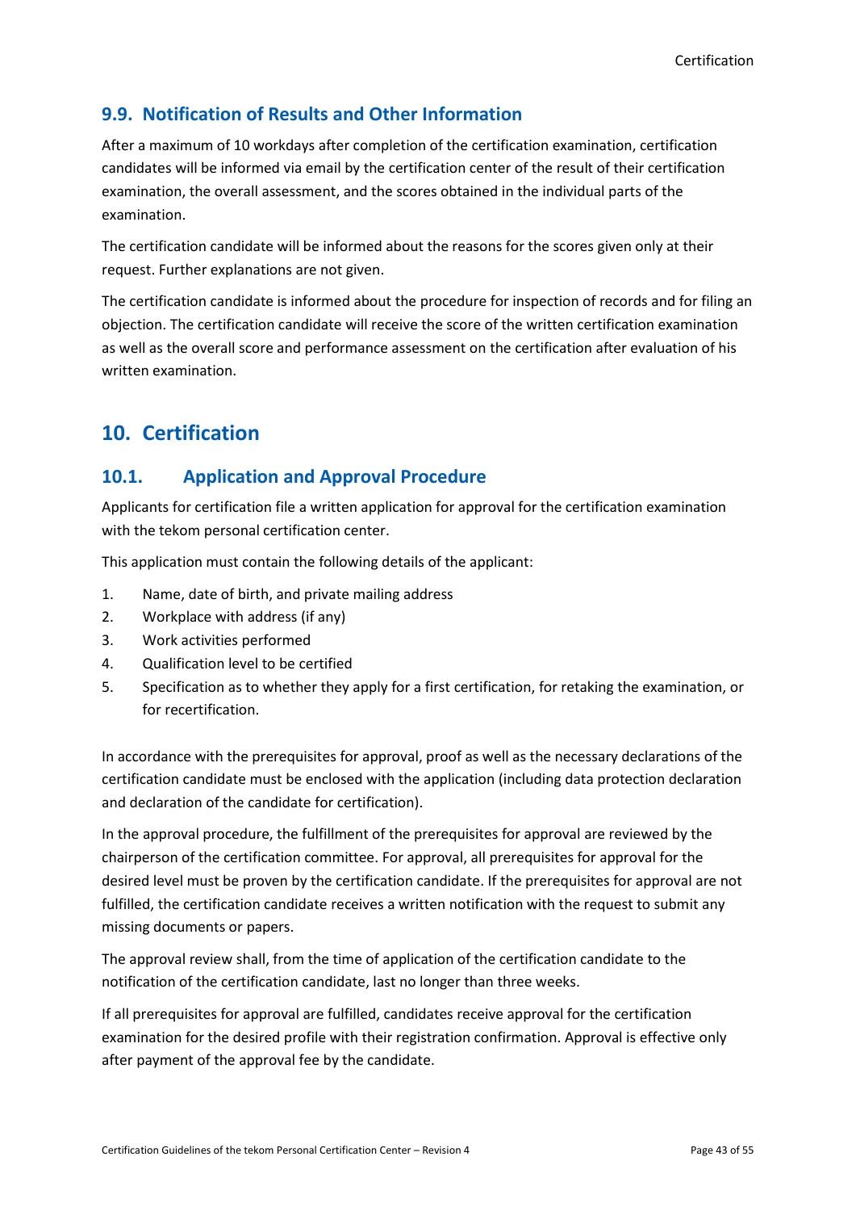## 9.9. Notification of Results and Other Information

After a maximum of 10 workdays after completion of the certification examination, certification candidates will be informed via email by the certification center of the result of their certification examination, the overall assessment, and the scores obtained in the individual parts of the examination.

The certification candidate will be informed about the reasons for the scores given only at their request. Further explanations are not given.

The certification candidate is informed about the procedure for inspection of records and for filing an objection. The certification candidate will receive the score of the written certification examination as well as the overall score and performance assessment on the certification after evaluation of his written examination.

# 10. Certification

## 10.1. Application and Approval Procedure

Applicants for certification file a written application for approval for the certification examination with the tekom personal certification center.

This application must contain the following details of the applicant:

1. Name, date of birth, and private mailing address
2. Workplace with address (if any)
3. Work activities performed
4. Qualification level to be certified
5. Specification as to whether they apply for a first certification, for retaking the examination, or for recertification.

In accordance with the prerequisites for approval, proof as well as the necessary declarations of the certification candidate must be enclosed with the application (including data protection declaration and declaration of the candidate for certification).

In the approval procedure, the fulfillment of the prerequisites for approval are reviewed by the chairperson of the certification committee. For approval, all prerequisites for approval for the desired level must be proven by the certification candidate. If the prerequisites for approval are not fulfilled, the certification candidate receives a written notification with the request to submit any missing documents or papers.

The approval review shall, from the time of application of the certification candidate to the notification of the certification candidate, last no longer than three weeks.

If all prerequisites for approval are fulfilled, candidates receive approval for the certification examination for the desired profile with their registration confirmation. Approval is effective only after payment of the approval fee by the candidate.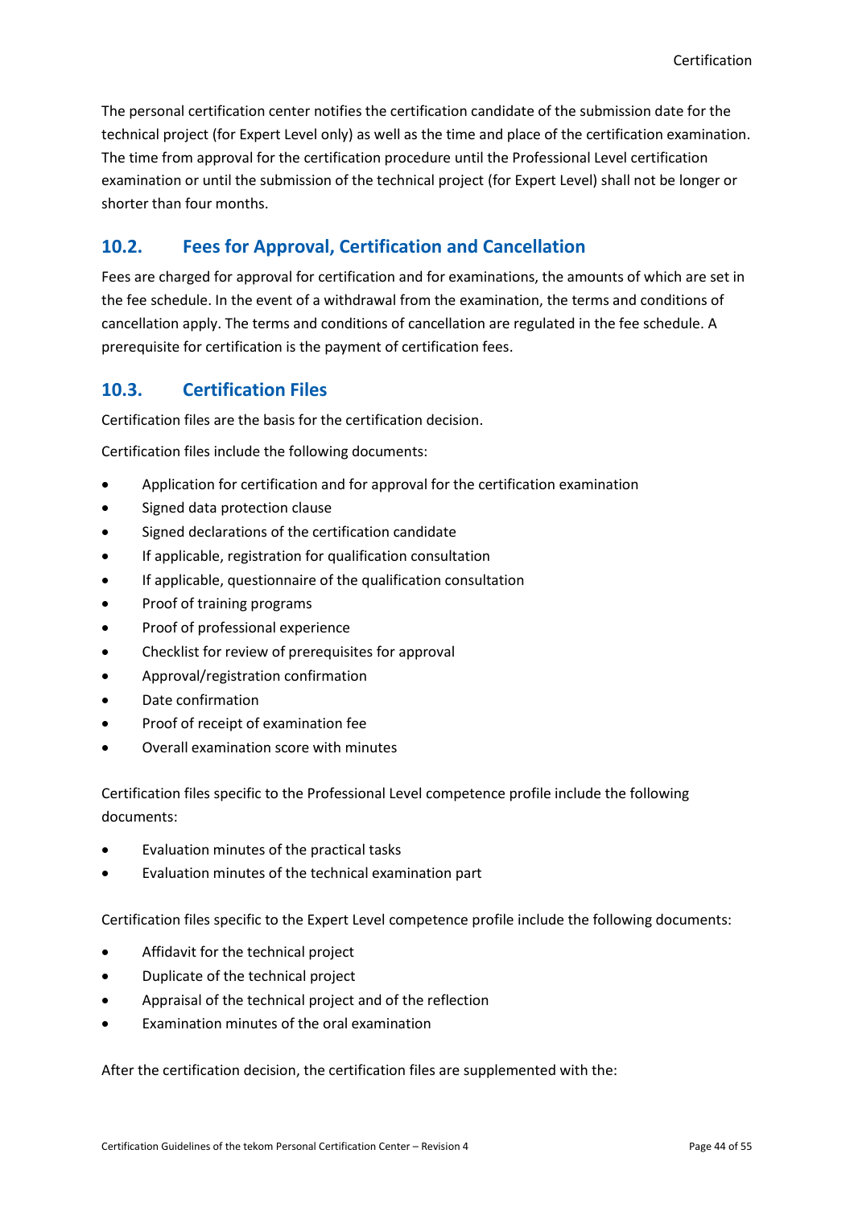The personal certification center notifies the certification candidate of the submission date for the technical project (for Expert Level only) as well as the time and place of the certification examination. The time from approval for the certification procedure until the Professional Level certification examination or until the submission of the technical project (for Expert Level) shall not be longer or shorter than four months.

## 10.2. Fees for Approval, Certification and Cancellation

Fees are charged for approval for certification and for examinations, the amounts of which are set in the fee schedule. In the event of a withdrawal from the examination, the terms and conditions of cancellation apply. The terms and conditions of cancellation are regulated in the fee schedule. A prerequisite for certification is the payment of certification fees.

## 10.3. Certification Files

Certification files are the basis for the certification decision.

Certification files include the following documents:

- Application for certification and for approval for the certification examination
- Signed data protection clause
- Signed declarations of the certification candidate
- If applicable, registration for qualification consultation
- If applicable, questionnaire of the qualification consultation
- Proof of training programs
- Proof of professional experience
- Checklist for review of prerequisites for approval
- Approval/registration confirmation
- Date confirmation
- Proof of receipt of examination fee
- Overall examination score with minutes

Certification files specific to the Professional Level competence profile include the following documents:

- Evaluation minutes of the practical tasks
- Evaluation minutes of the technical examination part

Certification files specific to the Expert Level competence profile include the following documents:

- Affidavit for the technical project
- Duplicate of the technical project
- Appraisal of the technical project and of the reflection
- Examination minutes of the oral examination

After the certification decision, the certification files are supplemented with the: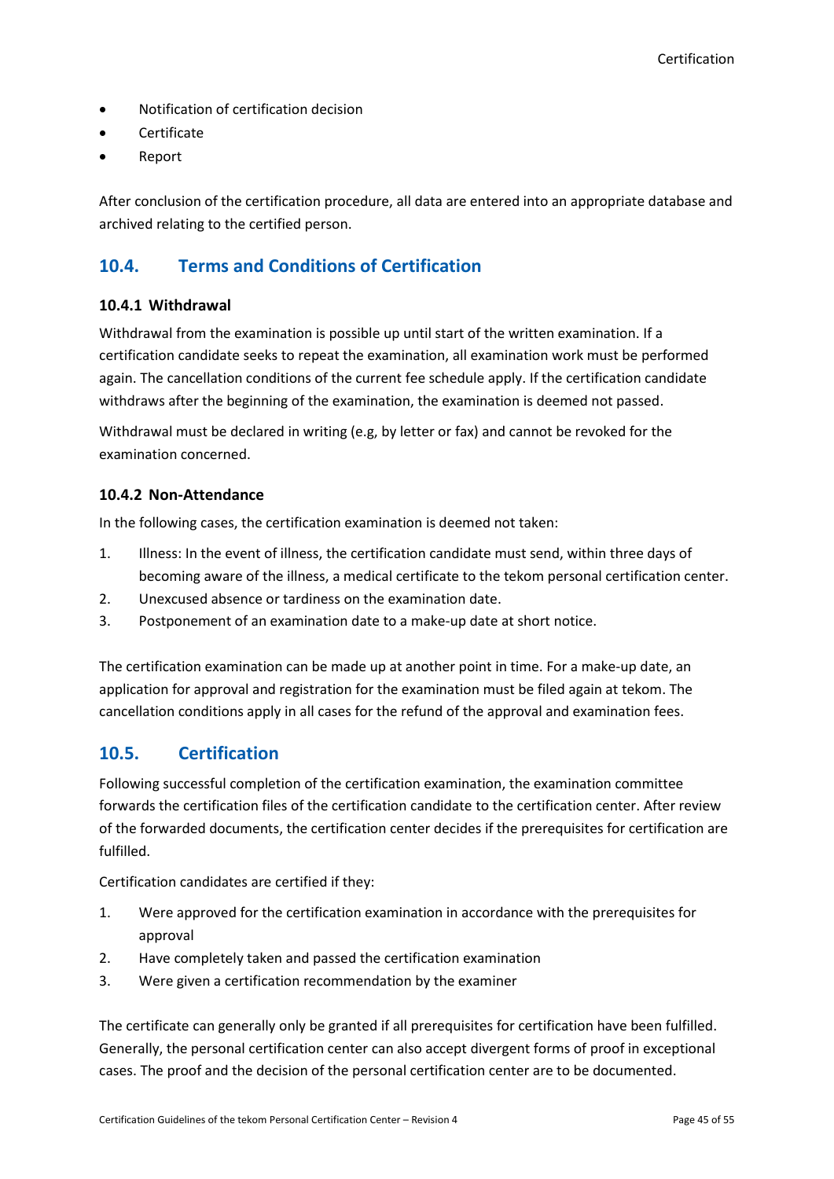- Notification of certification decision
- Certificate
- Report

After conclusion of the certification procedure, all data are entered into an appropriate database and archived relating to the certified person.

## 10.4. Terms and Conditions of Certification

### 10.4.1 Withdrawal

Withdrawal from the examination is possible up until start of the written examination. If a certification candidate seeks to repeat the examination, all examination work must be performed again. The cancellation conditions of the current fee schedule apply. If the certification candidate withdraws after the beginning of the examination, the examination is deemed not passed.

Withdrawal must be declared in writing (e.g, by letter or fax) and cannot be revoked for the examination concerned.

### 10.4.2 Non-Attendance

In the following cases, the certification examination is deemed not taken:

1. Illness: In the event of illness, the certification candidate must send, within three days of becoming aware of the illness, a medical certificate to the tekom personal certification center.
2. Unexcused absence or tardiness on the examination date.
3. Postponement of an examination date to a make-up date at short notice.

The certification examination can be made up at another point in time. For a make-up date, an application for approval and registration for the examination must be filed again at tekom. The cancellation conditions apply in all cases for the refund of the approval and examination fees.

## 10.5. Certification

Following successful completion of the certification examination, the examination committee forwards the certification files of the certification candidate to the certification center. After review of the forwarded documents, the certification center decides if the prerequisites for certification are fulfilled.

Certification candidates are certified if they:

1. Were approved for the certification examination in accordance with the prerequisites for approval
2. Have completely taken and passed the certification examination
3. Were given a certification recommendation by the examiner

The certificate can generally only be granted if all prerequisites for certification have been fulfilled. Generally, the personal certification center can also accept divergent forms of proof in exceptional cases. The proof and the decision of the personal certification center are to be documented.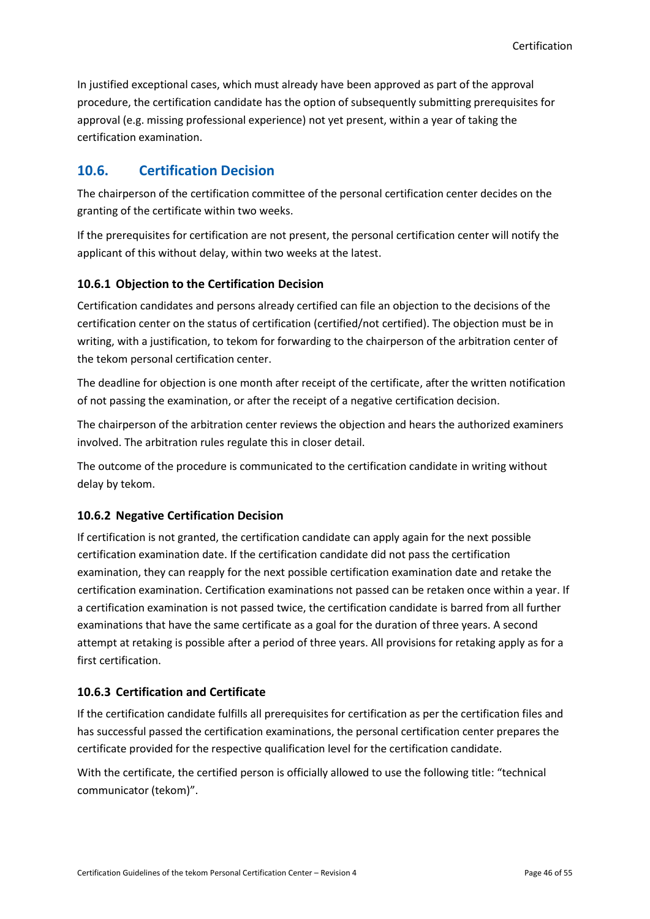In justified exceptional cases, which must already have been approved as part of the approval procedure, the certification candidate has the option of subsequently submitting prerequisites for approval (e.g. missing professional experience) not yet present, within a year of taking the certification examination.

## 10.6. Certification Decision

The chairperson of the certification committee of the personal certification center decides on the granting of the certificate within two weeks.

If the prerequisites for certification are not present, the personal certification center will notify the applicant of this without delay, within two weeks at the latest.

### 10.6.1 Objection to the Certification Decision

Certification candidates and persons already certified can file an objection to the decisions of the certification center on the status of certification (certified/not certified). The objection must be in writing, with a justification, to tekom for forwarding to the chairperson of the arbitration center of the tekom personal certification center.

The deadline for objection is one month after receipt of the certificate, after the written notification of not passing the examination, or after the receipt of a negative certification decision.

The chairperson of the arbitration center reviews the objection and hears the authorized examiners involved. The arbitration rules regulate this in closer detail.

The outcome of the procedure is communicated to the certification candidate in writing without delay by tekom.

### 10.6.2 Negative Certification Decision

If certification is not granted, the certification candidate can apply again for the next possible certification examination date. If the certification candidate did not pass the certification examination, they can reapply for the next possible certification examination date and retake the certification examination. Certification examinations not passed can be retaken once within a year. If a certification examination is not passed twice, the certification candidate is barred from all further examinations that have the same certificate as a goal for the duration of three years. A second attempt at retaking is possible after a period of three years. All provisions for retaking apply as for a first certification.

### 10.6.3 Certification and Certificate

If the certification candidate fulfills all prerequisites for certification as per the certification files and has successful passed the certification examinations, the personal certification center prepares the certificate provided for the respective qualification level for the certification candidate.

With the certificate, the certified person is officially allowed to use the following title: "technical communicator (tekom)".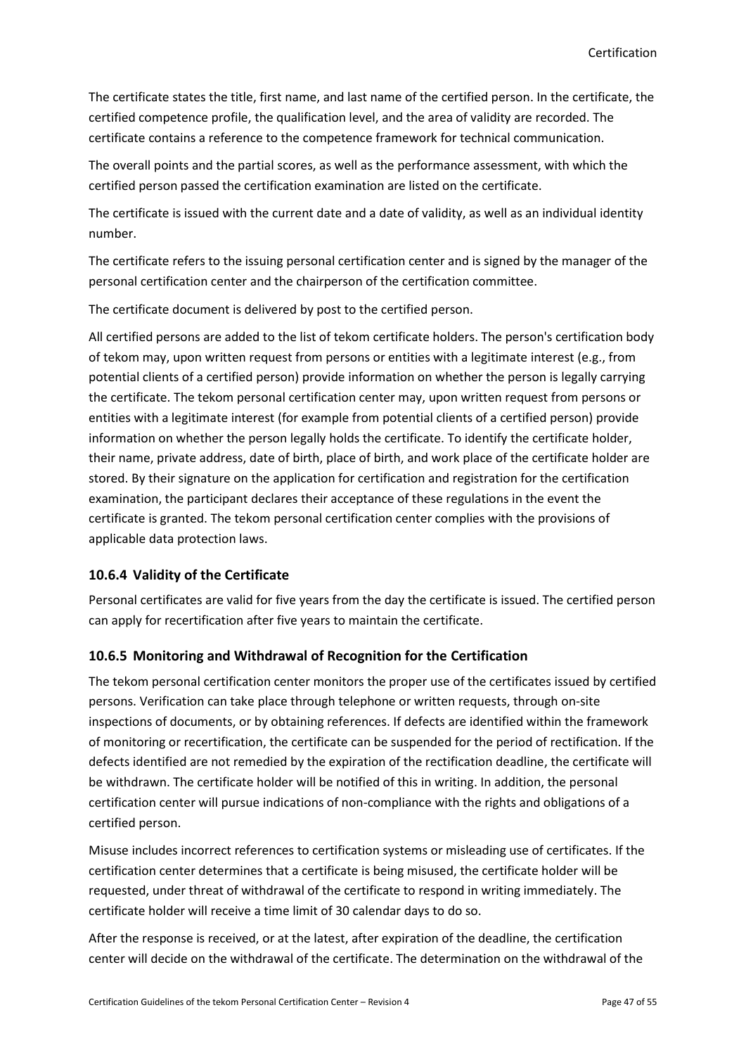The certificate states the title, first name, and last name of the certified person. In the certificate, the certified competence profile, the qualification level, and the area of validity are recorded. The certificate contains a reference to the competence framework for technical communication.

The overall points and the partial scores, as well as the performance assessment, with which the certified person passed the certification examination are listed on the certificate.

The certificate is issued with the current date and a date of validity, as well as an individual identity number.

The certificate refers to the issuing personal certification center and is signed by the manager of the personal certification center and the chairperson of the certification committee.

The certificate document is delivered by post to the certified person.

All certified persons are added to the list of tekom certificate holders. The person's certification body of tekom may, upon written request from persons or entities with a legitimate interest (e.g., from potential clients of a certified person) provide information on whether the person is legally carrying the certificate. The tekom personal certification center may, upon written request from persons or entities with a legitimate interest (for example from potential clients of a certified person) provide information on whether the person legally holds the certificate. To identify the certificate holder, their name, private address, date of birth, place of birth, and work place of the certificate holder are stored. By their signature on the application for certification and registration for the certification examination, the participant declares their acceptance of these regulations in the event the certificate is granted. The tekom personal certification center complies with the provisions of applicable data protection laws.

### 10.6.4 Validity of the Certificate

Personal certificates are valid for five years from the day the certificate is issued. The certified person can apply for recertification after five years to maintain the certificate.

### 10.6.5 Monitoring and Withdrawal of Recognition for the Certification

The tekom personal certification center monitors the proper use of the certificates issued by certified persons. Verification can take place through telephone or written requests, through on-site inspections of documents, or by obtaining references. If defects are identified within the framework of monitoring or recertification, the certificate can be suspended for the period of rectification. If the defects identified are not remedied by the expiration of the rectification deadline, the certificate will be withdrawn. The certificate holder will be notified of this in writing. In addition, the personal certification center will pursue indications of non-compliance with the rights and obligations of a certified person.

Misuse includes incorrect references to certification systems or misleading use of certificates. If the certification center determines that a certificate is being misused, the certificate holder will be requested, under threat of withdrawal of the certificate to respond in writing immediately. The certificate holder will receive a time limit of 30 calendar days to do so.

After the response is received, or at the latest, after expiration of the deadline, the certification center will decide on the withdrawal of the certificate. The determination on the withdrawal of the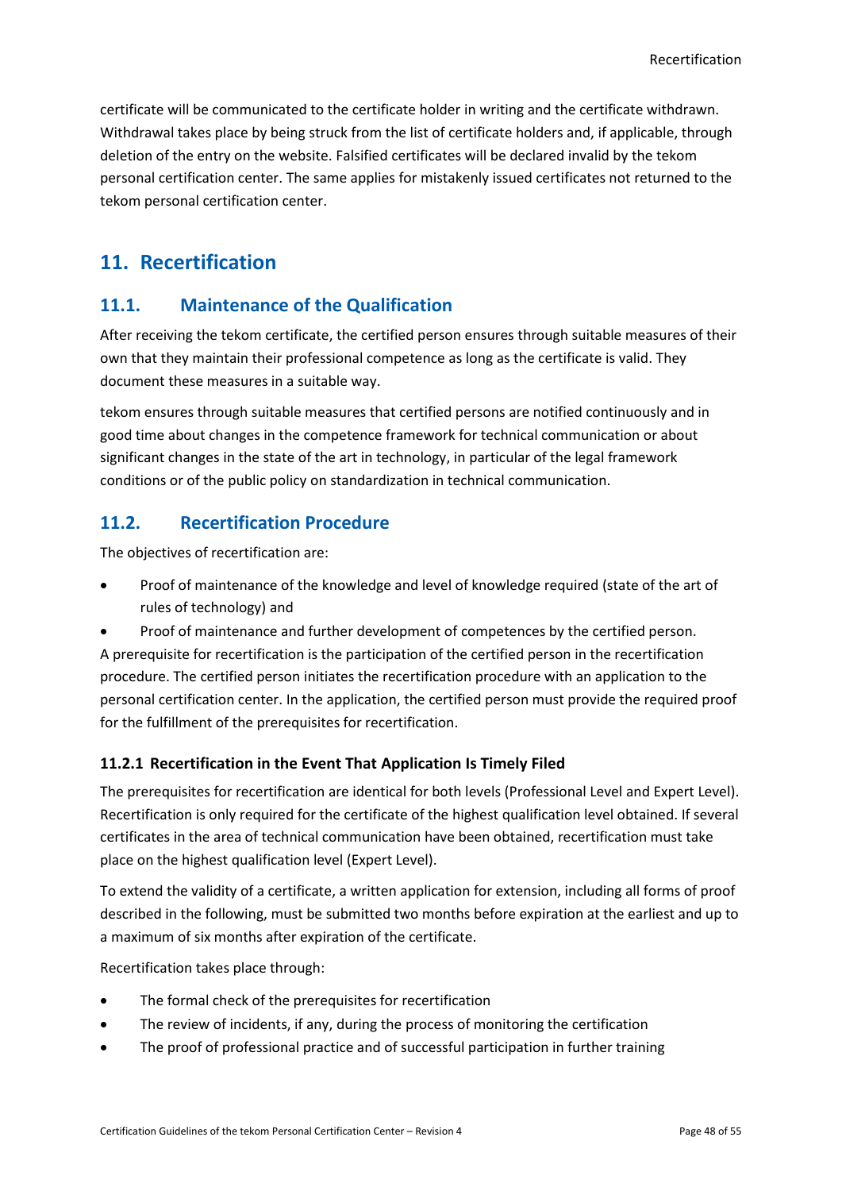certificate will be communicated to the certificate holder in writing and the certificate withdrawn. Withdrawal takes place by being struck from the list of certificate holders and, if applicable, through deletion of the entry on the website. Falsified certificates will be declared invalid by the tekom personal certification center. The same applies for mistakenly issued certificates not returned to the tekom personal certification center.

# 11. Recertification

## 11.1. Maintenance of the Qualification

After receiving the tekom certificate, the certified person ensures through suitable measures of their own that they maintain their professional competence as long as the certificate is valid. They document these measures in a suitable way.

tekom ensures through suitable measures that certified persons are notified continuously and in good time about changes in the competence framework for technical communication or about significant changes in the state of the art in technology, in particular of the legal framework conditions or of the public policy on standardization in technical communication.

## 11.2. Recertification Procedure

The objectives of recertification are:

- Proof of maintenance of the knowledge and level of knowledge required (state of the art of rules of technology) and
- Proof of maintenance and further development of competences by the certified person.

A prerequisite for recertification is the participation of the certified person in the recertification procedure. The certified person initiates the recertification procedure with an application to the personal certification center. In the application, the certified person must provide the required proof for the fulfillment of the prerequisites for recertification.

### 11.2.1 Recertification in the Event That Application Is Timely Filed

The prerequisites for recertification are identical for both levels (Professional Level and Expert Level). Recertification is only required for the certificate of the highest qualification level obtained. If several certificates in the area of technical communication have been obtained, recertification must take place on the highest qualification level (Expert Level).

To extend the validity of a certificate, a written application for extension, including all forms of proof described in the following, must be submitted two months before expiration at the earliest and up to a maximum of six months after expiration of the certificate.

Recertification takes place through:

- The formal check of the prerequisites for recertification
- The review of incidents, if any, during the process of monitoring the certification
- The proof of professional practice and of successful participation in further training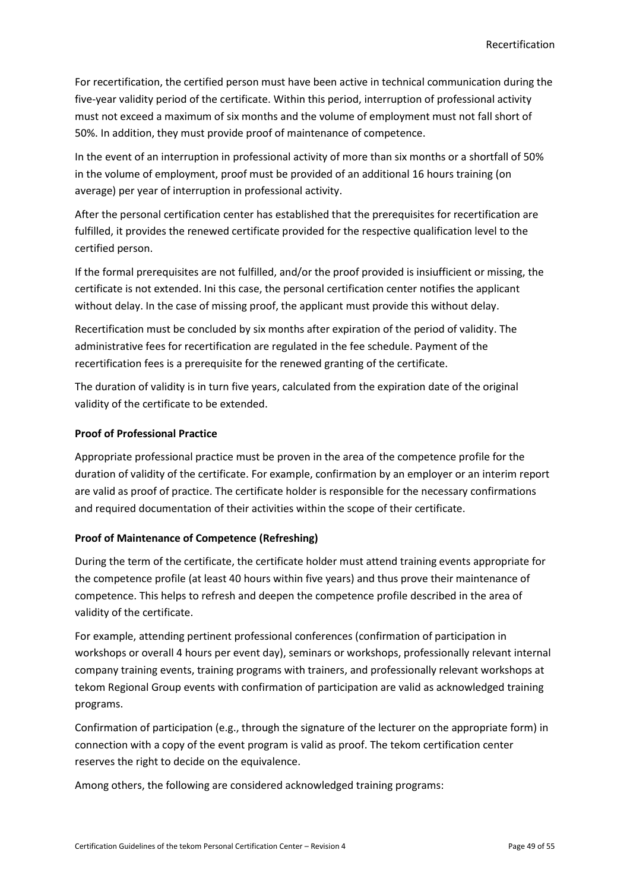For recertification, the certified person must have been active in technical communication during the five-year validity period of the certificate. Within this period, interruption of professional activity must not exceed a maximum of six months and the volume of employment must not fall short of 50%. In addition, they must provide proof of maintenance of competence.

In the event of an interruption in professional activity of more than six months or a shortfall of 50% in the volume of employment, proof must be provided of an additional 16 hours training (on average) per year of interruption in professional activity.

After the personal certification center has established that the prerequisites for recertification are fulfilled, it provides the renewed certificate provided for the respective qualification level to the certified person.

If the formal prerequisites are not fulfilled, and/or the proof provided is insiufficient or missing, the certificate is not extended. Ini this case, the personal certification center notifies the applicant without delay. In the case of missing proof, the applicant must provide this without delay.

Recertification must be concluded by six months after expiration of the period of validity. The administrative fees for recertification are regulated in the fee schedule. Payment of the recertification fees is a prerequisite for the renewed granting of the certificate.

The duration of validity is in turn five years, calculated from the expiration date of the original validity of the certificate to be extended.

**Proof of Professional Practice**

Appropriate professional practice must be proven in the area of the competence profile for the duration of validity of the certificate. For example, confirmation by an employer or an interim report are valid as proof of practice. The certificate holder is responsible for the necessary confirmations and required documentation of their activities within the scope of their certificate.

**Proof of Maintenance of Competence (Refreshing)**

During the term of the certificate, the certificate holder must attend training events appropriate for the competence profile (at least 40 hours within five years) and thus prove their maintenance of competence. This helps to refresh and deepen the competence profile described in the area of validity of the certificate.

For example, attending pertinent professional conferences (confirmation of participation in workshops or overall 4 hours per event day), seminars or workshops, professionally relevant internal company training events, training programs with trainers, and professionally relevant workshops at tekom Regional Group events with confirmation of participation are valid as acknowledged training programs.

Confirmation of participation (e.g., through the signature of the lecturer on the appropriate form) in connection with a copy of the event program is valid as proof. The tekom certification center reserves the right to decide on the equivalence.

Among others, the following are considered acknowledged training programs: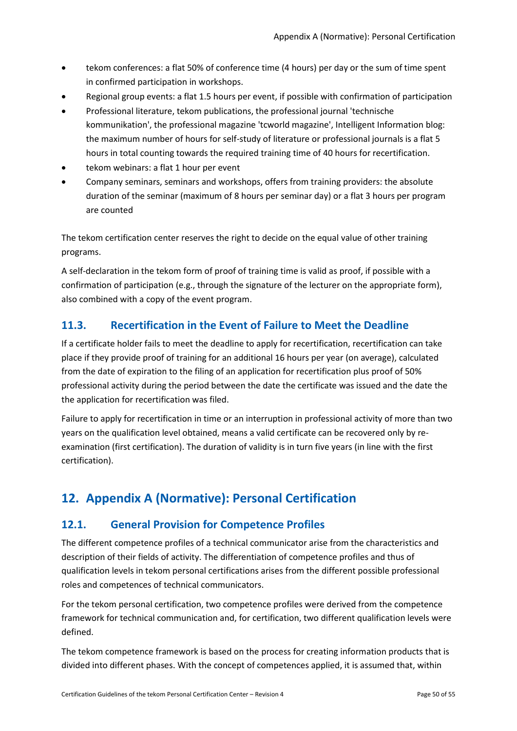- tekom conferences: a flat 50% of conference time (4 hours) per day or the sum of time spent in confirmed participation in workshops.
- Regional group events: a flat 1.5 hours per event, if possible with confirmation of participation
- Professional literature, tekom publications, the professional journal 'technische kommunikation', the professional magazine 'tcworld magazine', Intelligent Information blog: the maximum number of hours for self-study of literature or professional journals is a flat 5 hours in total counting towards the required training time of 40 hours for recertification.
- tekom webinars: a flat 1 hour per event
- Company seminars, seminars and workshops, offers from training providers: the absolute duration of the seminar (maximum of 8 hours per seminar day) or a flat 3 hours per program are counted

The tekom certification center reserves the right to decide on the equal value of other training programs.

A self-declaration in the tekom form of proof of training time is valid as proof, if possible with a confirmation of participation (e.g., through the signature of the lecturer on the appropriate form), also combined with a copy of the event program.

### 11.3. Recertification in the Event of Failure to Meet the Deadline

If a certificate holder fails to meet the deadline to apply for recertification, recertification can take place if they provide proof of training for an additional 16 hours per year (on average), calculated from the date of expiration to the filing of an application for recertification plus proof of 50% professional activity during the period between the date the certificate was issued and the date the the application for recertification was filed.

Failure to apply for recertification in time or an interruption in professional activity of more than two years on the qualification level obtained, means a valid certificate can be recovered only by re-examination (first certification). The duration of validity is in turn five years (in line with the first certification).

## 12. Appendix A (Normative): Personal Certification

### 12.1. General Provision for Competence Profiles

The different competence profiles of a technical communicator arise from the characteristics and description of their fields of activity. The differentiation of competence profiles and thus of qualification levels in tekom personal certifications arises from the different possible professional roles and competences of technical communicators.

For the tekom personal certification, two competence profiles were derived from the competence framework for technical communication and, for certification, two different qualification levels were defined.

The tekom competence framework is based on the process for creating information products that is divided into different phases. With the concept of competences applied, it is assumed that, within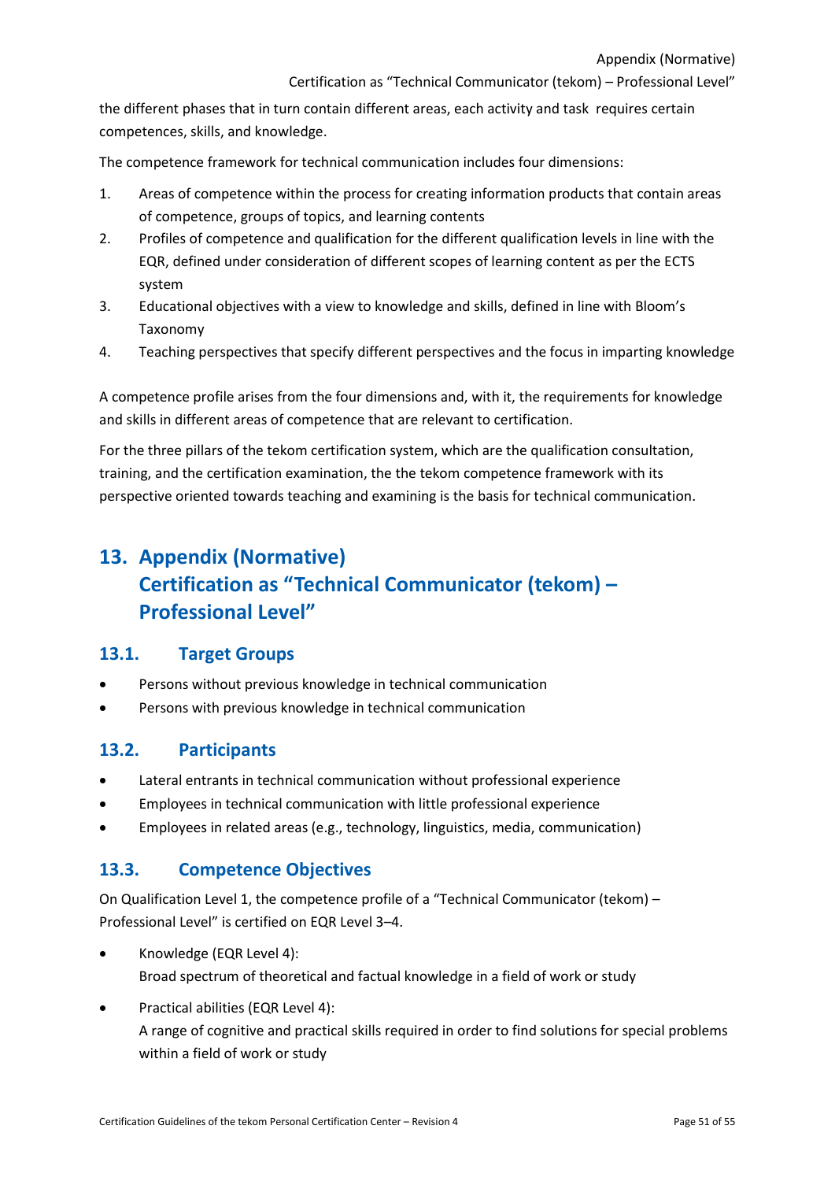the different phases that in turn contain different areas, each activity and task requires certain competences, skills, and knowledge.

The competence framework for technical communication includes four dimensions:

1. Areas of competence within the process for creating information products that contain areas of competence, groups of topics, and learning contents
2. Profiles of competence and qualification for the different qualification levels in line with the EQR, defined under consideration of different scopes of learning content as per the ECTS system
3. Educational objectives with a view to knowledge and skills, defined in line with Bloom's Taxonomy
4. Teaching perspectives that specify different perspectives and the focus in imparting knowledge

A competence profile arises from the four dimensions and, with it, the requirements for knowledge and skills in different areas of competence that are relevant to certification.

For the three pillars of the tekom certification system, which are the qualification consultation, training, and the certification examination, the the tekom competence framework with its perspective oriented towards teaching and examining is the basis for technical communication.

# 13. Appendix (Normative) Certification as "Technical Communicator (tekom) – Professional Level"

## 13.1. Target Groups

- Persons without previous knowledge in technical communication
- Persons with previous knowledge in technical communication

## 13.2. Participants

- Lateral entrants in technical communication without professional experience
- Employees in technical communication with little professional experience
- Employees in related areas (e.g., technology, linguistics, media, communication)

## 13.3. Competence Objectives

On Qualification Level 1, the competence profile of a "Technical Communicator (tekom) – Professional Level" is certified on EQR Level 3–4.

- Knowledge (EQR Level 4):
  Broad spectrum of theoretical and factual knowledge in a field of work or study
- Practical abilities (EQR Level 4):
  A range of cognitive and practical skills required in order to find solutions for special problems within a field of work or study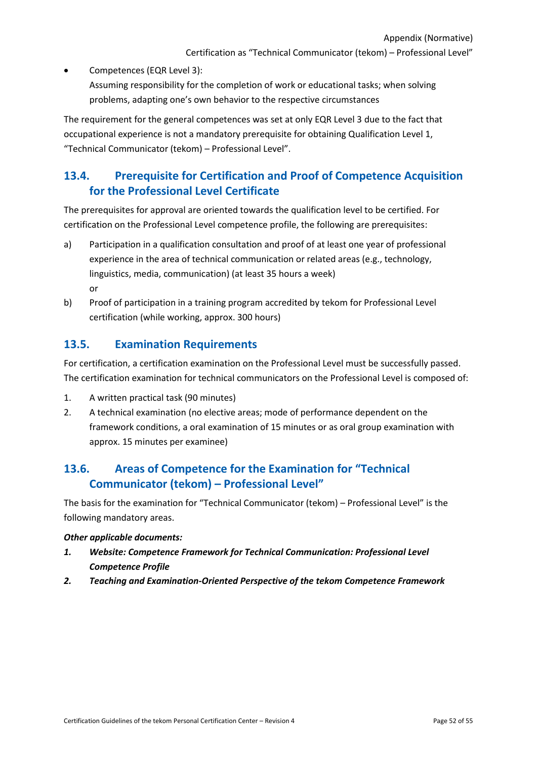- Competences (EQR Level 3):
  Assuming responsibility for the completion of work or educational tasks; when solving problems, adapting one's own behavior to the respective circumstances

The requirement for the general competences was set at only EQR Level 3 due to the fact that occupational experience is not a mandatory prerequisite for obtaining Qualification Level 1, "Technical Communicator (tekom) – Professional Level".

## 13.4. Prerequisite for Certification and Proof of Competence Acquisition for the Professional Level Certificate

The prerequisites for approval are oriented towards the qualification level to be certified. For certification on the Professional Level competence profile, the following are prerequisites:

a) Participation in a qualification consultation and proof of at least one year of professional experience in the area of technical communication or related areas (e.g., technology, linguistics, media, communication) (at least 35 hours a week)
   or

b) Proof of participation in a training program accredited by tekom for Professional Level certification (while working, approx. 300 hours)

## 13.5. Examination Requirements

For certification, a certification examination on the Professional Level must be successfully passed. The certification examination for technical communicators on the Professional Level is composed of:

1. A written practical task (90 minutes)
2. A technical examination (no elective areas; mode of performance dependent on the framework conditions, a oral examination of 15 minutes or as oral group examination with approx. 15 minutes per examinee)

## 13.6. Areas of Competence for the Examination for "Technical Communicator (tekom) – Professional Level"

The basis for the examination for "Technical Communicator (tekom) – Professional Level" is the following mandatory areas.

***Other applicable documents:***

1. ***Website: Competence Framework for Technical Communication: Professional Level Competence Profile***
2. ***Teaching and Examination-Oriented Perspective of the tekom Competence Framework***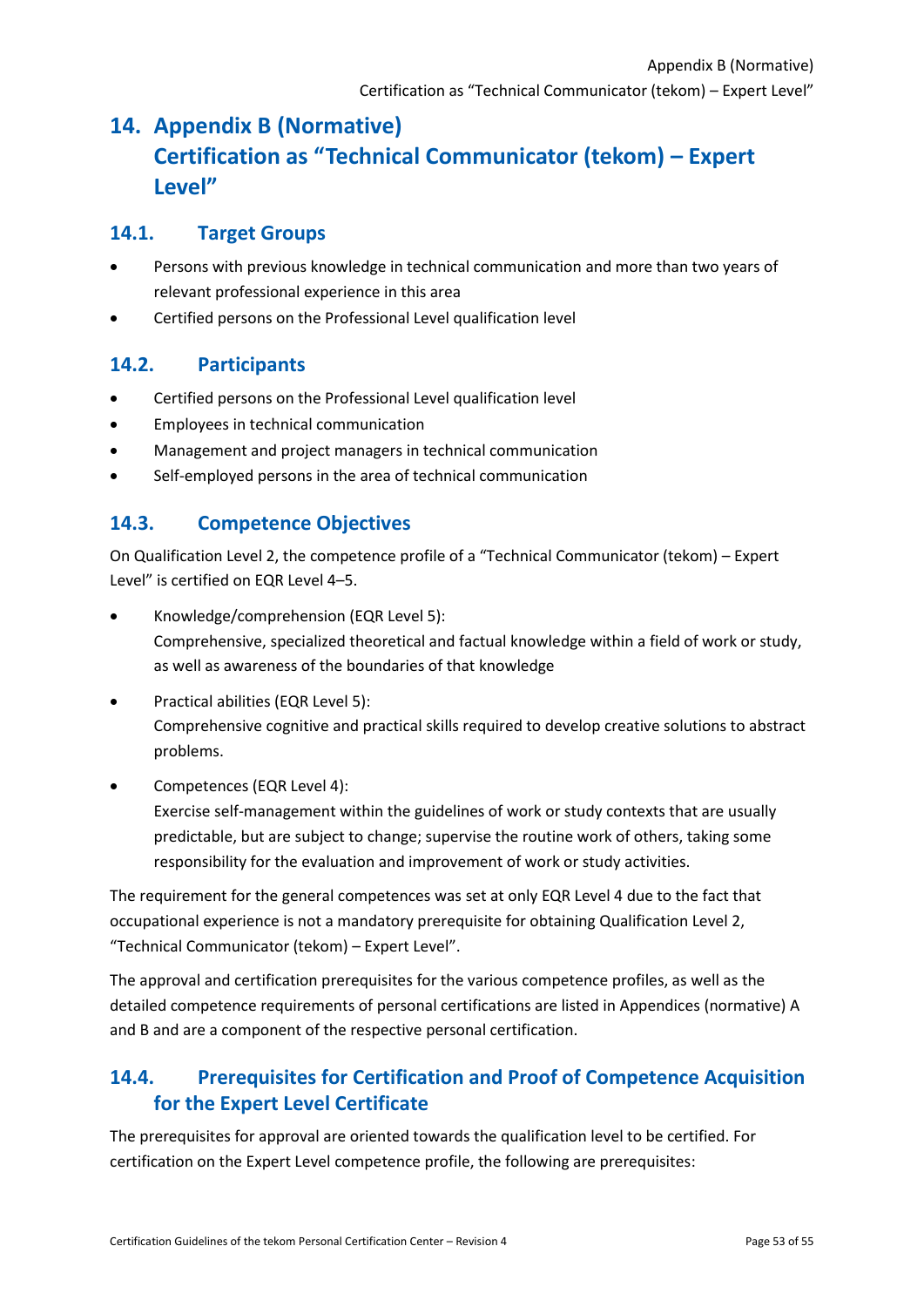# 14. Appendix B (Normative) Certification as “Technical Communicator (tekom) – Expert Level”

## 14.1. Target Groups

- Persons with previous knowledge in technical communication and more than two years of relevant professional experience in this area
- Certified persons on the Professional Level qualification level

## 14.2. Participants

- Certified persons on the Professional Level qualification level
- Employees in technical communication
- Management and project managers in technical communication
- Self-employed persons in the area of technical communication

## 14.3. Competence Objectives

On Qualification Level 2, the competence profile of a “Technical Communicator (tekom) – Expert Level” is certified on EQR Level 4–5.

- Knowledge/comprehension (EQR Level 5):
  Comprehensive, specialized theoretical and factual knowledge within a field of work or study, as well as awareness of the boundaries of that knowledge
- Practical abilities (EQR Level 5):
  Comprehensive cognitive and practical skills required to develop creative solutions to abstract problems.
- Competences (EQR Level 4):
  Exercise self-management within the guidelines of work or study contexts that are usually predictable, but are subject to change; supervise the routine work of others, taking some responsibility for the evaluation and improvement of work or study activities.

The requirement for the general competences was set at only EQR Level 4 due to the fact that occupational experience is not a mandatory prerequisite for obtaining Qualification Level 2, “Technical Communicator (tekom) – Expert Level”.

The approval and certification prerequisites for the various competence profiles, as well as the detailed competence requirements of personal certifications are listed in Appendices (normative) A and B and are a component of the respective personal certification.

## 14.4. Prerequisites for Certification and Proof of Competence Acquisition for the Expert Level Certificate

The prerequisites for approval are oriented towards the qualification level to be certified. For certification on the Expert Level competence profile, the following are prerequisites: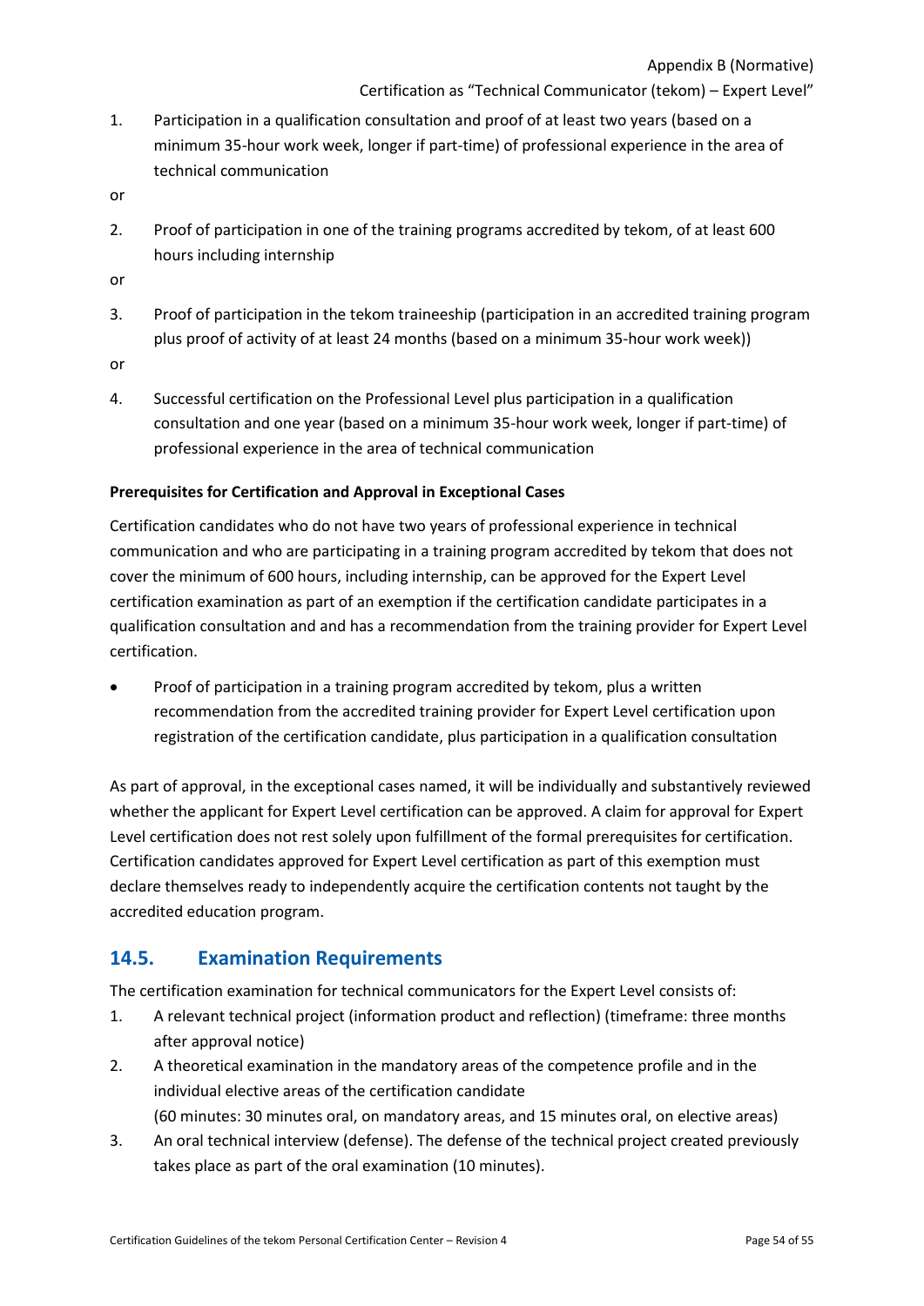1. Participation in a qualification consultation and proof of at least two years (based on a minimum 35-hour work week, longer if part-time) of professional experience in the area of technical communication

or

2. Proof of participation in one of the training programs accredited by tekom, of at least 600 hours including internship

or

3. Proof of participation in the tekom traineeship (participation in an accredited training program plus proof of activity of at least 24 months (based on a minimum 35-hour work week))

or

4. Successful certification on the Professional Level plus participation in a qualification consultation and one year (based on a minimum 35-hour work week, longer if part-time) of professional experience in the area of technical communication

**Prerequisites for Certification and Approval in Exceptional Cases**

Certification candidates who do not have two years of professional experience in technical communication and who are participating in a training program accredited by tekom that does not cover the minimum of 600 hours, including internship, can be approved for the Expert Level certification examination as part of an exemption if the certification candidate participates in a qualification consultation and and has a recommendation from the training provider for Expert Level certification.

- Proof of participation in a training program accredited by tekom, plus a written recommendation from the accredited training provider for Expert Level certification upon registration of the certification candidate, plus participation in a qualification consultation

As part of approval, in the exceptional cases named, it will be individually and substantively reviewed whether the applicant for Expert Level certification can be approved. A claim for approval for Expert Level certification does not rest solely upon fulfillment of the formal prerequisites for certification. Certification candidates approved for Expert Level certification as part of this exemption must declare themselves ready to independently acquire the certification contents not taught by the accredited education program.

## 14.5. Examination Requirements

The certification examination for technical communicators for the Expert Level consists of:

1. A relevant technical project (information product and reflection) (timeframe: three months after approval notice)
2. A theoretical examination in the mandatory areas of the competence profile and in the individual elective areas of the certification candidate
   (60 minutes: 30 minutes oral, on mandatory areas, and 15 minutes oral, on elective areas)
3. An oral technical interview (defense). The defense of the technical project created previously takes place as part of the oral examination (10 minutes).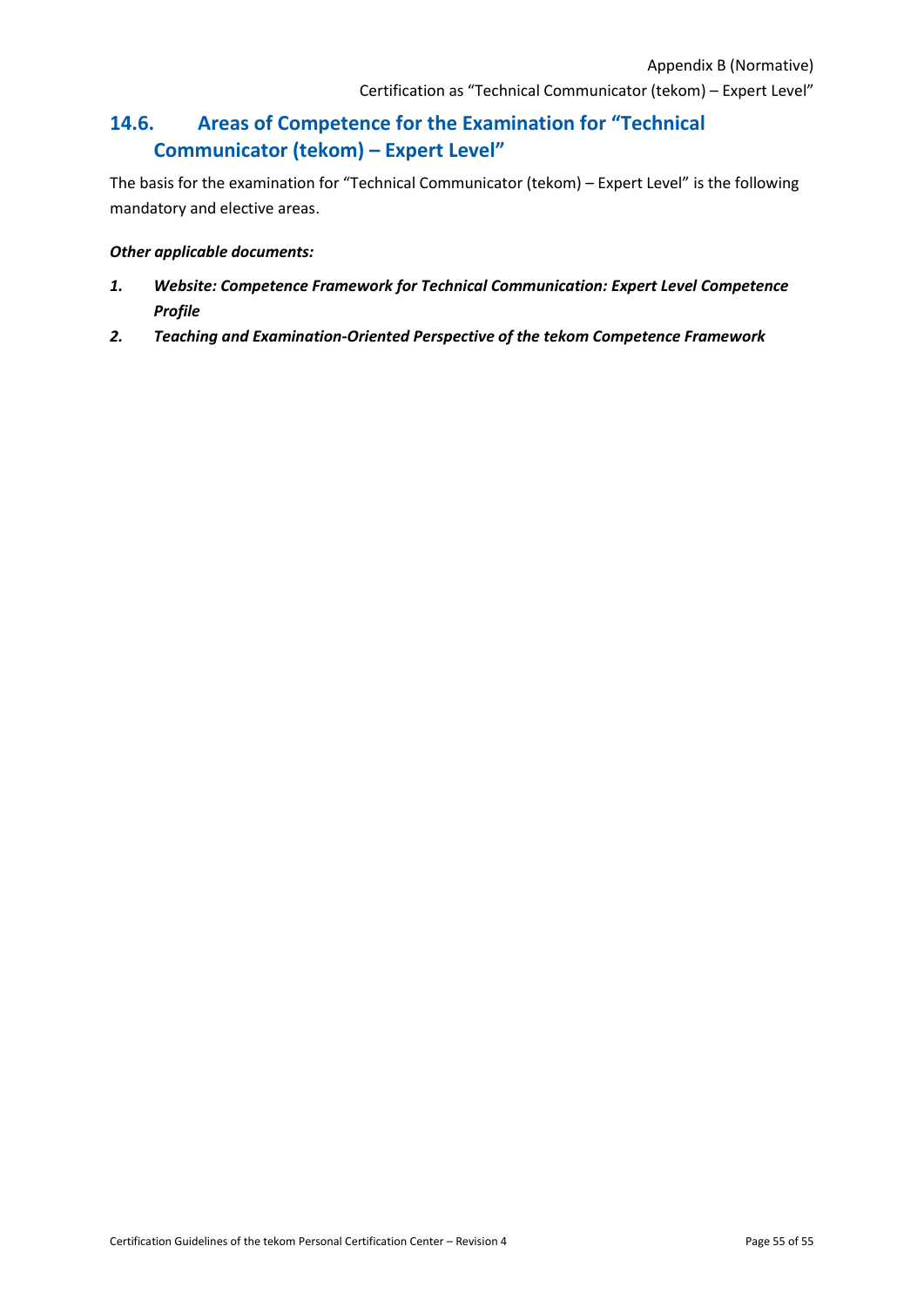## 14.6. Areas of Competence for the Examination for "Technical Communicator (tekom) – Expert Level"

The basis for the examination for "Technical Communicator (tekom) – Expert Level" is the following mandatory and elective areas.

***Other applicable documents:***

1. ***Website: Competence Framework for Technical Communication: Expert Level Competence Profile***
2. ***Teaching and Examination-Oriented Perspective of the tekom Competence Framework***